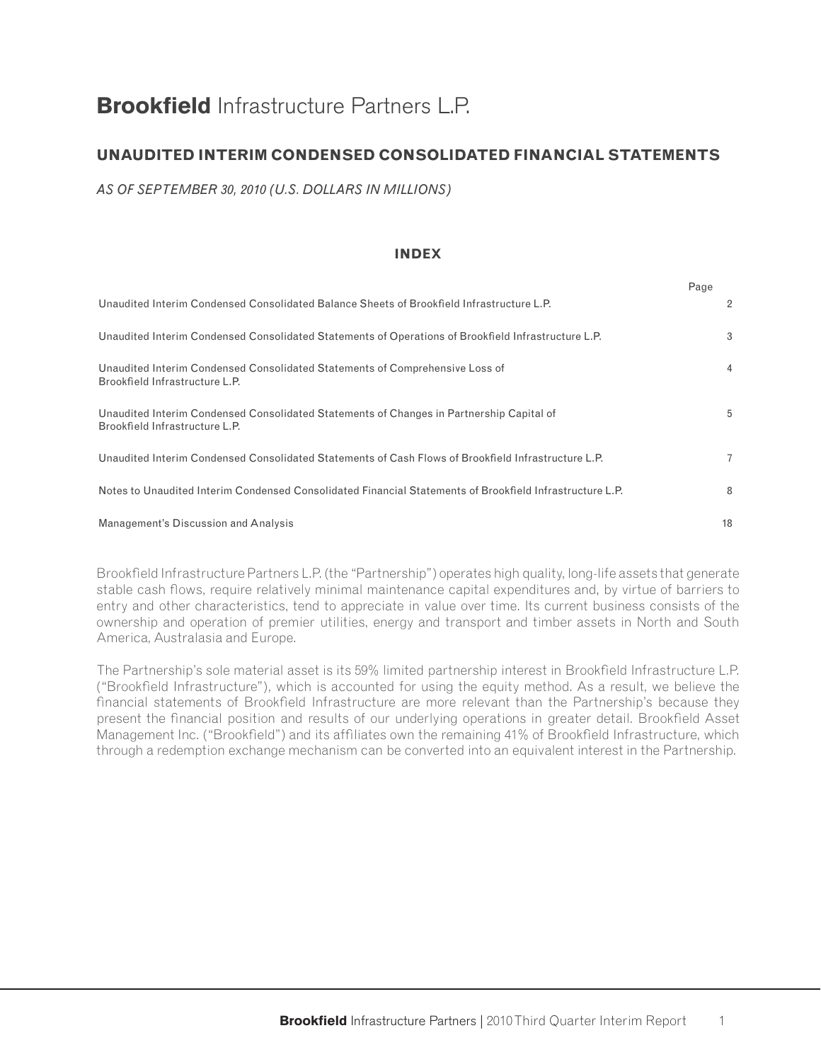# **Brookfield** Infrastructure Partners L.P.

## UNAUDITED INTERIM CONDENSED CONSOLIDATED FINANCIAL STATEMENTS

*AS OF SEPTEMBER 30, 2010 (U.S. DOLLARS IN MILLIONS)*

### INDEX

| | Page |
|---|---|
| Unaudited Interim Condensed Consolidated Balance Sheets of Brookfield Infrastructure L.P. | 2 |
| Unaudited Interim Condensed Consolidated Statements of Operations of Brookfield Infrastructure L.P. | 3 |
| Unaudited Interim Condensed Consolidated Statements of Comprehensive Loss of Brookfield Infrastructure L.P. | 4 |
| Unaudited Interim Condensed Consolidated Statements of Changes in Partnership Capital of Brookfield Infrastructure L.P. | 5 |
| Unaudited Interim Condensed Consolidated Statements of Cash Flows of Brookfield Infrastructure L.P. | 7 |
| Notes to Unaudited Interim Condensed Consolidated Financial Statements of Brookfield Infrastructure L.P. | 8 |
| Management's Discussion and Analysis | 18 |

Brookfield Infrastructure Partners L.P. (the "Partnership") operates high quality, long-life assets that generate stable cash flows, require relatively minimal maintenance capital expenditures and, by virtue of barriers to entry and other characteristics, tend to appreciate in value over time. Its current business consists of the ownership and operation of premier utilities, energy and transport and timber assets in North and South America, Australasia and Europe.

The Partnership's sole material asset is its 59% limited partnership interest in Brookfield Infrastructure L.P. ("Brookfield Infrastructure"), which is accounted for using the equity method. As a result, we believe the financial statements of Brookfield Infrastructure are more relevant than the Partnership's because they present the financial position and results of our underlying operations in greater detail. Brookfield Asset Management Inc. ("Brookfield") and its affiliates own the remaining 41% of Brookfield Infrastructure, which through a redemption exchange mechanism can be converted into an equivalent interest in the Partnership.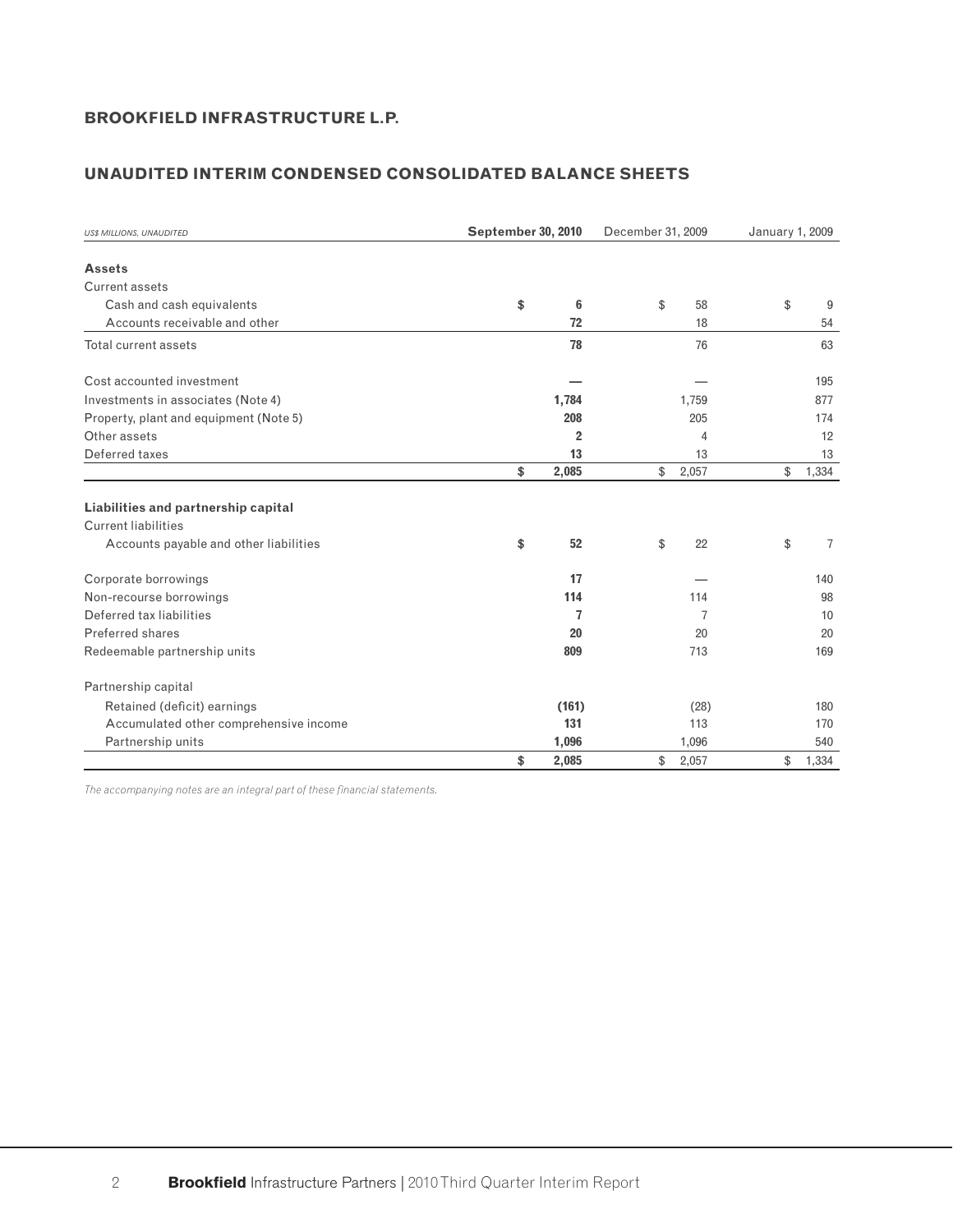## BROOKFIELD INFRASTRUCTURE L.P.

## UNAUDITED INTERIM CONDENSED CONSOLIDATED BALANCE SHEETS

| *US$ MILLIONS, UNAUDITED* | **September 30, 2010** | December 31, 2009 | January 1, 2009 |
|---|---|---|---|
| **Assets** | | | |
| Current assets | | | |
| Cash and cash equivalents | **$ 6** | $ 58 | $ 9 |
| Accounts receivable and other | **72** | 18 | 54 |
| Total current assets | **78** | 76 | 63 |
| Cost accounted investment | **—** | — | 195 |
| Investments in associates (Note 4) | **1,784** | 1,759 | 877 |
| Property, plant and equipment (Note 5) | **208** | 205 | 174 |
| Other assets | **2** | 4 | 12 |
| Deferred taxes | **13** | 13 | 13 |
| | **$ 2,085** | $ 2,057 | $ 1,334 |
| **Liabilities and partnership capital** | | | |
| Current liabilities | | | |
| Accounts payable and other liabilities | **$ 52** | $ 22 | $ 7 |
| Corporate borrowings | **17** | — | 140 |
| Non-recourse borrowings | **114** | 114 | 98 |
| Deferred tax liabilities | **7** | 7 | 10 |
| Preferred shares | **20** | 20 | 20 |
| Redeemable partnership units | **809** | 713 | 169 |
| Partnership capital | | | |
| Retained (deficit) earnings | **(161)** | (28) | 180 |
| Accumulated other comprehensive income | **131** | 113 | 170 |
| Partnership units | **1,096** | 1,096 | 540 |
| | **$ 2,085** | $ 2,057 | $ 1,334 |

*The accompanying notes are an integral part of these financial statements.*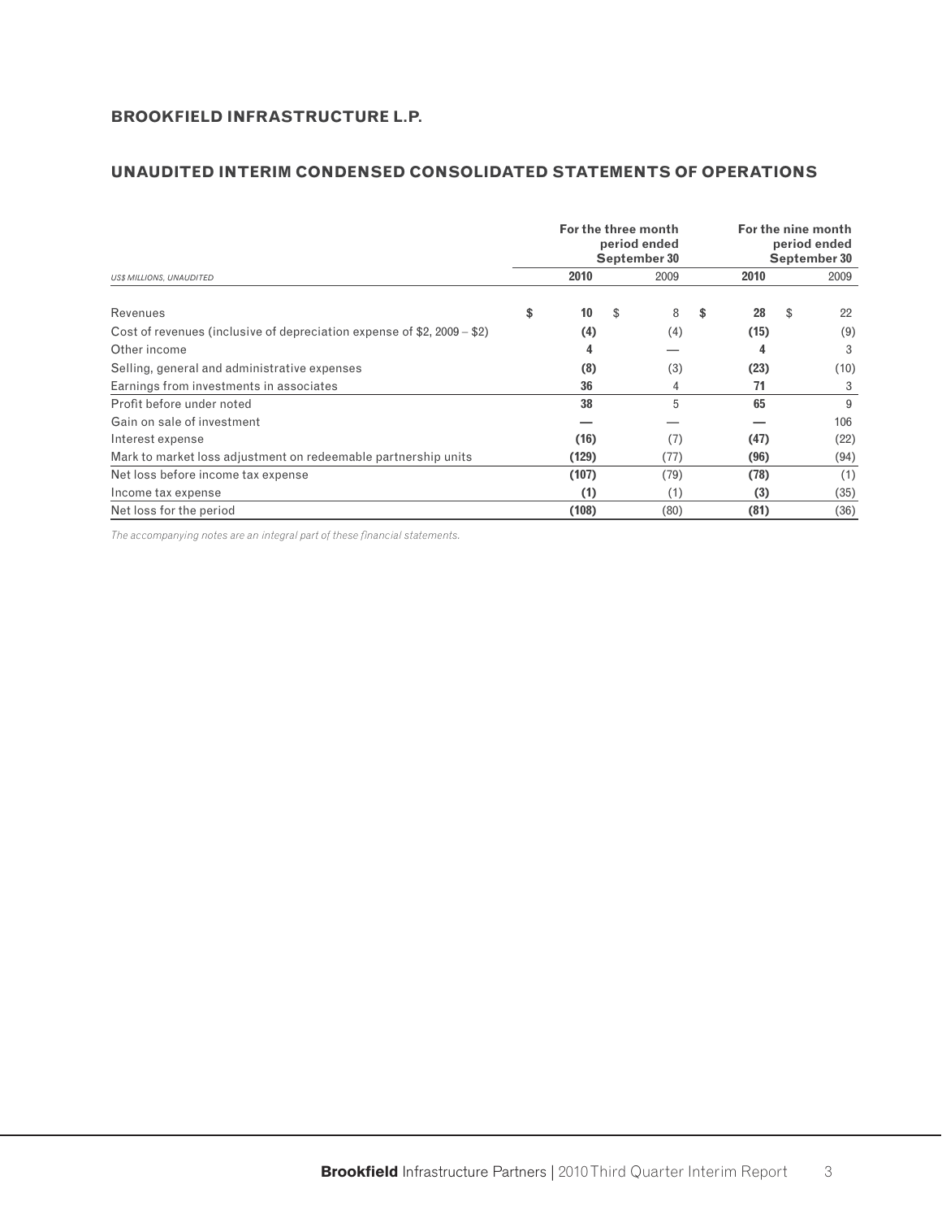## BROOKFIELD INFRASTRUCTURE L.P.

## UNAUDITED INTERIM CONDENSED CONSOLIDATED STATEMENTS OF OPERATIONS

| *US$ MILLIONS, UNAUDITED* | For the three month period ended September 30 | | For the nine month period ended September 30 | |
|---|---|---|---|---|
| | **2010** | 2009 | **2010** | 2009 |
| Revenues | **$ 10** | $ 8 | **$ 28** | $ 22 |
| Cost of revenues (inclusive of depreciation expense of $2, 2009 – $2) | **(4)** | (4) | **(15)** | (9) |
| Other income | **4** | — | **4** | 3 |
| Selling, general and administrative expenses | **(8)** | (3) | **(23)** | (10) |
| Earnings from investments in associates | **36** | 4 | **71** | 3 |
| Profit before under noted | **38** | 5 | **65** | 9 |
| Gain on sale of investment | **—** | — | **—** | 106 |
| Interest expense | **(16)** | (7) | **(47)** | (22) |
| Mark to market loss adjustment on redeemable partnership units | **(129)** | (77) | **(96)** | (94) |
| Net loss before income tax expense | **(107)** | (79) | **(78)** | (1) |
| Income tax expense | **(1)** | (1) | **(3)** | (35) |
| Net loss for the period | **(108)** | (80) | **(81)** | (36) |

*The accompanying notes are an integral part of these financial statements.*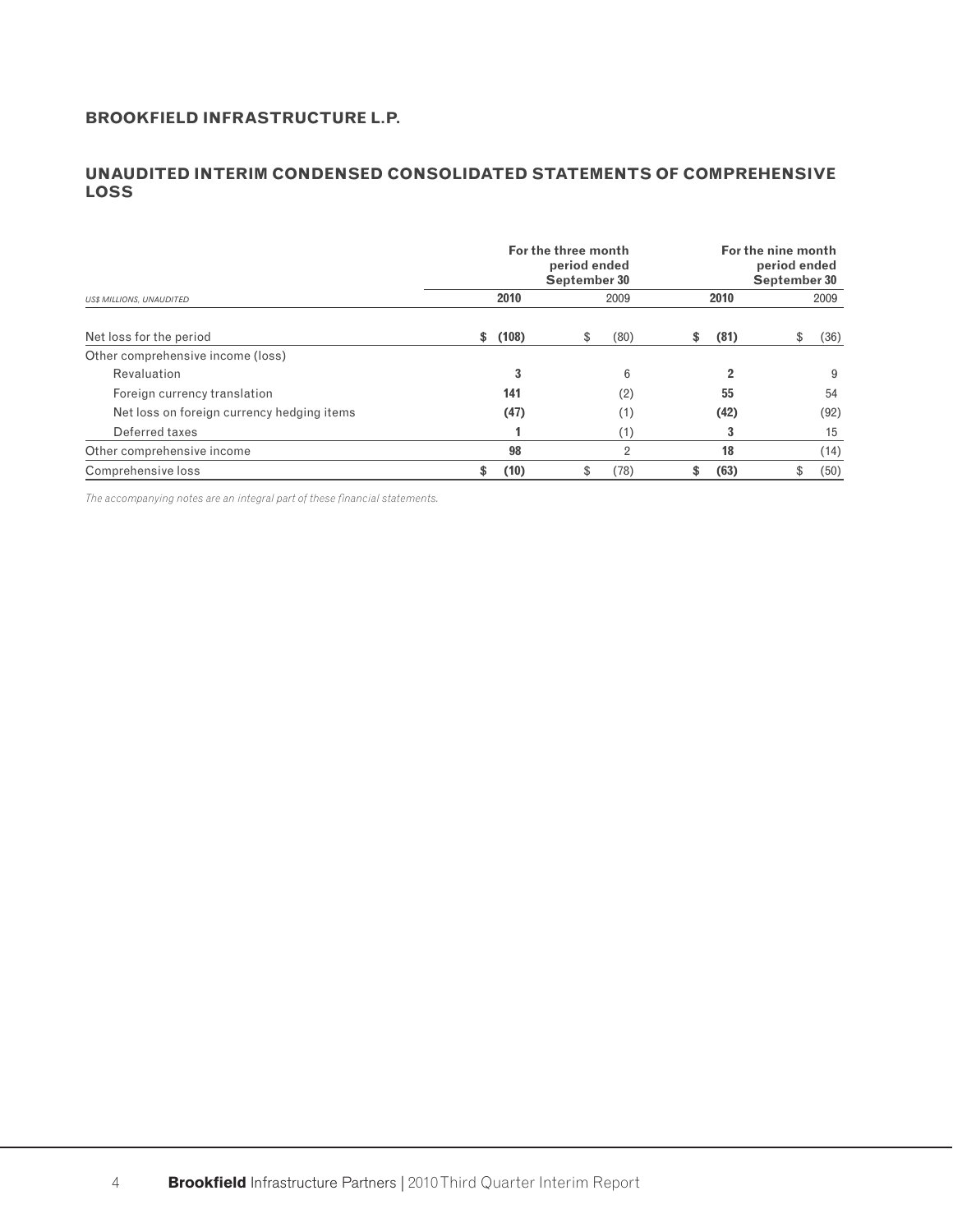## BROOKFIELD INFRASTRUCTURE L.P.

## UNAUDITED INTERIM CONDENSED CONSOLIDATED STATEMENTS OF COMPREHENSIVE LOSS

| *US$ MILLIONS, UNAUDITED* | For the three month period ended September 30 | | For the nine month period ended September 30 | |
|---|---|---|---|---|
| | **2010** | 2009 | **2010** | 2009 |
| Net loss for the period | **$ (108)** | $ (80) | **$ (81)** | $ (36) |
| Other comprehensive income (loss) | | | | |
| Revaluation | **3** | 6 | **2** | 9 |
| Foreign currency translation | **141** | (2) | **55** | 54 |
| Net loss on foreign currency hedging items | **(47)** | (1) | **(42)** | (92) |
| Deferred taxes | **1** | (1) | **3** | 15 |
| Other comprehensive income | **98** | 2 | **18** | (14) |
| Comprehensive loss | **$ (10)** | $ (78) | **$ (63)** | $ (50) |

*The accompanying notes are an integral part of these financial statements.*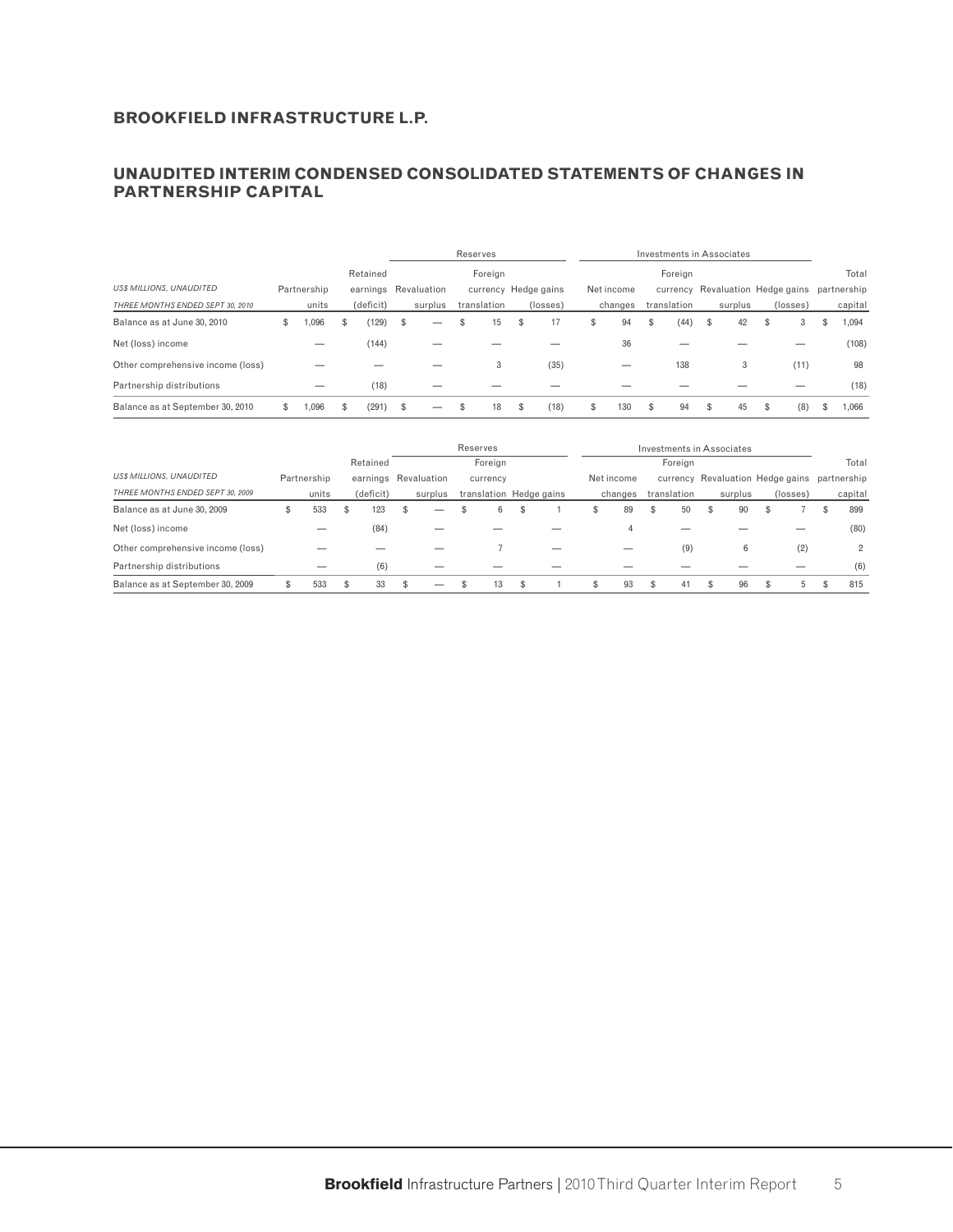## BROOKFIELD INFRASTRUCTURE L.P.

## UNAUDITED INTERIM CONDENSED CONSOLIDATED STATEMENTS OF CHANGES IN PARTNERSHIP CAPITAL

| | | | Reserves | | | Investments in Associates | | | | |
|---|---|---|---|---|---|---|---|---|---|---|
| *US$ MILLIONS, UNAUDITED* *THREE MONTHS ENDED SEPT 30, 2010* | Partnership units | Retained earnings (deficit) | Revaluation surplus | Foreign currency translation | Hedge gains (losses) | Net income changes | Foreign currency translation | Revaluation surplus | Hedge gains (losses) | Total partnership capital |
| Balance as at June 30, 2010 | $ 1,096 | $ (129) | $ — | $ 15 | $ 17 | $ 94 | $ (44) | $ 42 | $ 3 | $ 1,094 |
| Net (loss) income | — | (144) | — | — | — | 36 | — | — | — | (108) |
| Other comprehensive income (loss) | — | — | — | 3 | (35) | — | 138 | 3 | (11) | 98 |
| Partnership distributions | — | (18) | — | — | — | — | — | — | — | (18) |
| Balance as at September 30, 2010 | $ 1,096 | $ (291) | $ — | $ 18 | $ (18) | $ 130 | $ 94 | $ 45 | $ (8) | $ 1,066 |

| | | | Reserves | | | Investments in Associates | | | | |
|---|---|---|---|---|---|---|---|---|---|---|
| *US$ MILLIONS, UNAUDITED* *THREE MONTHS ENDED SEPT 30, 2009* | Partnership units | Retained earnings (deficit) | Revaluation surplus | Foreign currency translation | Hedge gains | Net income changes | Foreign currency translation | Revaluation surplus | Hedge gains (losses) | Total partnership capital |
| Balance as at June 30, 2009 | $ 533 | $ 123 | $ — | $ 6 | $ 1 | $ 89 | $ 50 | $ 90 | $ 7 | $ 899 |
| Net (loss) income | — | (84) | — | — | — | 4 | — | — | — | (80) |
| Other comprehensive income (loss) | — | — | — | 7 | — | — | (9) | 6 | (2) | 2 |
| Partnership distributions | — | (6) | — | — | — | — | — | — | — | (6) |
| Balance as at September 30, 2009 | $ 533 | $ 33 | $ — | $ 13 | $ 1 | $ 93 | $ 41 | $ 96 | $ 5 | $ 815 |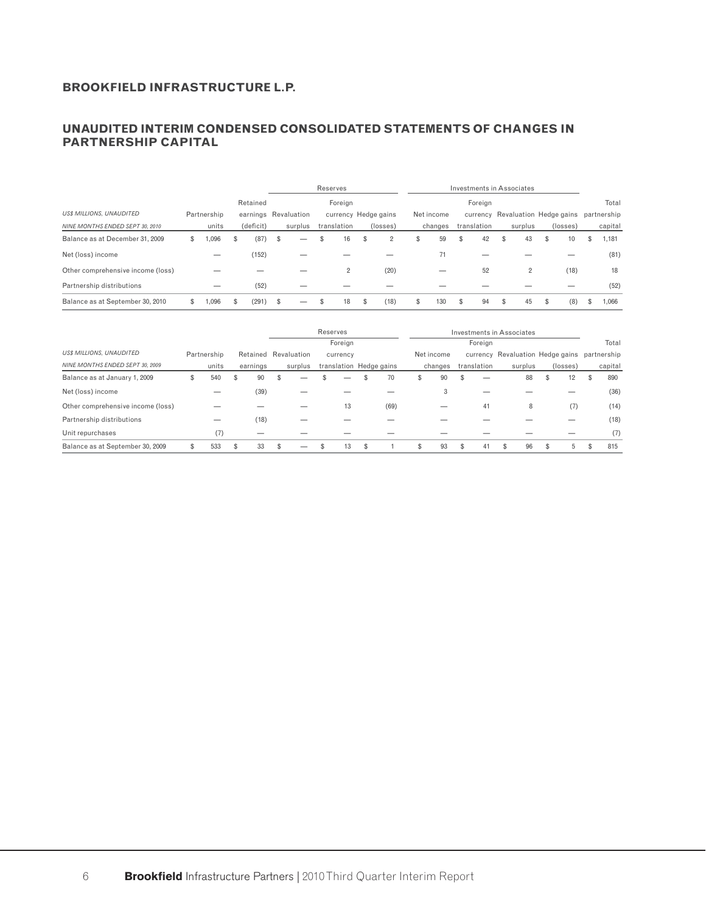## BROOKFIELD INFRASTRUCTURE L.P.

## UNAUDITED INTERIM CONDENSED CONSOLIDATED STATEMENTS OF CHANGES IN PARTNERSHIP CAPITAL

| | | | Reserves | | | Investments in Associates | | | | |
|---|---|---|---|---|---|---|---|---|---|---|
| *US$ MILLIONS, UNAUDITED* | Partnership | Retained earnings | Revaluation | Foreign currency | Hedge gains | Net income | Foreign currency | Revaluation | Hedge gains | Total partnership |
| *NINE MONTHS ENDED SEPT 30, 2010* | units | (deficit) | surplus | translation | (losses) | changes | translation | surplus | (losses) | capital |
| Balance as at December 31, 2009 | $ 1,096 | $ (87) | $ — | $ 16 | $ 2 | $ 59 | $ 42 | $ 43 | $ 10 | $ 1,181 |
| Net (loss) income | — | (152) | — | — | — | 71 | — | — | — | (81) |
| Other comprehensive income (loss) | — | — | — | 2 | (20) | — | 52 | 2 | (18) | 18 |
| Partnership distributions | — | (52) | — | — | — | — | — | — | — | (52) |
| Balance as at September 30, 2010 | $ 1,096 | $ (291) | $ — | $ 18 | $ (18) | $ 130 | $ 94 | $ 45 | $ (8) | $ 1,066 |

| | | | Reserves | | | Investments in Associates | | | | |
|---|---|---|---|---|---|---|---|---|---|---|
| *US$ MILLIONS, UNAUDITED* | Partnership | Retained | Revaluation | Foreign currency | | Net income | Foreign currency | Revaluation | Hedge gains | Total partnership |
| *NINE MONTHS ENDED SEPT 30, 2009* | units | earnings | surplus | translation | Hedge gains | changes | translation | surplus | (losses) | capital |
| Balance as at January 1, 2009 | $ 540 | $ 90 | $ — | $ — | $ 70 | $ 90 | $ — | 88 | $ 12 | $ 890 |
| Net (loss) income | — | (39) | — | — | — | 3 | — | — | — | (36) |
| Other comprehensive income (loss) | — | — | — | 13 | (69) | — | 41 | 8 | (7) | (14) |
| Partnership distributions | — | (18) | — | — | — | — | — | — | — | (18) |
| Unit repurchases | (7) | — | — | — | — | — | — | — | — | (7) |
| Balance as at September 30, 2009 | $ 533 | $ 33 | $ — | $ 13 | $ 1 | $ 93 | $ 41 | $ 96 | $ 5 | $ 815 |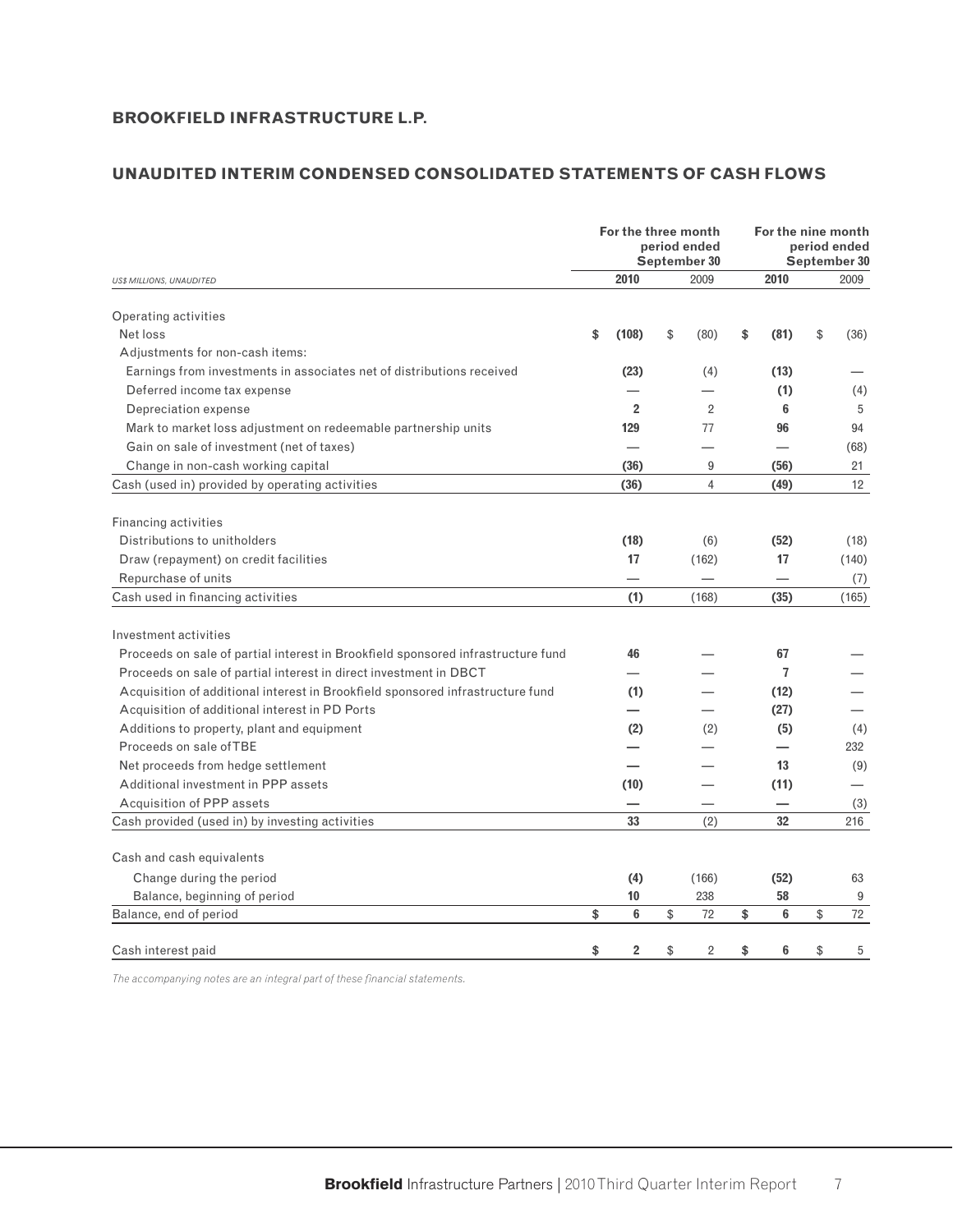**BROOKFIELD INFRASTRUCTURE L.P.**

## UNAUDITED INTERIM CONDENSED CONSOLIDATED STATEMENTS OF CASH FLOWS

| *US$ MILLIONS, UNAUDITED* | For the three month period ended September 30 **2010** | For the three month period ended September 30 2009 | For the nine month period ended September 30 **2010** | For the nine month period ended September 30 2009 |
|---|---|---|---|---|
| Operating activities | | | | |
| Net loss | **$ (108)** | $ (80) | **$ (81)** | $ (36) |
| Adjustments for non-cash items: | | | | |
| Earnings from investments in associates net of distributions received | **(23)** | (4) | **(13)** | — |
| Deferred income tax expense | **—** | — | **(1)** | (4) |
| Depreciation expense | **2** | 2 | **6** | 5 |
| Mark to market loss adjustment on redeemable partnership units | **129** | 77 | **96** | 94 |
| Gain on sale of investment (net of taxes) | **—** | — | **—** | (68) |
| Change in non-cash working capital | **(36)** | 9 | **(56)** | 21 |
| Cash (used in) provided by operating activities | **(36)** | 4 | **(49)** | 12 |
| Financing activities | | | | |
| Distributions to unitholders | **(18)** | (6) | **(52)** | (18) |
| Draw (repayment) on credit facilities | **17** | (162) | **17** | (140) |
| Repurchase of units | **—** | — | **—** | (7) |
| Cash used in financing activities | **(1)** | (168) | **(35)** | (165) |
| Investment activities | | | | |
| Proceeds on sale of partial interest in Brookfield sponsored infrastructure fund | **46** | — | **67** | — |
| Proceeds on sale of partial interest in direct investment in DBCT | **—** | — | **7** | — |
| Acquisition of additional interest in Brookfield sponsored infrastructure fund | **(1)** | — | **(12)** | — |
| Acquisition of additional interest in PD Ports | **—** | — | **(27)** | — |
| Additions to property, plant and equipment | **(2)** | (2) | **(5)** | (4) |
| Proceeds on sale of TBE | **—** | — | **—** | 232 |
| Net proceeds from hedge settlement | **—** | — | **13** | (9) |
| Additional investment in PPP assets | **(10)** | — | **(11)** | — |
| Acquisition of PPP assets | **—** | — | **—** | (3) |
| Cash provided (used in) by investing activities | **33** | (2) | **32** | 216 |
| Cash and cash equivalents | | | | |
| Change during the period | **(4)** | (166) | **(52)** | 63 |
| Balance, beginning of period | **10** | 238 | **58** | 9 |
| Balance, end of period | **$ 6** | $ 72 | **$ 6** | $ 72 |
| Cash interest paid | **$ 2** | $ 2 | **$ 6** | $ 5 |

*The accompanying notes are an integral part of these financial statements.*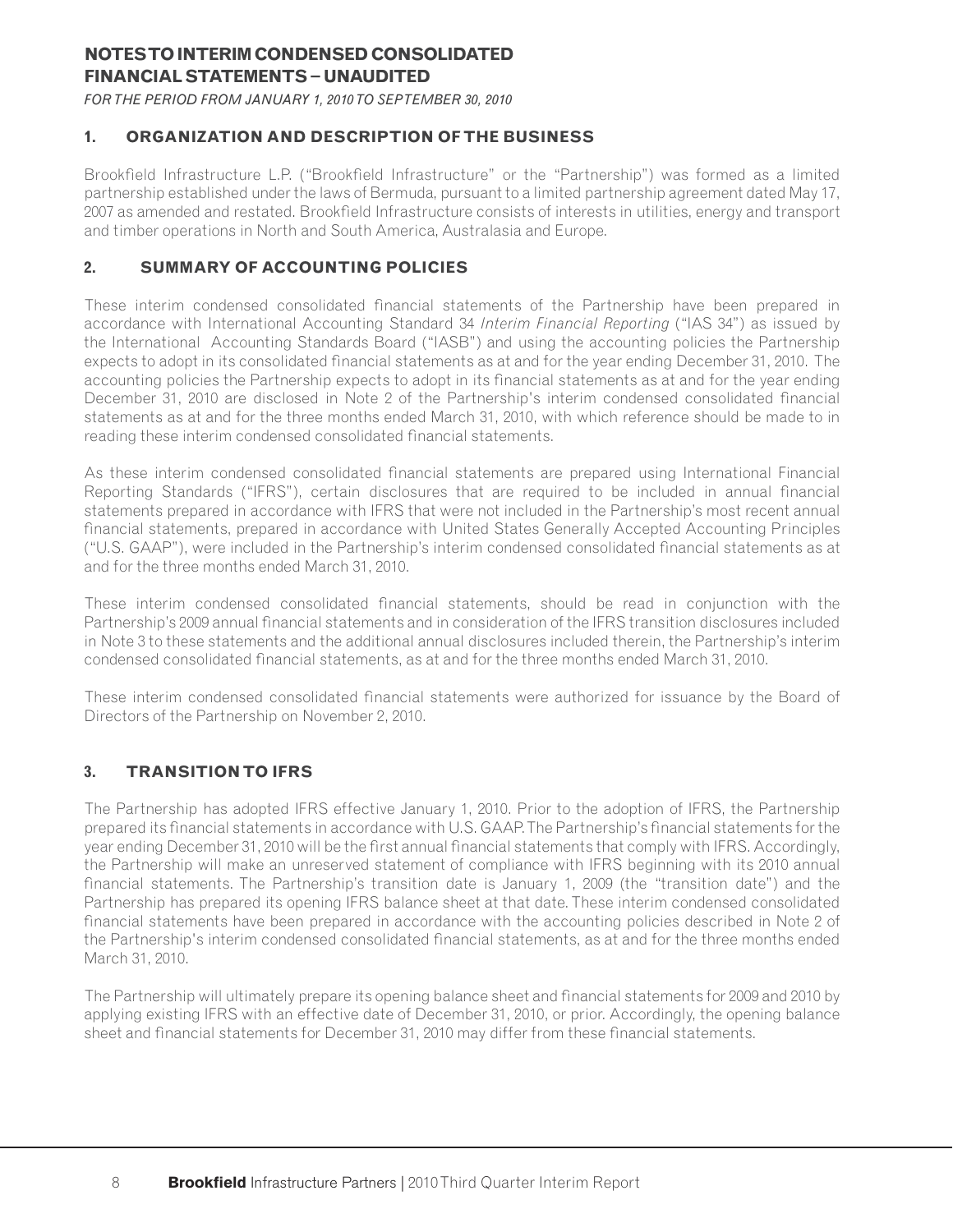# NOTES TO INTERIM CONDENSED CONSOLIDATED FINANCIAL STATEMENTS – UNAUDITED

*FOR THE PERIOD FROM JANUARY 1, 2010 TO SEPTEMBER 30, 2010*

## 1. ORGANIZATION AND DESCRIPTION OF THE BUSINESS

Brookfield Infrastructure L.P. ("Brookfield Infrastructure" or the "Partnership") was formed as a limited partnership established under the laws of Bermuda, pursuant to a limited partnership agreement dated May 17, 2007 as amended and restated. Brookfield Infrastructure consists of interests in utilities, energy and transport and timber operations in North and South America, Australasia and Europe.

## 2. SUMMARY OF ACCOUNTING POLICIES

These interim condensed consolidated financial statements of the Partnership have been prepared in accordance with International Accounting Standard 34 *Interim Financial Reporting* ("IAS 34") as issued by the International Accounting Standards Board ("IASB") and using the accounting policies the Partnership expects to adopt in its consolidated financial statements as at and for the year ending December 31, 2010. The accounting policies the Partnership expects to adopt in its financial statements as at and for the year ending December 31, 2010 are disclosed in Note 2 of the Partnership's interim condensed consolidated financial statements as at and for the three months ended March 31, 2010, with which reference should be made to in reading these interim condensed consolidated financial statements.

As these interim condensed consolidated financial statements are prepared using International Financial Reporting Standards ("IFRS"), certain disclosures that are required to be included in annual financial statements prepared in accordance with IFRS that were not included in the Partnership's most recent annual financial statements, prepared in accordance with United States Generally Accepted Accounting Principles ("U.S. GAAP"), were included in the Partnership's interim condensed consolidated financial statements as at and for the three months ended March 31, 2010.

These interim condensed consolidated financial statements, should be read in conjunction with the Partnership's 2009 annual financial statements and in consideration of the IFRS transition disclosures included in Note 3 to these statements and the additional annual disclosures included therein, the Partnership's interim condensed consolidated financial statements, as at and for the three months ended March 31, 2010.

These interim condensed consolidated financial statements were authorized for issuance by the Board of Directors of the Partnership on November 2, 2010.

## 3. TRANSITION TO IFRS

The Partnership has adopted IFRS effective January 1, 2010. Prior to the adoption of IFRS, the Partnership prepared its financial statements in accordance with U.S. GAAP. The Partnership's financial statements for the year ending December 31, 2010 will be the first annual financial statements that comply with IFRS. Accordingly, the Partnership will make an unreserved statement of compliance with IFRS beginning with its 2010 annual financial statements. The Partnership's transition date is January 1, 2009 (the "transition date") and the Partnership has prepared its opening IFRS balance sheet at that date. These interim condensed consolidated financial statements have been prepared in accordance with the accounting policies described in Note 2 of the Partnership's interim condensed consolidated financial statements, as at and for the three months ended March 31, 2010.

The Partnership will ultimately prepare its opening balance sheet and financial statements for 2009 and 2010 by applying existing IFRS with an effective date of December 31, 2010, or prior. Accordingly, the opening balance sheet and financial statements for December 31, 2010 may differ from these financial statements.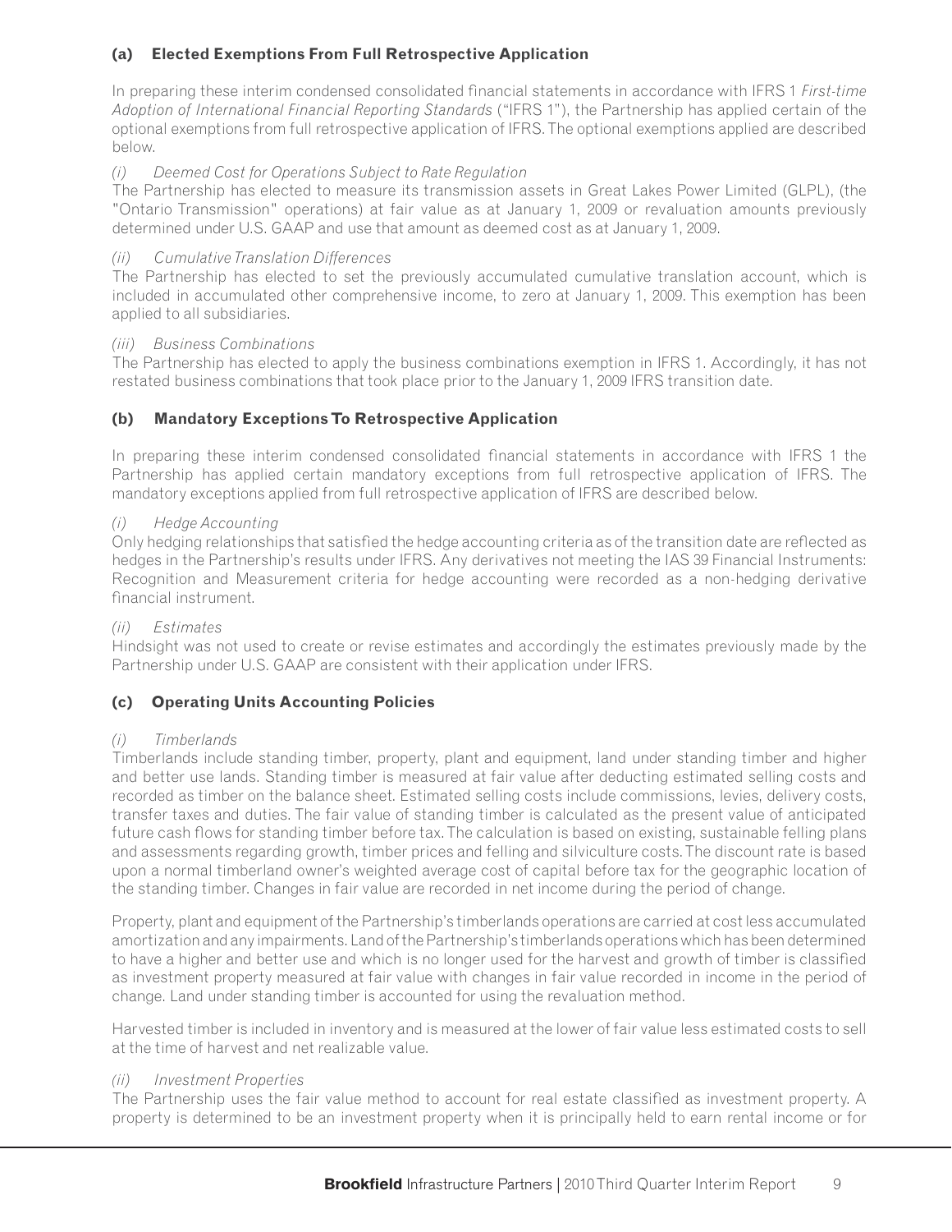### (a) Elected Exemptions From Full Retrospective Application

In preparing these interim condensed consolidated financial statements in accordance with IFRS 1 *First-time Adoption of International Financial Reporting Standards* ("IFRS 1"), the Partnership has applied certain of the optional exemptions from full retrospective application of IFRS. The optional exemptions applied are described below.

*(i) Deemed Cost for Operations Subject to Rate Regulation*

The Partnership has elected to measure its transmission assets in Great Lakes Power Limited (GLPL), (the "Ontario Transmission" operations) at fair value as at January 1, 2009 or revaluation amounts previously determined under U.S. GAAP and use that amount as deemed cost as at January 1, 2009.

*(ii) Cumulative Translation Differences*

The Partnership has elected to set the previously accumulated cumulative translation account, which is included in accumulated other comprehensive income, to zero at January 1, 2009. This exemption has been applied to all subsidiaries.

*(iii) Business Combinations*

The Partnership has elected to apply the business combinations exemption in IFRS 1. Accordingly, it has not restated business combinations that took place prior to the January 1, 2009 IFRS transition date.

### (b) Mandatory Exceptions To Retrospective Application

In preparing these interim condensed consolidated financial statements in accordance with IFRS 1 the Partnership has applied certain mandatory exceptions from full retrospective application of IFRS. The mandatory exceptions applied from full retrospective application of IFRS are described below.

*(i) Hedge Accounting*

Only hedging relationships that satisfied the hedge accounting criteria as of the transition date are reflected as hedges in the Partnership's results under IFRS. Any derivatives not meeting the IAS 39 Financial Instruments: Recognition and Measurement criteria for hedge accounting were recorded as a non-hedging derivative financial instrument.

*(ii) Estimates*

Hindsight was not used to create or revise estimates and accordingly the estimates previously made by the Partnership under U.S. GAAP are consistent with their application under IFRS.

### (c) Operating Units Accounting Policies

*(i) Timberlands*

Timberlands include standing timber, property, plant and equipment, land under standing timber and higher and better use lands. Standing timber is measured at fair value after deducting estimated selling costs and recorded as timber on the balance sheet. Estimated selling costs include commissions, levies, delivery costs, transfer taxes and duties. The fair value of standing timber is calculated as the present value of anticipated future cash flows for standing timber before tax. The calculation is based on existing, sustainable felling plans and assessments regarding growth, timber prices and felling and silviculture costs. The discount rate is based upon a normal timberland owner's weighted average cost of capital before tax for the geographic location of the standing timber. Changes in fair value are recorded in net income during the period of change.

Property, plant and equipment of the Partnership's timberlands operations are carried at cost less accumulated amortization and any impairments. Land of the Partnership's timberlands operations which has been determined to have a higher and better use and which is no longer used for the harvest and growth of timber is classified as investment property measured at fair value with changes in fair value recorded in income in the period of change. Land under standing timber is accounted for using the revaluation method.

Harvested timber is included in inventory and is measured at the lower of fair value less estimated costs to sell at the time of harvest and net realizable value.

*(ii) Investment Properties*

The Partnership uses the fair value method to account for real estate classified as investment property. A property is determined to be an investment property when it is principally held to earn rental income or for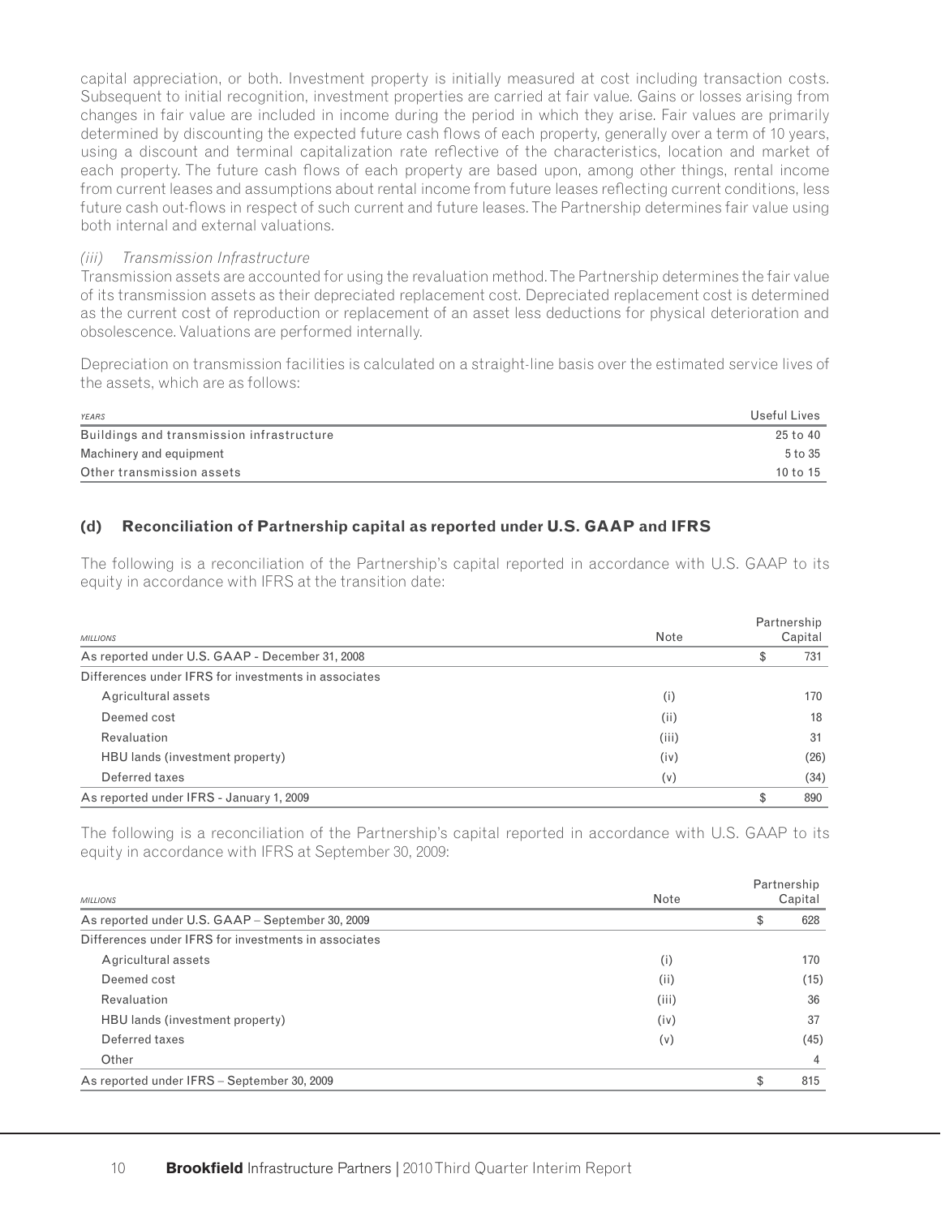capital appreciation, or both. Investment property is initially measured at cost including transaction costs. Subsequent to initial recognition, investment properties are carried at fair value. Gains or losses arising from changes in fair value are included in income during the period in which they arise. Fair values are primarily determined by discounting the expected future cash flows of each property, generally over a term of 10 years, using a discount and terminal capitalization rate reflective of the characteristics, location and market of each property. The future cash flows of each property are based upon, among other things, rental income from current leases and assumptions about rental income from future leases reflecting current conditions, less future cash out-flows in respect of such current and future leases. The Partnership determines fair value using both internal and external valuations.

*(iii) Transmission Infrastructure*

Transmission assets are accounted for using the revaluation method. The Partnership determines the fair value of its transmission assets as their depreciated replacement cost. Depreciated replacement cost is determined as the current cost of reproduction or replacement of an asset less deductions for physical deterioration and obsolescence. Valuations are performed internally.

Depreciation on transmission facilities is calculated on a straight-line basis over the estimated service lives of the assets, which are as follows:

| YEARS | Useful Lives |
|---|---|
| Buildings and transmission infrastructure | 25 to 40 |
| Machinery and equipment | 5 to 35 |
| Other transmission assets | 10 to 15 |

## (d) Reconciliation of Partnership capital as reported under U.S. GAAP and IFRS

The following is a reconciliation of the Partnership's capital reported in accordance with U.S. GAAP to its equity in accordance with IFRS at the transition date:

| MILLIONS | Note | Partnership Capital |
|---|---|---|
| As reported under U.S. GAAP - December 31, 2008 | | $ 731 |
| Differences under IFRS for investments in associates | | |
| Agricultural assets | (i) | 170 |
| Deemed cost | (ii) | 18 |
| Revaluation | (iii) | 31 |
| HBU lands (investment property) | (iv) | (26) |
| Deferred taxes | (v) | (34) |
| As reported under IFRS - January 1, 2009 | | $ 890 |

The following is a reconciliation of the Partnership's capital reported in accordance with U.S. GAAP to its equity in accordance with IFRS at September 30, 2009:

| MILLIONS | Note | Partnership Capital |
|---|---|---|
| As reported under U.S. GAAP – September 30, 2009 | | $ 628 |
| Differences under IFRS for investments in associates | | |
| Agricultural assets | (i) | 170 |
| Deemed cost | (ii) | (15) |
| Revaluation | (iii) | 36 |
| HBU lands (investment property) | (iv) | 37 |
| Deferred taxes | (v) | (45) |
| Other | | 4 |
| As reported under IFRS – September 30, 2009 | | $ 815 |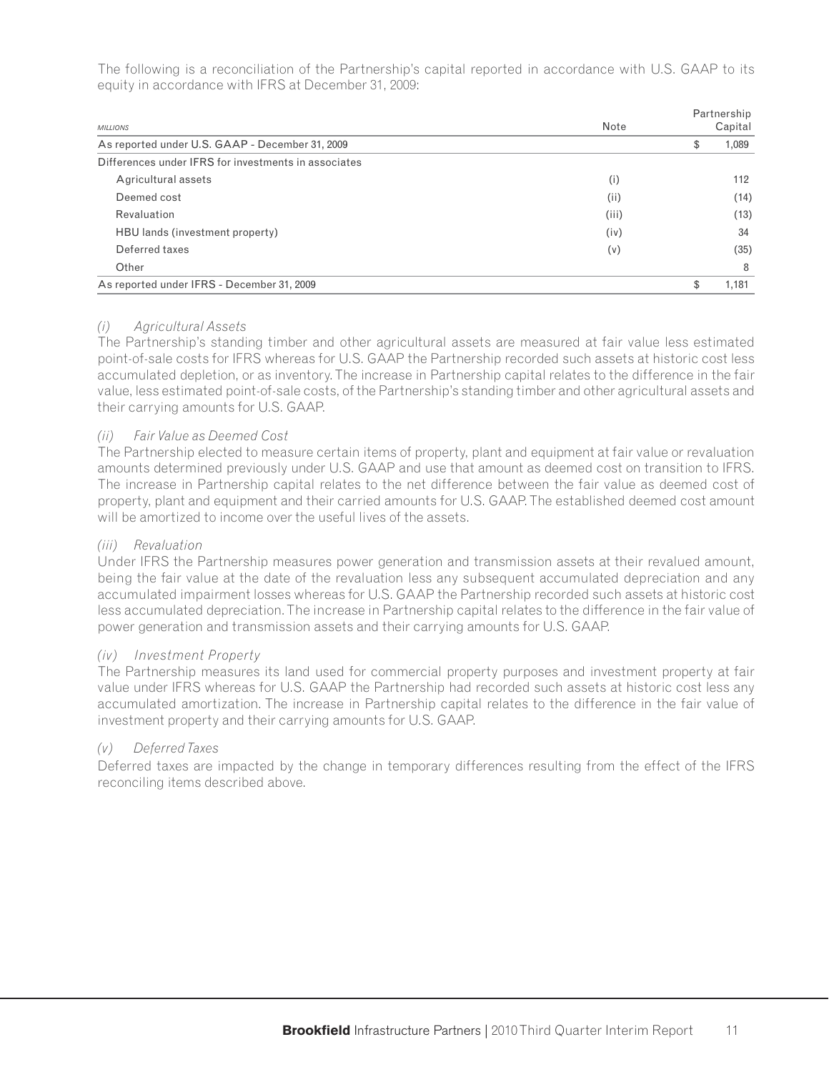The following is a reconciliation of the Partnership's capital reported in accordance with U.S. GAAP to its equity in accordance with IFRS at December 31, 2009:

| *MILLIONS* | Note | Partnership Capital |
|---|---|---|
| As reported under U.S. GAAP - December 31, 2009 | | $ 1,089 |
| Differences under IFRS for investments in associates | | |
| Agricultural assets | (i) | 112 |
| Deemed cost | (ii) | (14) |
| Revaluation | (iii) | (13) |
| HBU lands (investment property) | (iv) | 34 |
| Deferred taxes | (v) | (35) |
| Other | | 8 |
| As reported under IFRS - December 31, 2009 | | $ 1,181 |

*(i) Agricultural Assets*

The Partnership's standing timber and other agricultural assets are measured at fair value less estimated point-of-sale costs for IFRS whereas for U.S. GAAP the Partnership recorded such assets at historic cost less accumulated depletion, or as inventory. The increase in Partnership capital relates to the difference in the fair value, less estimated point-of-sale costs, of the Partnership's standing timber and other agricultural assets and their carrying amounts for U.S. GAAP.

*(ii) Fair Value as Deemed Cost*

The Partnership elected to measure certain items of property, plant and equipment at fair value or revaluation amounts determined previously under U.S. GAAP and use that amount as deemed cost on transition to IFRS. The increase in Partnership capital relates to the net difference between the fair value as deemed cost of property, plant and equipment and their carried amounts for U.S. GAAP. The established deemed cost amount will be amortized to income over the useful lives of the assets.

*(iii) Revaluation*

Under IFRS the Partnership measures power generation and transmission assets at their revalued amount, being the fair value at the date of the revaluation less any subsequent accumulated depreciation and any accumulated impairment losses whereas for U.S. GAAP the Partnership recorded such assets at historic cost less accumulated depreciation. The increase in Partnership capital relates to the difference in the fair value of power generation and transmission assets and their carrying amounts for U.S. GAAP.

*(iv) Investment Property*

The Partnership measures its land used for commercial property purposes and investment property at fair value under IFRS whereas for U.S. GAAP the Partnership had recorded such assets at historic cost less any accumulated amortization. The increase in Partnership capital relates to the difference in the fair value of investment property and their carrying amounts for U.S. GAAP.

*(v) Deferred Taxes*

Deferred taxes are impacted by the change in temporary differences resulting from the effect of the IFRS reconciling items described above.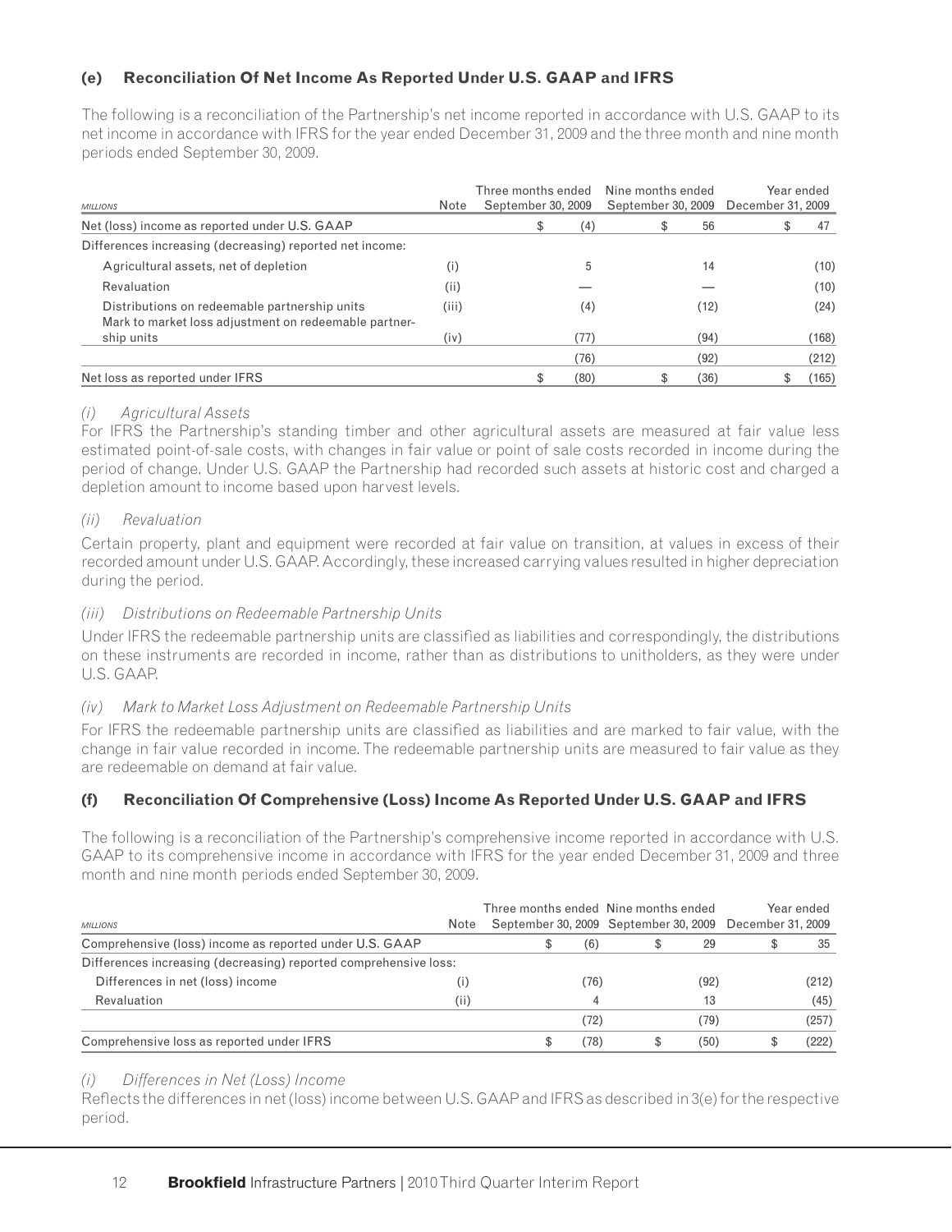### (e) Reconciliation Of Net Income As Reported Under U.S. GAAP and IFRS

The following is a reconciliation of the Partnership's net income reported in accordance with U.S. GAAP to its net income in accordance with IFRS for the year ended December 31, 2009 and the three month and nine month periods ended September 30, 2009.

| *MILLIONS* | Note | Three months ended September 30, 2009 | Nine months ended September 30, 2009 | Year ended December 31, 2009 |
|---|---|---|---|---|
| Net (loss) income as reported under U.S. GAAP | | $ (4) | $ 56 | $ 47 |
| Differences increasing (decreasing) reported net income: | | | | |
| Agricultural assets, net of depletion | (i) | 5 | 14 | (10) |
| Revaluation | (ii) | — | — | (10) |
| Distributions on redeemable partnership units | (iii) | (4) | (12) | (24) |
| Mark to market loss adjustment on redeemable partnership units | (iv) | (77) | (94) | (168) |
| | | (76) | (92) | (212) |
| Net loss as reported under IFRS | | $ (80) | $ (36) | $ (165) |

*(i) Agricultural Assets*

For IFRS the Partnership's standing timber and other agricultural assets are measured at fair value less estimated point-of-sale costs, with changes in fair value or point of sale costs recorded in income during the period of change. Under U.S. GAAP the Partnership had recorded such assets at historic cost and charged a depletion amount to income based upon harvest levels.

*(ii) Revaluation*

Certain property, plant and equipment were recorded at fair value on transition, at values in excess of their recorded amount under U.S. GAAP. Accordingly, these increased carrying values resulted in higher depreciation during the period.

*(iii) Distributions on Redeemable Partnership Units*

Under IFRS the redeemable partnership units are classified as liabilities and correspondingly, the distributions on these instruments are recorded in income, rather than as distributions to unitholders, as they were under U.S. GAAP.

*(iv) Mark to Market Loss Adjustment on Redeemable Partnership Units*

For IFRS the redeemable partnership units are classified as liabilities and are marked to fair value, with the change in fair value recorded in income. The redeemable partnership units are measured to fair value as they are redeemable on demand at fair value.

### (f) Reconciliation Of Comprehensive (Loss) Income As Reported Under U.S. GAAP and IFRS

The following is a reconciliation of the Partnership's comprehensive income reported in accordance with U.S. GAAP to its comprehensive income in accordance with IFRS for the year ended December 31, 2009 and three month and nine month periods ended September 30, 2009.

| *MILLIONS* | Note | Three months ended September 30, 2009 | Nine months ended September 30, 2009 | Year ended December 31, 2009 |
|---|---|---|---|---|
| Comprehensive (loss) income as reported under U.S. GAAP | | $ (6) | $ 29 | $ 35 |
| Differences increasing (decreasing) reported comprehensive loss: | | | | |
| Differences in net (loss) income | (i) | (76) | (92) | (212) |
| Revaluation | (ii) | 4 | 13 | (45) |
| | | (72) | (79) | (257) |
| Comprehensive loss as reported under IFRS | | $ (78) | $ (50) | $ (222) |

*(i) Differences in Net (Loss) Income*

Reflects the differences in net (loss) income between U.S. GAAP and IFRS as described in 3(e) for the respective period.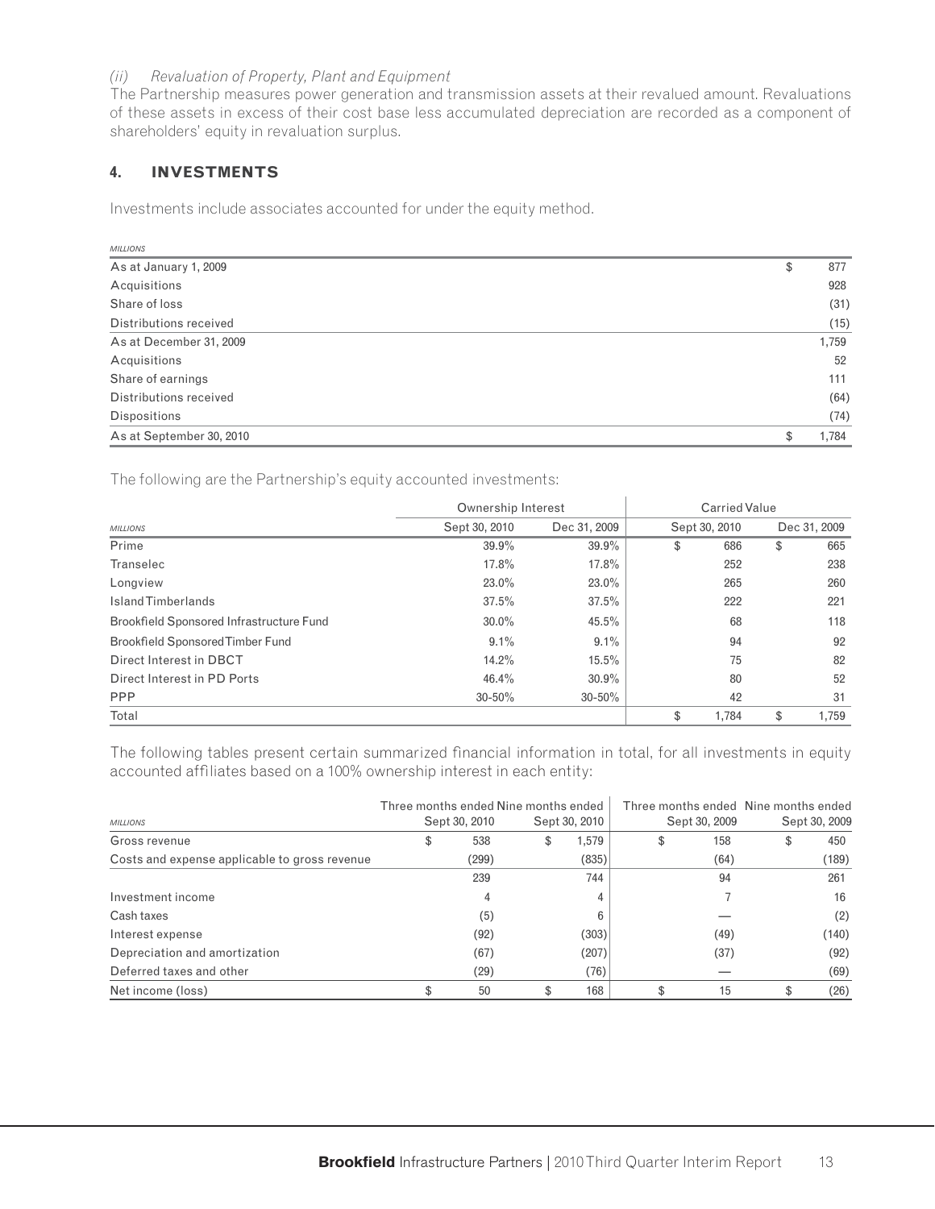*(ii) Revaluation of Property, Plant and Equipment*

The Partnership measures power generation and transmission assets at their revalued amount. Revaluations of these assets in excess of their cost base less accumulated depreciation are recorded as a component of shareholders' equity in revaluation surplus.

## 4. INVESTMENTS

Investments include associates accounted for under the equity method.

| *MILLIONS* | |
|---|---|
| As at January 1, 2009 | $ 877 |
| Acquisitions | 928 |
| Share of loss | (31) |
| Distributions received | (15) |
| As at December 31, 2009 | 1,759 |
| Acquisitions | 52 |
| Share of earnings | 111 |
| Distributions received | (64) |
| Dispositions | (74) |
| As at September 30, 2010 | $ 1,784 |

The following are the Partnership's equity accounted investments:

| | Ownership Interest | | Carried Value | |
|---|---|---|---|---|
| *MILLIONS* | Sept 30, 2010 | Dec 31, 2009 | Sept 30, 2010 | Dec 31, 2009 |
| Prime | 39.9% | 39.9% | $ 686 | $ 665 |
| Transelec | 17.8% | 17.8% | 252 | 238 |
| Longview | 23.0% | 23.0% | 265 | 260 |
| Island Timberlands | 37.5% | 37.5% | 222 | 221 |
| Brookfield Sponsored Infrastructure Fund | 30.0% | 45.5% | 68 | 118 |
| Brookfield Sponsored Timber Fund | 9.1% | 9.1% | 94 | 92 |
| Direct Interest in DBCT | 14.2% | 15.5% | 75 | 82 |
| Direct Interest in PD Ports | 46.4% | 30.9% | 80 | 52 |
| PPP | 30-50% | 30-50% | 42 | 31 |
| Total | | | $ 1,784 | $ 1,759 |

The following tables present certain summarized financial information in total, for all investments in equity accounted affiliates based on a 100% ownership interest in each entity:

| *MILLIONS* | Three months ended Sept 30, 2010 | Nine months ended Sept 30, 2010 | Three months ended Sept 30, 2009 | Nine months ended Sept 30, 2009 |
|---|---|---|---|---|
| Gross revenue | $ 538 | $ 1,579 | $ 158 | $ 450 |
| Costs and expense applicable to gross revenue | (299) | (835) | (64) | (189) |
| | 239 | 744 | 94 | 261 |
| Investment income | 4 | 4 | 7 | 16 |
| Cash taxes | (5) | 6 | — | (2) |
| Interest expense | (92) | (303) | (49) | (140) |
| Depreciation and amortization | (67) | (207) | (37) | (92) |
| Deferred taxes and other | (29) | (76) | — | (69) |
| Net income (loss) | $ 50 | $ 168 | $ 15 | $ (26) |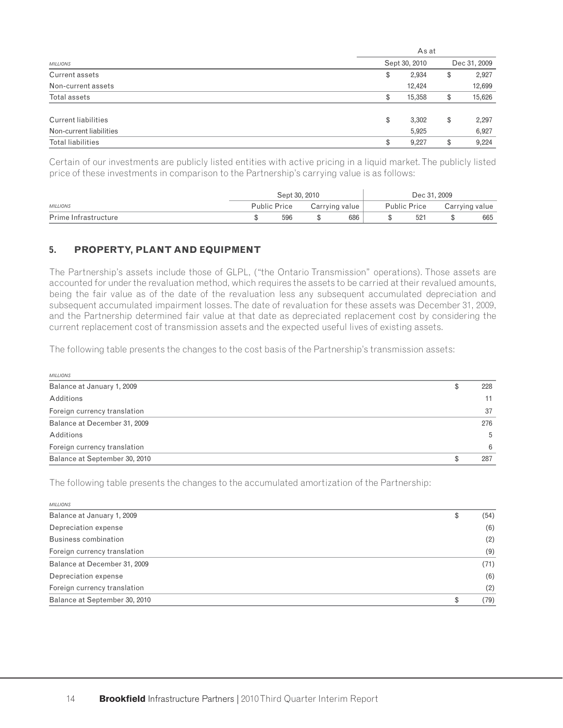| MILLIONS | As at | |
|---|---|---|
| | Sept 30, 2010 | Dec 31, 2009 |
| Current assets | $ 2,934 | $ 2,927 |
| Non-current assets | 12,424 | 12,699 |
| Total assets | $ 15,358 | $ 15,626 |
| | | |
| Current liabilities | $ 3,302 | $ 2,297 |
| Non-current liabilities | 5,925 | 6,927 |
| Total liabilities | $ 9,227 | $ 9,224 |

Certain of our investments are publicly listed entities with active pricing in a liquid market. The publicly listed price of these investments in comparison to the Partnership's carrying value is as follows:

| MILLIONS | Sept 30, 2010 | | Dec 31, 2009 | |
|---|---|---|---|---|
| | Public Price | Carrying value | Public Price | Carrying value |
| Prime Infrastructure | $ 596 | $ 686 | $ 521 | $ 665 |

## 5. PROPERTY, PLANT AND EQUIPMENT

The Partnership's assets include those of GLPL, ("the Ontario Transmission" operations). Those assets are accounted for under the revaluation method, which requires the assets to be carried at their revalued amounts, being the fair value as of the date of the revaluation less any subsequent accumulated depreciation and subsequent accumulated impairment losses. The date of revaluation for these assets was December 31, 2009, and the Partnership determined fair value at that date as depreciated replacement cost by considering the current replacement cost of transmission assets and the expected useful lives of existing assets.

The following table presents the changes to the cost basis of the Partnership's transmission assets:

| MILLIONS | |
|---|---|
| Balance at January 1, 2009 | $ 228 |
| Additions | 11 |
| Foreign currency translation | 37 |
| Balance at December 31, 2009 | 276 |
| Additions | 5 |
| Foreign currency translation | 6 |
| Balance at September 30, 2010 | $ 287 |

The following table presents the changes to the accumulated amortization of the Partnership:

| MILLIONS | |
|---|---|
| Balance at January 1, 2009 | $ (54) |
| Depreciation expense | (6) |
| Business combination | (2) |
| Foreign currency translation | (9) |
| Balance at December 31, 2009 | (71) |
| Depreciation expense | (6) |
| Foreign currency translation | (2) |
| Balance at September 30, 2010 | $ (79) |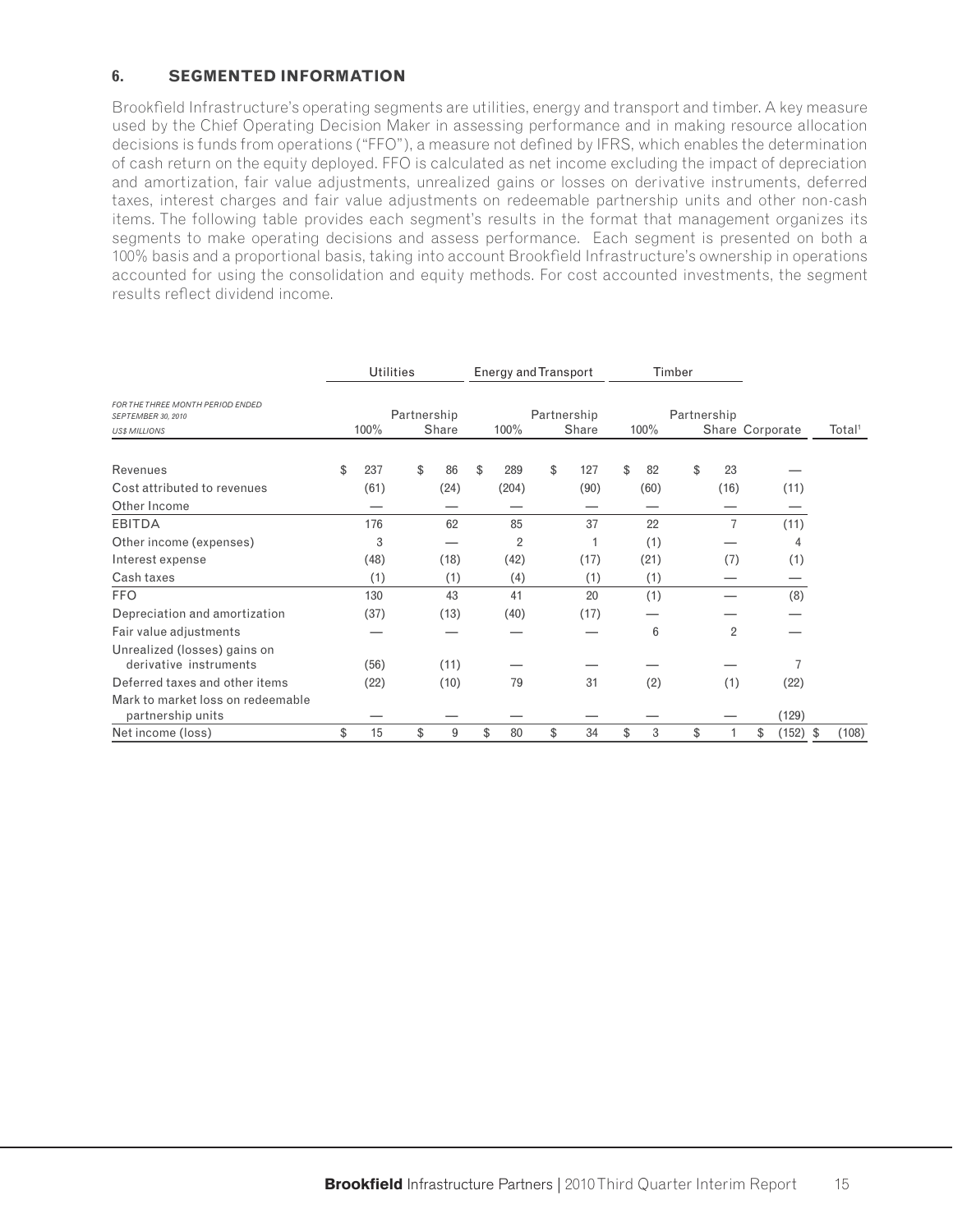## 6. SEGMENTED INFORMATION

Brookfield Infrastructure's operating segments are utilities, energy and transport and timber. A key measure used by the Chief Operating Decision Maker in assessing performance and in making resource allocation decisions is funds from operations ("FFO"), a measure not defined by IFRS, which enables the determination of cash return on the equity deployed. FFO is calculated as net income excluding the impact of depreciation and amortization, fair value adjustments, unrealized gains or losses on derivative instruments, deferred taxes, interest charges and fair value adjustments on redeemable partnership units and other non-cash items. The following table provides each segment's results in the format that management organizes its segments to make operating decisions and assess performance. Each segment is presented on both a 100% basis and a proportional basis, taking into account Brookfield Infrastructure's ownership in operations accounted for using the consolidation and equity methods. For cost accounted investments, the segment results reflect dividend income.

| *FOR THE THREE MONTH PERIOD ENDED SEPTEMBER 30, 2010* *US$ MILLIONS* | Utilities | | Energy and Transport | | Timber | | | |
|---|---|---|---|---|---|---|---|---|
| | 100% | Partnership Share | 100% | Partnership Share | 100% | Partnership Share | Corporate | Total[1] |
| Revenues | $ 237 | $ 86 | $ 289 | $ 127 | $ 82 | $ 23 | — | |
| Cost attributed to revenues | (61) | (24) | (204) | (90) | (60) | (16) | (11) | |
| Other Income | — | — | — | — | — | — | — | |
| EBITDA | 176 | 62 | 85 | 37 | 22 | 7 | (11) | |
| Other income (expenses) | 3 | — | 2 | 1 | (1) | — | 4 | |
| Interest expense | (48) | (18) | (42) | (17) | (21) | (7) | (1) | |
| Cash taxes | (1) | (1) | (4) | (1) | (1) | — | — | |
| FFO | 130 | 43 | 41 | 20 | (1) | — | (8) | |
| Depreciation and amortization | (37) | (13) | (40) | (17) | — | — | — | |
| Fair value adjustments | — | — | — | — | 6 | 2 | — | |
| Unrealized (losses) gains on derivative instruments | (56) | (11) | — | — | — | — | 7 | |
| Deferred taxes and other items | (22) | (10) | 79 | 31 | (2) | (1) | (22) | |
| Mark to market loss on redeemable partnership units | — | — | — | — | — | — | (129) | |
| Net income (loss) | $ 15 | $ 9 | $ 80 | $ 34 | $ 3 | $ 1 | $ (152) | $ (108) |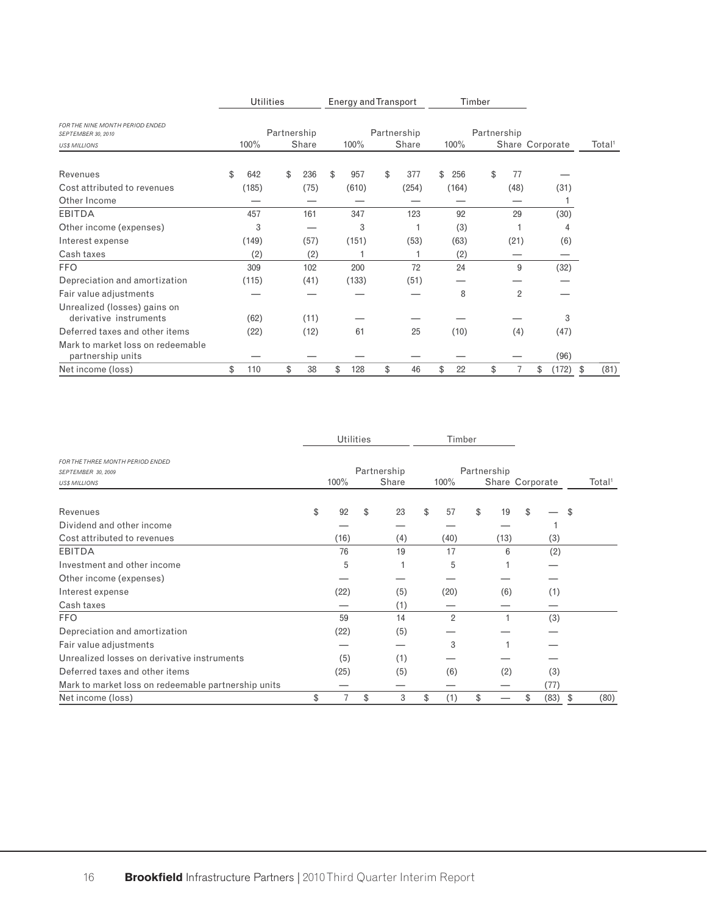| FOR THE NINE MONTH PERIOD ENDED SEPTEMBER 30, 2010<br>US$ MILLIONS | Utilities | | Energy and Transport | | Timber | | | |
|---|---|---|---|---|---|---|---|---|
| | 100% | Partnership Share | 100% | Partnership Share | 100% | Partnership Share | Corporate | Total[1] |
| Revenues | $ 642 | $ 236 | $ 957 | $ 377 | $ 256 | $ 77 | — | |
| Cost attributed to revenues | (185) | (75) | (610) | (254) | (164) | (48) | (31) | |
| Other Income | — | — | — | — | — | — | 1 | |
| EBITDA | 457 | 161 | 347 | 123 | 92 | 29 | (30) | |
| Other income (expenses) | 3 | — | 3 | 1 | (3) | 1 | 4 | |
| Interest expense | (149) | (57) | (151) | (53) | (63) | (21) | (6) | |
| Cash taxes | (2) | (2) | 1 | 1 | (2) | — | — | |
| FFO | 309 | 102 | 200 | 72 | 24 | 9 | (32) | |
| Depreciation and amortization | (115) | (41) | (133) | (51) | — | — | — | |
| Fair value adjustments | — | — | — | — | 8 | 2 | — | |
| Unrealized (losses) gains on derivative instruments | (62) | (11) | — | — | — | — | 3 | |
| Deferred taxes and other items | (22) | (12) | 61 | 25 | (10) | (4) | (47) | |
| Mark to market loss on redeemable partnership units | — | — | — | — | — | — | (96) | |
| Net income (loss) | $ 110 | $ 38 | $ 128 | $ 46 | $ 22 | $ 7 | $ (172) | $ (81) |

| FOR THE THREE MONTH PERIOD ENDED SEPTEMBER 30, 2009<br>US$ MILLIONS | Utilities | | Timber | | | |
|---|---|---|---|---|---|---|
| | 100% | Partnership Share | 100% | Partnership Share | Corporate | Total[1] |
| Revenues | $ 92 | $ 23 | $ 57 | $ 19 | $ — | $ |
| Dividend and other income | — | — | — | — | 1 | |
| Cost attributed to revenues | (16) | (4) | (40) | (13) | (3) | |
| EBITDA | 76 | 19 | 17 | 6 | (2) | |
| Investment and other income | 5 | 1 | 5 | 1 | — | |
| Other income (expenses) | — | — | — | — | — | |
| Interest expense | (22) | (5) | (20) | (6) | (1) | |
| Cash taxes | — | (1) | — | — | — | |
| FFO | 59 | 14 | 2 | 1 | (3) | |
| Depreciation and amortization | (22) | (5) | — | — | — | |
| Fair value adjustments | — | — | 3 | 1 | — | |
| Unrealized losses on derivative instruments | (5) | (1) | — | — | — | |
| Deferred taxes and other items | (25) | (5) | (6) | (2) | (3) | |
| Mark to market loss on redeemable partnership units | — | — | — | — | (77) | |
| Net income (loss) | $ 7 | $ 3 | $ (1) | $ — | $ (83) | $ (80) |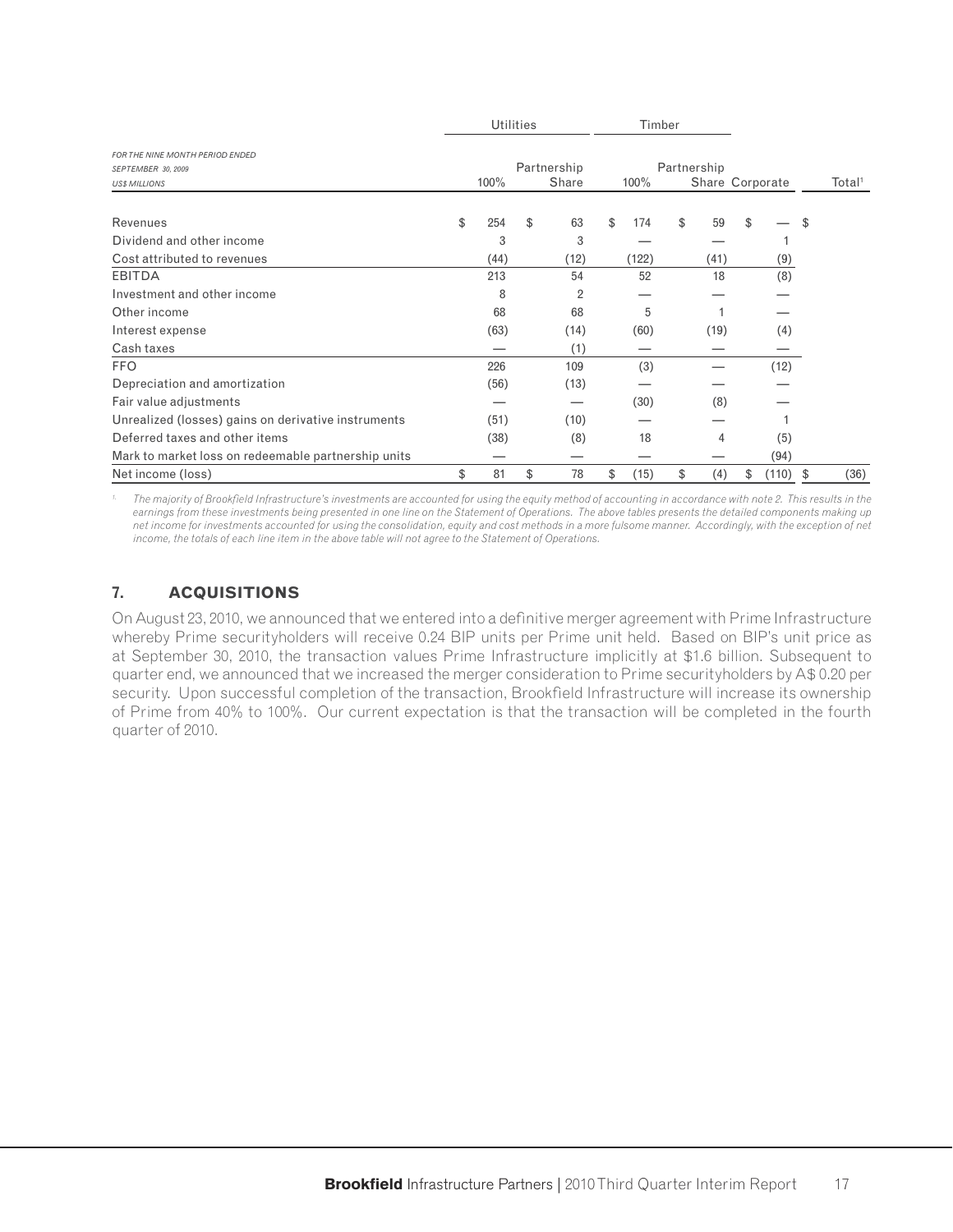| FOR THE NINE MONTH PERIOD ENDED SEPTEMBER 30, 2009 US$ MILLIONS | Utilities | | Timber | | | |
|---|---|---|---|---|---|---|
| | 100% | Partnership Share | 100% | Partnership Share | Corporate | Total[1] |
| Revenues | $ 254 | $ 63 | $ 174 | $ 59 | $ — | $ |
| Dividend and other income | 3 | 3 | — | — | 1 | |
| Cost attributed to revenues | (44) | (12) | (122) | (41) | (9) | |
| EBITDA | 213 | 54 | 52 | 18 | (8) | |
| Investment and other income | 8 | 2 | — | — | — | |
| Other income | 68 | 68 | 5 | 1 | — | |
| Interest expense | (63) | (14) | (60) | (19) | (4) | |
| Cash taxes | — | (1) | — | — | — | |
| FFO | 226 | 109 | (3) | — | (12) | |
| Depreciation and amortization | (56) | (13) | — | — | — | |
| Fair value adjustments | — | — | (30) | (8) | — | |
| Unrealized (losses) gains on derivative instruments | (51) | (10) | — | — | 1 | |
| Deferred taxes and other items | (38) | (8) | 18 | 4 | (5) | |
| Mark to market loss on redeemable partnership units | — | — | — | — | (94) | |
| Net income (loss) | $ 81 | $ 78 | $ (15) | $ (4) | $ (110) | $ (36) |

1. *The majority of Brookfield Infrastructure's investments are accounted for using the equity method of accounting in accordance with note 2. This results in the earnings from these investments being presented in one line on the Statement of Operations. The above tables presents the detailed components making up net income for investments accounted for using the consolidation, equity and cost methods in a more fulsome manner. Accordingly, with the exception of net income, the totals of each line item in the above table will not agree to the Statement of Operations.*

## 7. ACQUISITIONS

On August 23, 2010, we announced that we entered into a definitive merger agreement with Prime Infrastructure whereby Prime securityholders will receive 0.24 BIP units per Prime unit held. Based on BIP's unit price as at September 30, 2010, the transaction values Prime Infrastructure implicitly at $1.6 billion. Subsequent to quarter end, we announced that we increased the merger consideration to Prime securityholders by A$ 0.20 per security. Upon successful completion of the transaction, Brookfield Infrastructure will increase its ownership of Prime from 40% to 100%. Our current expectation is that the transaction will be completed in the fourth quarter of 2010.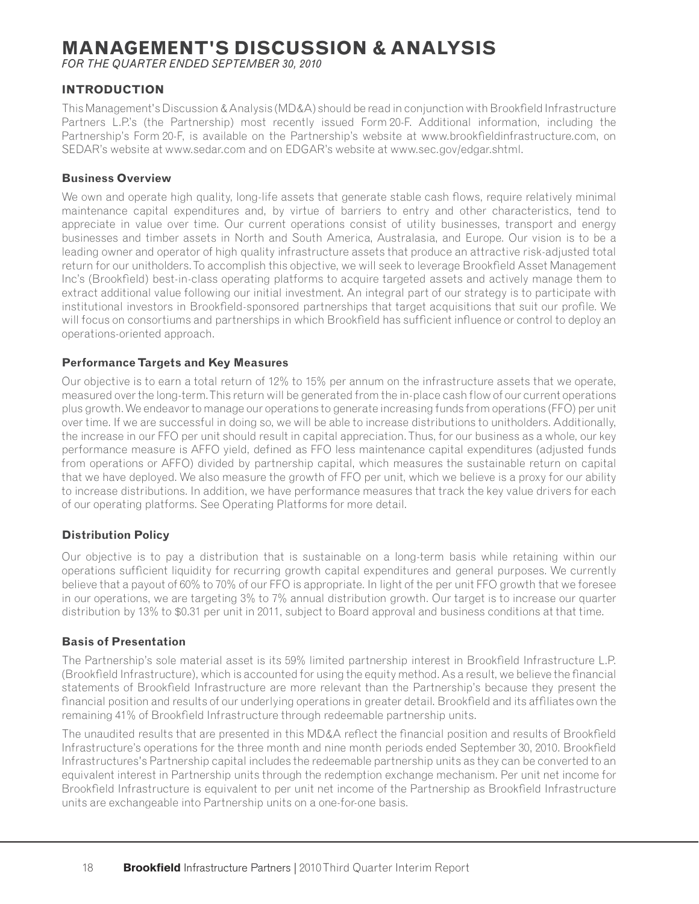# MANAGEMENT'S DISCUSSION & ANALYSIS

*FOR THE QUARTER ENDED SEPTEMBER 30, 2010*

## INTRODUCTION

This Management's Discussion & Analysis (MD&A) should be read in conjunction with Brookfield Infrastructure Partners L.P.'s (the Partnership) most recently issued Form 20-F. Additional information, including the Partnership's Form 20-F, is available on the Partnership's website at www.brookfieldinfrastructure.com, on SEDAR's website at www.sedar.com and on EDGAR's website at www.sec.gov/edgar.shtml.

### Business Overview

We own and operate high quality, long-life assets that generate stable cash flows, require relatively minimal maintenance capital expenditures and, by virtue of barriers to entry and other characteristics, tend to appreciate in value over time. Our current operations consist of utility businesses, transport and energy businesses and timber assets in North and South America, Australasia, and Europe. Our vision is to be a leading owner and operator of high quality infrastructure assets that produce an attractive risk-adjusted total return for our unitholders. To accomplish this objective, we will seek to leverage Brookfield Asset Management Inc's (Brookfield) best-in-class operating platforms to acquire targeted assets and actively manage them to extract additional value following our initial investment. An integral part of our strategy is to participate with institutional investors in Brookfield-sponsored partnerships that target acquisitions that suit our profile. We will focus on consortiums and partnerships in which Brookfield has sufficient influence or control to deploy an operations-oriented approach.

### Performance Targets and Key Measures

Our objective is to earn a total return of 12% to 15% per annum on the infrastructure assets that we operate, measured over the long-term. This return will be generated from the in-place cash flow of our current operations plus growth. We endeavor to manage our operations to generate increasing funds from operations (FFO) per unit over time. If we are successful in doing so, we will be able to increase distributions to unitholders. Additionally, the increase in our FFO per unit should result in capital appreciation. Thus, for our business as a whole, our key performance measure is AFFO yield, defined as FFO less maintenance capital expenditures (adjusted funds from operations or AFFO) divided by partnership capital, which measures the sustainable return on capital that we have deployed. We also measure the growth of FFO per unit, which we believe is a proxy for our ability to increase distributions. In addition, we have performance measures that track the key value drivers for each of our operating platforms. See Operating Platforms for more detail.

### Distribution Policy

Our objective is to pay a distribution that is sustainable on a long-term basis while retaining within our operations sufficient liquidity for recurring growth capital expenditures and general purposes. We currently believe that a payout of 60% to 70% of our FFO is appropriate. In light of the per unit FFO growth that we foresee in our operations, we are targeting 3% to 7% annual distribution growth. Our target is to increase our quarter distribution by 13% to $0.31 per unit in 2011, subject to Board approval and business conditions at that time.

### Basis of Presentation

The Partnership's sole material asset is its 59% limited partnership interest in Brookfield Infrastructure L.P. (Brookfield Infrastructure), which is accounted for using the equity method. As a result, we believe the financial statements of Brookfield Infrastructure are more relevant than the Partnership's because they present the financial position and results of our underlying operations in greater detail. Brookfield and its affiliates own the remaining 41% of Brookfield Infrastructure through redeemable partnership units.

The unaudited results that are presented in this MD&A reflect the financial position and results of Brookfield Infrastructure's operations for the three month and nine month periods ended September 30, 2010. Brookfield Infrastructures's Partnership capital includes the redeemable partnership units as they can be converted to an equivalent interest in Partnership units through the redemption exchange mechanism. Per unit net income for Brookfield Infrastructure is equivalent to per unit net income of the Partnership as Brookfield Infrastructure units are exchangeable into Partnership units on a one-for-one basis.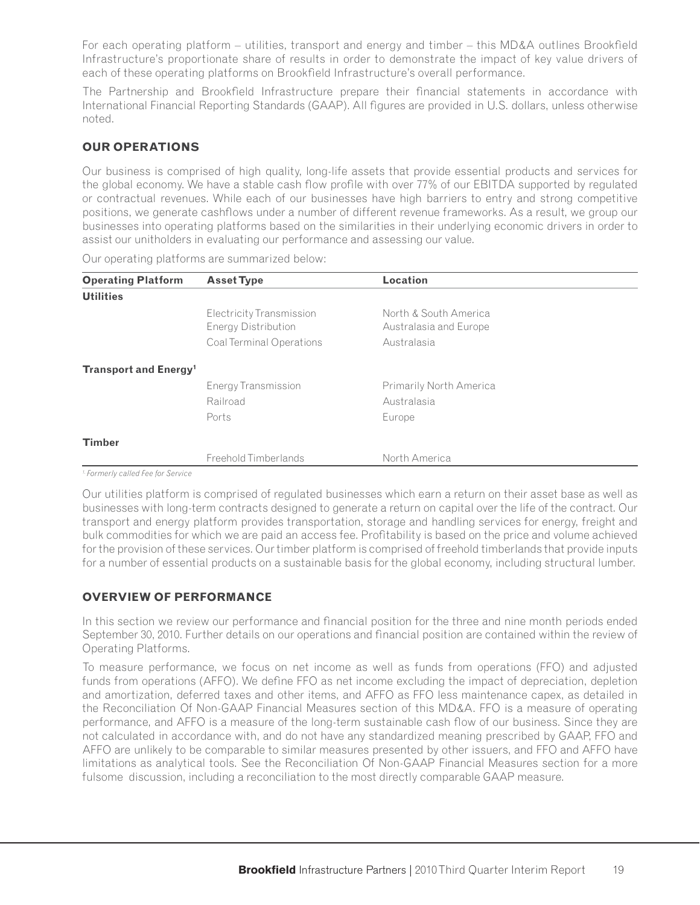For each operating platform – utilities, transport and energy and timber – this MD&A outlines Brookfield Infrastructure's proportionate share of results in order to demonstrate the impact of key value drivers of each of these operating platforms on Brookfield Infrastructure's overall performance.

The Partnership and Brookfield Infrastructure prepare their financial statements in accordance with International Financial Reporting Standards (GAAP). All figures are provided in U.S. dollars, unless otherwise noted.

## OUR OPERATIONS

Our business is comprised of high quality, long-life assets that provide essential products and services for the global economy. We have a stable cash flow profile with over 77% of our EBITDA supported by regulated or contractual revenues. While each of our businesses have high barriers to entry and strong competitive positions, we generate cashflows under a number of different revenue frameworks. As a result, we group our businesses into operating platforms based on the similarities in their underlying economic drivers in order to assist our unitholders in evaluating our performance and assessing our value.

Our operating platforms are summarized below:

| Operating Platform | Asset Type | Location |
|---|---|---|
| **Utilities** | | |
| | Electricity Transmission<br>Energy Distribution | North & South America<br>Australasia and Europe |
| | Coal Terminal Operations | Australasia |
| **Transport and Energy**[1] | | |
| | Energy Transmission | Primarily North America |
| | Railroad | Australasia |
| | Ports | Europe |
| **Timber** | | |
| | Freehold Timberlands | North America |

[1] *Formerly called Fee for Service*

Our utilities platform is comprised of regulated businesses which earn a return on their asset base as well as businesses with long-term contracts designed to generate a return on capital over the life of the contract. Our transport and energy platform provides transportation, storage and handling services for energy, freight and bulk commodities for which we are paid an access fee. Profitability is based on the price and volume achieved for the provision of these services. Our timber platform is comprised of freehold timberlands that provide inputs for a number of essential products on a sustainable basis for the global economy, including structural lumber.

## OVERVIEW OF PERFORMANCE

In this section we review our performance and financial position for the three and nine month periods ended September 30, 2010. Further details on our operations and financial position are contained within the review of Operating Platforms.

To measure performance, we focus on net income as well as funds from operations (FFO) and adjusted funds from operations (AFFO). We define FFO as net income excluding the impact of depreciation, depletion and amortization, deferred taxes and other items, and AFFO as FFO less maintenance capex, as detailed in the Reconciliation Of Non-GAAP Financial Measures section of this MD&A. FFO is a measure of operating performance, and AFFO is a measure of the long-term sustainable cash flow of our business. Since they are not calculated in accordance with, and do not have any standardized meaning prescribed by GAAP, FFO and AFFO are unlikely to be comparable to similar measures presented by other issuers, and FFO and AFFO have limitations as analytical tools. See the Reconciliation Of Non-GAAP Financial Measures section for a more fulsome discussion, including a reconciliation to the most directly comparable GAAP measure.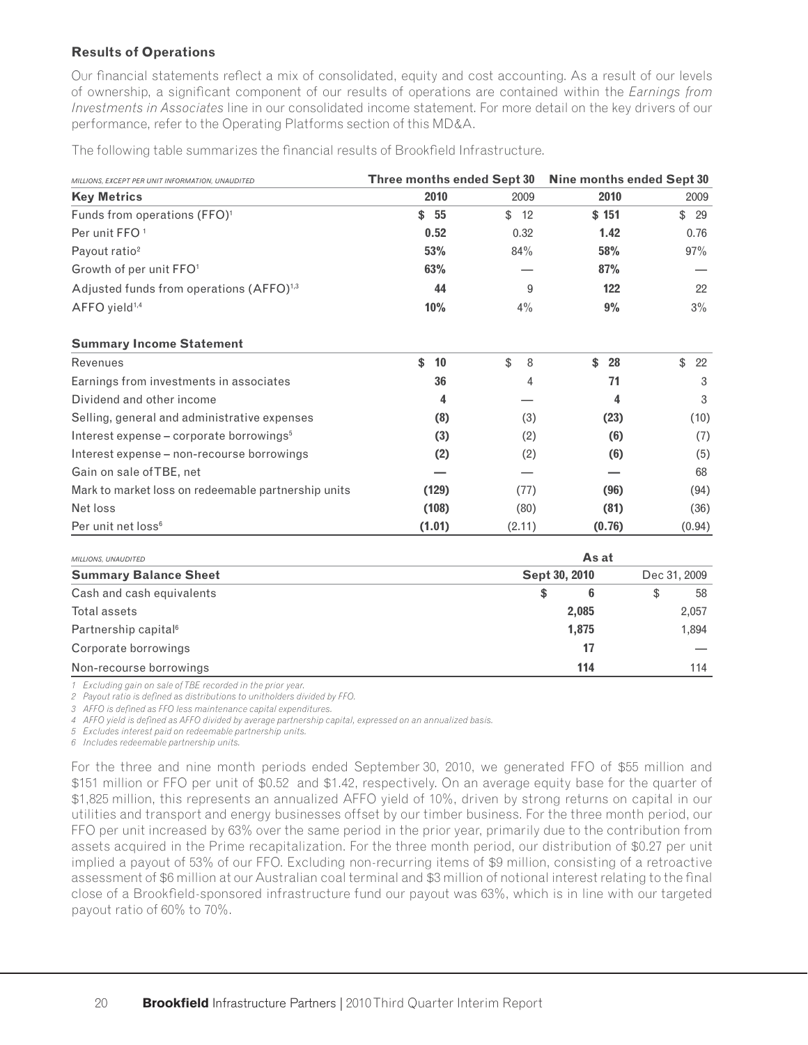### Results of Operations

Our financial statements reflect a mix of consolidated, equity and cost accounting. As a result of our levels of ownership, a significant component of our results of operations are contained within the *Earnings from Investments in Associates* line in our consolidated income statement. For more detail on the key drivers of our performance, refer to the Operating Platforms section of this MD&A.

The following table summarizes the financial results of Brookfield Infrastructure.

| *MILLIONS, EXCEPT PER UNIT INFORMATION, UNAUDITED* | **Three months ended Sept 30** | | **Nine months ended Sept 30** | |
|---|---|---|---|---|
| **Key Metrics** | **2010** | 2009 | **2010** | 2009 |
| Funds from operations (FFO)[1] | **$ 55** | $ 12 | **$ 151** | $ 29 |
| Per unit FFO [1] | **0.52** | 0.32 | **1.42** | 0.76 |
| Payout ratio[2] | **53%** | 84% | **58%** | 97% |
| Growth of per unit FFO[1] | **63%** | — | **87%** | — |
| Adjusted funds from operations (AFFO)[1,3] | **44** | 9 | **122** | 22 |
| AFFO yield[1,4] | **10%** | 4% | **9%** | 3% |
| **Summary Income Statement** | | | | |
| Revenues | **$ 10** | $ 8 | **$ 28** | $ 22 |
| Earnings from investments in associates | **36** | 4 | **71** | 3 |
| Dividend and other income | **4** | — | **4** | 3 |
| Selling, general and administrative expenses | **(8)** | (3) | **(23)** | (10) |
| Interest expense – corporate borrowings[5] | **(3)** | (2) | **(6)** | (7) |
| Interest expense – non-recourse borrowings | **(2)** | (2) | **(6)** | (5) |
| Gain on sale of TBE, net | **—** | — | **—** | 68 |
| Mark to market loss on redeemable partnership units | **(129)** | (77) | **(96)** | (94) |
| Net loss | **(108)** | (80) | **(81)** | (36) |
| Per unit net loss[6] | **(1.01)** | (2.11) | **(0.76)** | (0.94) |

| *MILLIONS, UNAUDITED* | **As at** | |
|---|---|---|
| **Summary Balance Sheet** | **Sept 30, 2010** | Dec 31, 2009 |
| Cash and cash equivalents | **$ 6** | $ 58 |
| Total assets | **2,085** | 2,057 |
| Partnership capital[6] | **1,875** | 1,894 |
| Corporate borrowings | **17** | — |
| Non-recourse borrowings | **114** | 114 |

*1 Excluding gain on sale of TBE recorded in the prior year.*
*2 Payout ratio is defined as distributions to unitholders divided by FFO.*
*3 AFFO is defined as FFO less maintenance capital expenditures.*
*4 AFFO yield is defined as AFFO divided by average partnership capital, expressed on an annualized basis.*
*5 Excludes interest paid on redeemable partnership units.*
*6 Includes redeemable partnership units.*

For the three and nine month periods ended September 30, 2010, we generated FFO of $55 million and $151 million or FFO per unit of $0.52 and $1.42, respectively. On an average equity base for the quarter of $1,825 million, this represents an annualized AFFO yield of 10%, driven by strong returns on capital in our utilities and transport and energy businesses offset by our timber business. For the three month period, our FFO per unit increased by 63% over the same period in the prior year, primarily due to the contribution from assets acquired in the Prime recapitalization. For the three month period, our distribution of $0.27 per unit implied a payout of 53% of our FFO. Excluding non-recurring items of $9 million, consisting of a retroactive assessment of $6 million at our Australian coal terminal and $3 million of notional interest relating to the final close of a Brookfield-sponsored infrastructure fund our payout was 63%, which is in line with our targeted payout ratio of 60% to 70%.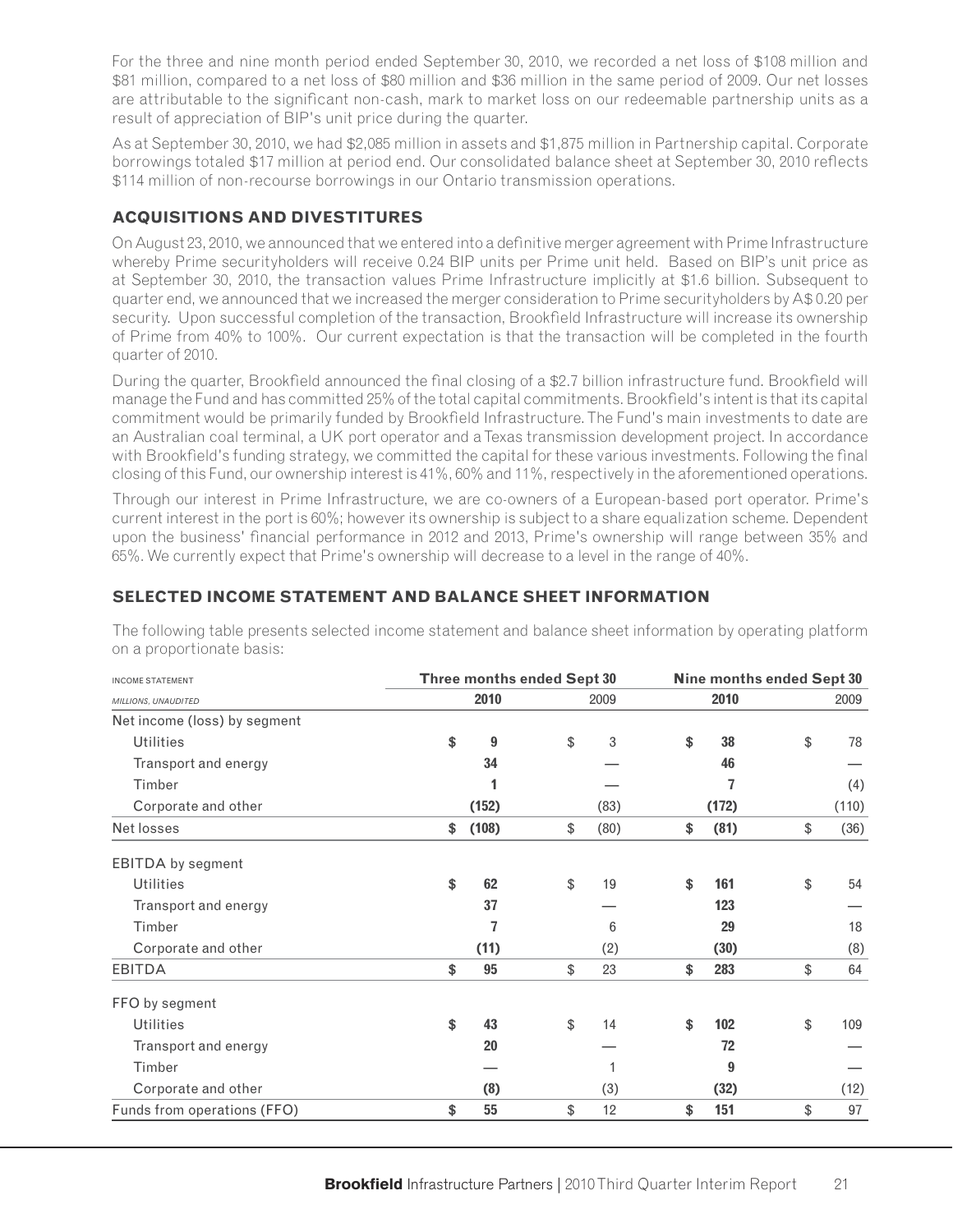For the three and nine month period ended September 30, 2010, we recorded a net loss of $108 million and $81 million, compared to a net loss of $80 million and $36 million in the same period of 2009. Our net losses are attributable to the significant non-cash, mark to market loss on our redeemable partnership units as a result of appreciation of BIP's unit price during the quarter.

As at September 30, 2010, we had $2,085 million in assets and $1,875 million in Partnership capital. Corporate borrowings totaled $17 million at period end. Our consolidated balance sheet at September 30, 2010 reflects $114 million of non-recourse borrowings in our Ontario transmission operations.

## ACQUISITIONS AND DIVESTITURES

On August 23, 2010, we announced that we entered into a definitive merger agreement with Prime Infrastructure whereby Prime securityholders will receive 0.24 BIP units per Prime unit held. Based on BIP's unit price as at September 30, 2010, the transaction values Prime Infrastructure implicitly at $1.6 billion. Subsequent to quarter end, we announced that we increased the merger consideration to Prime securityholders by A$ 0.20 per security. Upon successful completion of the transaction, Brookfield Infrastructure will increase its ownership of Prime from 40% to 100%. Our current expectation is that the transaction will be completed in the fourth quarter of 2010.

During the quarter, Brookfield announced the final closing of a $2.7 billion infrastructure fund. Brookfield will manage the Fund and has committed 25% of the total capital commitments. Brookfield's intent is that its capital commitment would be primarily funded by Brookfield Infrastructure. The Fund's main investments to date are an Australian coal terminal, a UK port operator and a Texas transmission development project. In accordance with Brookfield's funding strategy, we committed the capital for these various investments. Following the final closing of this Fund, our ownership interest is 41%, 60% and 11%, respectively in the aforementioned operations.

Through our interest in Prime Infrastructure, we are co-owners of a European-based port operator. Prime's current interest in the port is 60%; however its ownership is subject to a share equalization scheme. Dependent upon the business' financial performance in 2012 and 2013, Prime's ownership will range between 35% and 65%. We currently expect that Prime's ownership will decrease to a level in the range of 40%.

## SELECTED INCOME STATEMENT AND BALANCE SHEET INFORMATION

The following table presents selected income statement and balance sheet information by operating platform on a proportionate basis:

| INCOME STATEMENT | Three months ended Sept 30 | | Nine months ended Sept 30 | |
|---|---|---|---|---|
| *MILLIONS, UNAUDITED* | **2010** | 2009 | **2010** | 2009 |
| Net income (loss) by segment | | | | |
| Utilities | **$ 9** | $ 3 | **$ 38** | $ 78 |
| Transport and energy | **34** | — | **46** | — |
| Timber | **1** | — | **7** | (4) |
| Corporate and other | **(152)** | (83) | **(172)** | (110) |
| Net losses | **$ (108)** | $ (80) | **$ (81)** | $ (36) |
| EBITDA by segment | | | | |
| Utilities | **$ 62** | $ 19 | **$ 161** | $ 54 |
| Transport and energy | **37** | — | **123** | — |
| Timber | **7** | 6 | **29** | 18 |
| Corporate and other | **(11)** | (2) | **(30)** | (8) |
| EBITDA | **$ 95** | $ 23 | **$ 283** | $ 64 |
| FFO by segment | | | | |
| Utilities | **$ 43** | $ 14 | **$ 102** | $ 109 |
| Transport and energy | **20** | — | **72** | — |
| Timber | **—** | 1 | **9** | — |
| Corporate and other | **(8)** | (3) | **(32)** | (12) |
| Funds from operations (FFO) | **$ 55** | $ 12 | **$ 151** | $ 97 |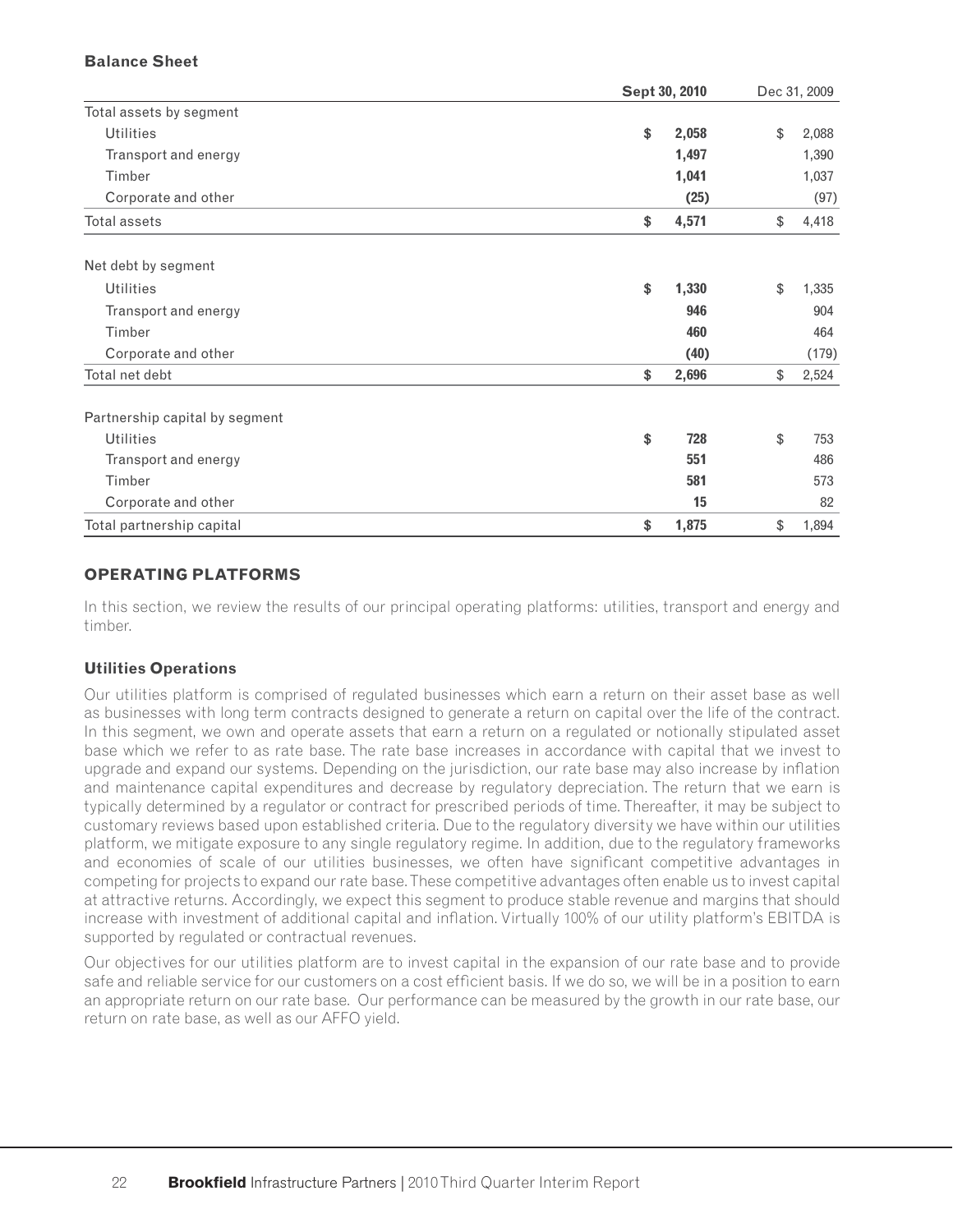**Balance Sheet**

| | Sept 30, 2010 | Dec 31, 2009 |
|---|---|---|
| Total assets by segment | | |
| Utilities | $ 2,058 | $ 2,088 |
| Transport and energy | 1,497 | 1,390 |
| Timber | 1,041 | 1,037 |
| Corporate and other | (25) | (97) |
| Total assets | $ 4,571 | $ 4,418 |
| | | |
| Net debt by segment | | |
| Utilities | $ 1,330 | $ 1,335 |
| Transport and energy | 946 | 904 |
| Timber | 460 | 464 |
| Corporate and other | (40) | (179) |
| Total net debt | $ 2,696 | $ 2,524 |
| | | |
| Partnership capital by segment | | |
| Utilities | $ 728 | $ 753 |
| Transport and energy | 551 | 486 |
| Timber | 581 | 573 |
| Corporate and other | 15 | 82 |
| Total partnership capital | $ 1,875 | $ 1,894 |

## OPERATING PLATFORMS

In this section, we review the results of our principal operating platforms: utilities, transport and energy and timber.

### Utilities Operations

Our utilities platform is comprised of regulated businesses which earn a return on their asset base as well as businesses with long term contracts designed to generate a return on capital over the life of the contract. In this segment, we own and operate assets that earn a return on a regulated or notionally stipulated asset base which we refer to as rate base. The rate base increases in accordance with capital that we invest to upgrade and expand our systems. Depending on the jurisdiction, our rate base may also increase by inflation and maintenance capital expenditures and decrease by regulatory depreciation. The return that we earn is typically determined by a regulator or contract for prescribed periods of time. Thereafter, it may be subject to customary reviews based upon established criteria. Due to the regulatory diversity we have within our utilities platform, we mitigate exposure to any single regulatory regime. In addition, due to the regulatory frameworks and economies of scale of our utilities businesses, we often have significant competitive advantages in competing for projects to expand our rate base. These competitive advantages often enable us to invest capital at attractive returns. Accordingly, we expect this segment to produce stable revenue and margins that should increase with investment of additional capital and inflation. Virtually 100% of our utility platform's EBITDA is supported by regulated or contractual revenues.

Our objectives for our utilities platform are to invest capital in the expansion of our rate base and to provide safe and reliable service for our customers on a cost efficient basis. If we do so, we will be in a position to earn an appropriate return on our rate base. Our performance can be measured by the growth in our rate base, our return on rate base, as well as our AFFO yield.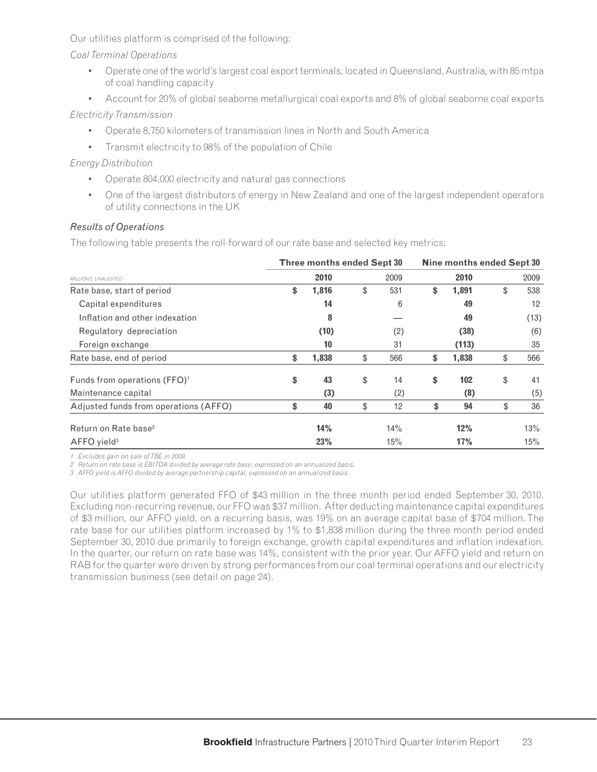Our utilities platform is comprised of the following:

*Coal Terminal Operations*

- Operate one of the world's largest coal export terminals, located in Queensland, Australia, with 85 mtpa of coal handling capacity
- Account for 20% of global seaborne metallurgical coal exports and 8% of global seaborne coal exports

*Electricity Transmission*

- Operate 8,750 kilometers of transmission lines in North and South America
- Transmit electricity to 98% of the population of Chile

*Energy Distribution*

- Operate 804,000 electricity and natural gas connections
- One of the largest distributors of energy in New Zealand and one of the largest independent operators of utility connections in the UK

*Results of Operations*

The following table presents the roll-forward of our rate base and selected key metrics:

| | Three months ended Sept 30 | | Nine months ended Sept 30 | |
|---|---|---|---|---|
| *MILLIONS, UNAUDITED* | **2010** | 2009 | **2010** | 2009 |
| Rate base, start of period | **$ 1,816** | $ 531 | **$ 1,891** | $ 538 |
| Capital expenditures | **14** | 6 | **49** | 12 |
| Inflation and other indexation | **8** | — | **49** | (13) |
| Regulatory depreciation | **(10)** | (2) | **(38)** | (6) |
| Foreign exchange | **10** | 31 | **(113)** | 35 |
| Rate base, end of period | **$ 1,838** | $ 566 | **$ 1,838** | $ 566 |
| Funds from operations (FFO)[1] | **$ 43** | $ 14 | **$ 102** | $ 41 |
| Maintenance capital | **(3)** | (2) | **(8)** | (5) |
| Adjusted funds from operations (AFFO) | **$ 40** | $ 12 | **$ 94** | $ 36 |
| Return on Rate base[2] | **14%** | 14% | **12%** | 13% |
| AFFO yield[3] | **23%** | 15% | **17%** | 15% |

*1 Excludes gain on sale of TBE in 2009.*
*2 Return on rate base is EBITDA divided by average rate base, expressed on an annualized basis.*
*3 AFFO yield is AFFO divided by average partnership capital, expressed on an annualized basis.*

Our utilities platform generated FFO of $43 million in the three month period ended September 30, 2010. Excluding non-recurring revenue, our FFO was $37 million. After deducting maintenance capital expenditures of $3 million, our AFFO yield, on a recurring basis, was 19% on an average capital base of $704 million. The rate base for our utilities platform increased by 1% to $1,838 million during the three month period ended September 30, 2010 due primarily to foreign exchange, growth capital expenditures and inflation indexation. In the quarter, our return on rate base was 14%, consistent with the prior year. Our AFFO yield and return on RAB for the quarter were driven by strong performances from our coal terminal operations and our electricity transmission business (see detail on page 24).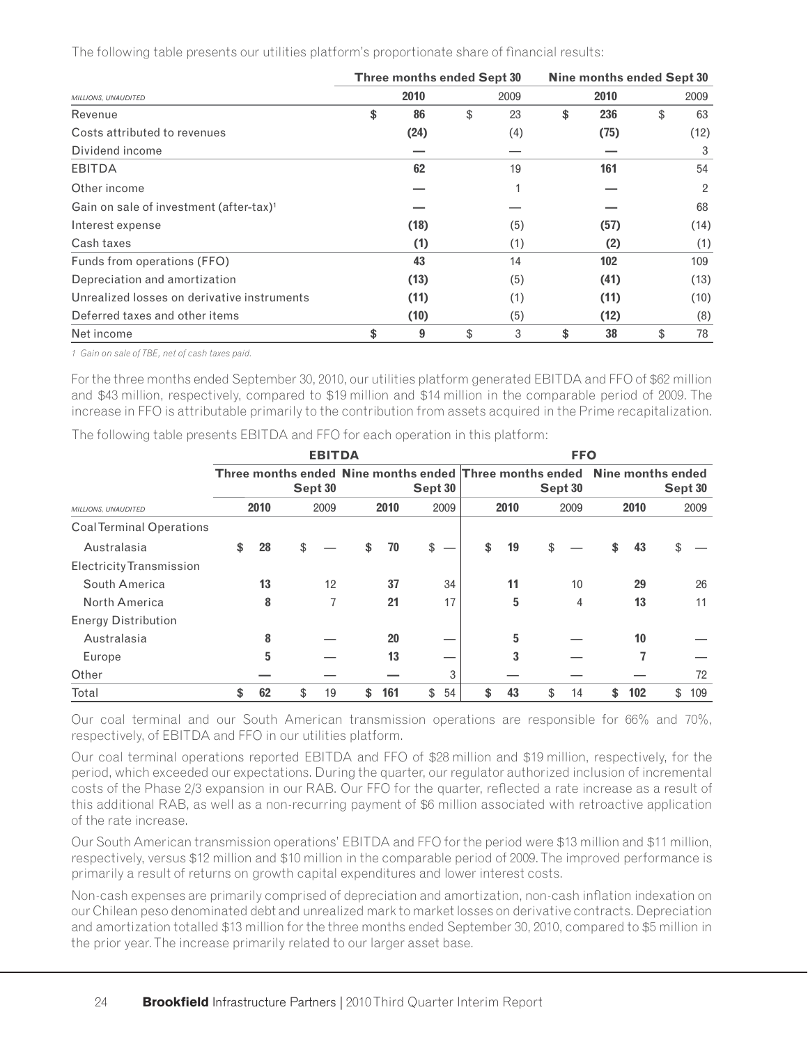The following table presents our utilities platform's proportionate share of financial results:

| MILLIONS, UNAUDITED | Three months ended Sept 30 | | Nine months ended Sept 30 | |
|---|---|---|---|---|
| | **2010** | 2009 | **2010** | 2009 |
| Revenue | **$ 86** | $ 23 | **$ 236** | $ 63 |
| Costs attributed to revenues | **(24)** | (4) | **(75)** | (12) |
| Dividend income | **—** | — | **—** | 3 |
| EBITDA | **62** | 19 | **161** | 54 |
| Other income | **—** | 1 | **—** | 2 |
| Gain on sale of investment (after-tax)[1] | **—** | — | **—** | 68 |
| Interest expense | **(18)** | (5) | **(57)** | (14) |
| Cash taxes | **(1)** | (1) | **(2)** | (1) |
| Funds from operations (FFO) | **43** | 14 | **102** | 109 |
| Depreciation and amortization | **(13)** | (5) | **(41)** | (13) |
| Unrealized losses on derivative instruments | **(11)** | (1) | **(11)** | (10) |
| Deferred taxes and other items | **(10)** | (5) | **(12)** | (8) |
| Net income | **$ 9** | $ 3 | **$ 38** | $ 78 |

*1 Gain on sale of TBE, net of cash taxes paid.*

For the three months ended September 30, 2010, our utilities platform generated EBITDA and FFO of $62 million and $43 million, respectively, compared to $19 million and $14 million in the comparable period of 2009. The increase in FFO is attributable primarily to the contribution from assets acquired in the Prime recapitalization.

The following table presents EBITDA and FFO for each operation in this platform:

| | EBITDA | | | | FFO | | | |
|---|---|---|---|---|---|---|---|---|
| | Three months ended Sept 30 | | Nine months ended Sept 30 | | Three months ended Sept 30 | | Nine months ended Sept 30 | |
| MILLIONS, UNAUDITED | **2010** | 2009 | **2010** | 2009 | **2010** | 2009 | **2010** | 2009 |
| Coal Terminal Operations | | | | | | | | |
| Australasia | **$ 28** | $ — | **$ 70** | $ — | **$ 19** | $ — | **$ 43** | $ — |
| Electricity Transmission | | | | | | | | |
| South America | **13** | 12 | **37** | 34 | **11** | 10 | **29** | 26 |
| North America | **8** | 7 | **21** | 17 | **5** | 4 | **13** | 11 |
| Energy Distribution | | | | | | | | |
| Australasia | **8** | — | **20** | — | **5** | — | **10** | — |
| Europe | **5** | — | **13** | — | **3** | — | **7** | — |
| Other | **—** | — | **—** | 3 | **—** | — | **—** | 72 |
| Total | **$ 62** | $ 19 | **$ 161** | $ 54 | **$ 43** | $ 14 | **$ 102** | $ 109 |

Our coal terminal and our South American transmission operations are responsible for 66% and 70%, respectively, of EBITDA and FFO in our utilities platform.

Our coal terminal operations reported EBITDA and FFO of $28 million and $19 million, respectively, for the period, which exceeded our expectations. During the quarter, our regulator authorized inclusion of incremental costs of the Phase 2/3 expansion in our RAB. Our FFO for the quarter, reflected a rate increase as a result of this additional RAB, as well as a non-recurring payment of $6 million associated with retroactive application of the rate increase.

Our South American transmission operations' EBITDA and FFO for the period were $13 million and $11 million, respectively, versus $12 million and $10 million in the comparable period of 2009. The improved performance is primarily a result of returns on growth capital expenditures and lower interest costs.

Non-cash expenses are primarily comprised of depreciation and amortization, non-cash inflation indexation on our Chilean peso denominated debt and unrealized mark to market losses on derivative contracts. Depreciation and amortization totalled $13 million for the three months ended September 30, 2010, compared to $5 million in the prior year. The increase primarily related to our larger asset base.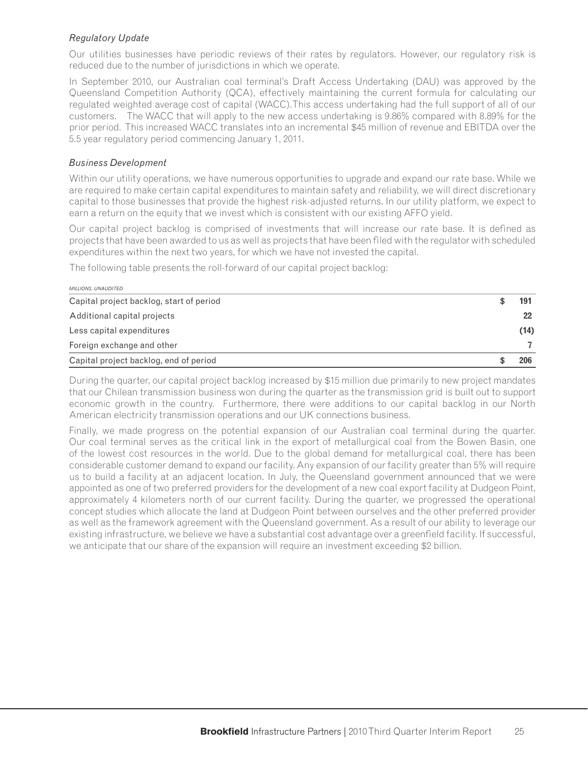### *Regulatory Update*

Our utilities businesses have periodic reviews of their rates by regulators. However, our regulatory risk is reduced due to the number of jurisdictions in which we operate.

In September 2010, our Australian coal terminal's Draft Access Undertaking (DAU) was approved by the Queensland Competition Authority (QCA), effectively maintaining the current formula for calculating our regulated weighted average cost of capital (WACC). This access undertaking had the full support of all of our customers. The WACC that will apply to the new access undertaking is 9.86% compared with 8.89% for the prior period. This increased WACC translates into an incremental $45 million of revenue and EBITDA over the 5.5 year regulatory period commencing January 1, 2011.

### *Business Development*

Within our utility operations, we have numerous opportunities to upgrade and expand our rate base. While we are required to make certain capital expenditures to maintain safety and reliability, we will direct discretionary capital to those businesses that provide the highest risk-adjusted returns. In our utility platform, we expect to earn a return on the equity that we invest which is consistent with our existing AFFO yield.

Our capital project backlog is comprised of investments that will increase our rate base. It is defined as projects that have been awarded to us as well as projects that have been filed with the regulator with scheduled expenditures within the next two years, for which we have not invested the capital.

The following table presents the roll-forward of our capital project backlog:

| *MILLIONS, UNAUDITED* | |
|---|---|
| Capital project backlog, start of period | $ **191** |
| Additional capital projects | **22** |
| Less capital expenditures | **(14)** |
| Foreign exchange and other | **7** |
| Capital project backlog, end of period | $ **206** |

During the quarter, our capital project backlog increased by $15 million due primarily to new project mandates that our Chilean transmission business won during the quarter as the transmission grid is built out to support economic growth in the country. Furthermore, there were additions to our capital backlog in our North American electricity transmission operations and our UK connections business.

Finally, we made progress on the potential expansion of our Australian coal terminal during the quarter. Our coal terminal serves as the critical link in the export of metallurgical coal from the Bowen Basin, one of the lowest cost resources in the world. Due to the global demand for metallurgical coal, there has been considerable customer demand to expand our facility. Any expansion of our facility greater than 5% will require us to build a facility at an adjacent location. In July, the Queensland government announced that we were appointed as one of two preferred providers for the development of a new coal export facility at Dudgeon Point, approximately 4 kilometers north of our current facility. During the quarter, we progressed the operational concept studies which allocate the land at Dudgeon Point between ourselves and the other preferred provider as well as the framework agreement with the Queensland government. As a result of our ability to leverage our existing infrastructure, we believe we have a substantial cost advantage over a greenfield facility. If successful, we anticipate that our share of the expansion will require an investment exceeding $2 billion.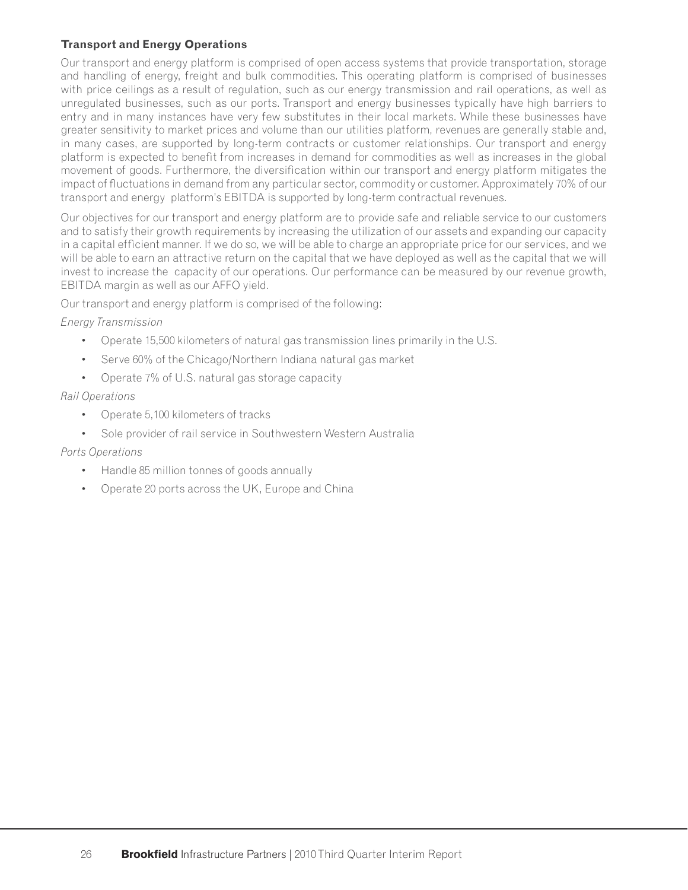### Transport and Energy Operations

Our transport and energy platform is comprised of open access systems that provide transportation, storage and handling of energy, freight and bulk commodities. This operating platform is comprised of businesses with price ceilings as a result of regulation, such as our energy transmission and rail operations, as well as unregulated businesses, such as our ports. Transport and energy businesses typically have high barriers to entry and in many instances have very few substitutes in their local markets. While these businesses have greater sensitivity to market prices and volume than our utilities platform, revenues are generally stable and, in many cases, are supported by long-term contracts or customer relationships. Our transport and energy platform is expected to benefit from increases in demand for commodities as well as increases in the global movement of goods. Furthermore, the diversification within our transport and energy platform mitigates the impact of fluctuations in demand from any particular sector, commodity or customer. Approximately 70% of our transport and energy platform's EBITDA is supported by long-term contractual revenues.

Our objectives for our transport and energy platform are to provide safe and reliable service to our customers and to satisfy their growth requirements by increasing the utilization of our assets and expanding our capacity in a capital efficient manner. If we do so, we will be able to charge an appropriate price for our services, and we will be able to earn an attractive return on the capital that we have deployed as well as the capital that we will invest to increase the capacity of our operations. Our performance can be measured by our revenue growth, EBITDA margin as well as our AFFO yield.

Our transport and energy platform is comprised of the following:

*Energy Transmission*

- Operate 15,500 kilometers of natural gas transmission lines primarily in the U.S.
- Serve 60% of the Chicago/Northern Indiana natural gas market
- Operate 7% of U.S. natural gas storage capacity

*Rail Operations*

- Operate 5,100 kilometers of tracks
- Sole provider of rail service in Southwestern Western Australia

*Ports Operations*

- Handle 85 million tonnes of goods annually
- Operate 20 ports across the UK, Europe and China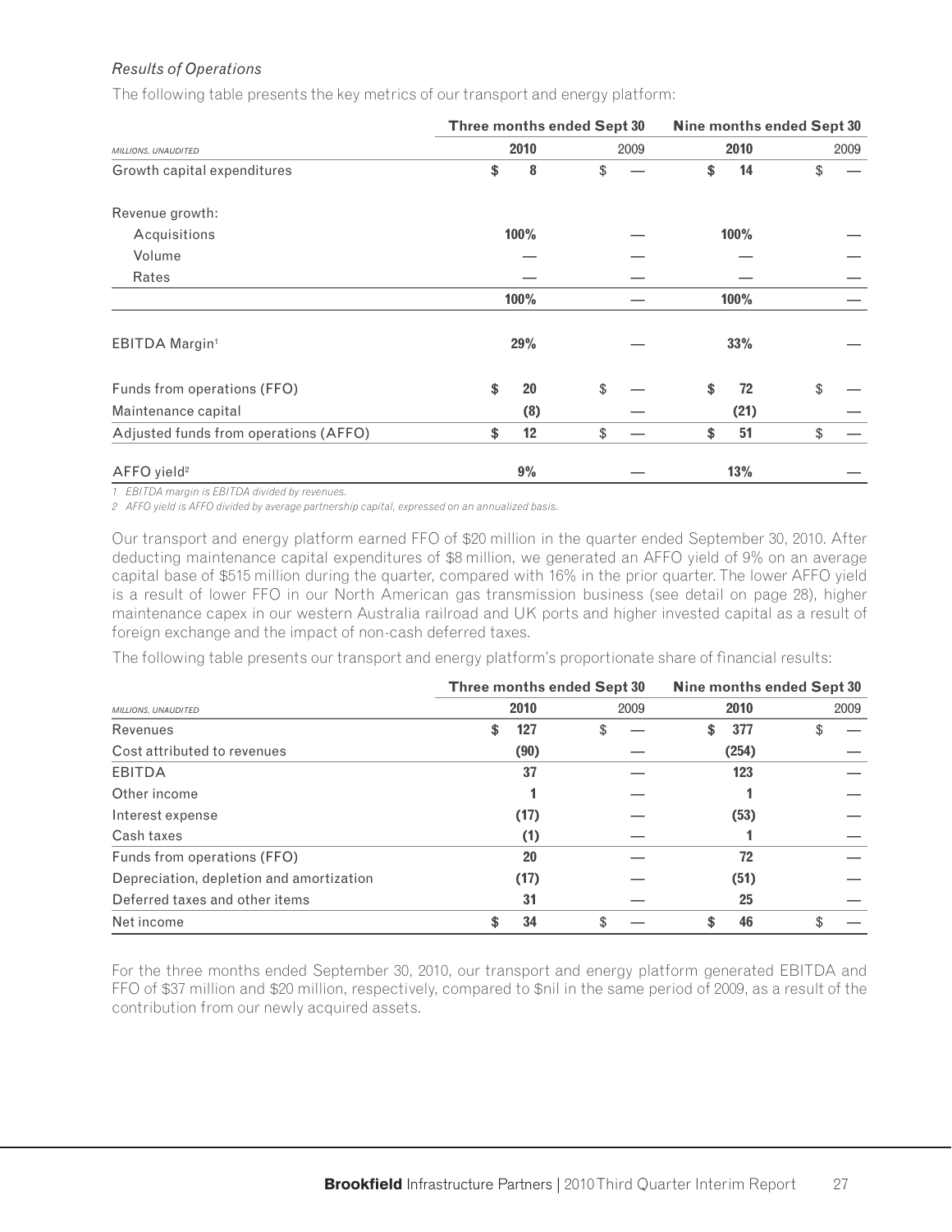*Results of Operations*

The following table presents the key metrics of our transport and energy platform:

| | Three months ended Sept 30 | | Nine months ended Sept 30 | |
|---|---|---|---|---|
| MILLIONS, UNAUDITED | **2010** | 2009 | **2010** | 2009 |
| Growth capital expenditures | **$ 8** | $ — | **$ 14** | $ — |
| Revenue growth: | | | | |
| Acquisitions | **100%** | — | **100%** | — |
| Volume | **—** | — | **—** | — |
| Rates | **—** | — | **—** | — |
| | **100%** | — | **100%** | — |
| EBITDA Margin[1] | **29%** | — | **33%** | — |
| Funds from operations (FFO) | **$ 20** | $ — | **$ 72** | $ — |
| Maintenance capital | **(8)** | — | **(21)** | — |
| Adjusted funds from operations (AFFO) | **$ 12** | $ — | **$ 51** | $ — |
| AFFO yield[2] | **9%** | — | **13%** | — |

*1 EBITDA margin is EBITDA divided by revenues.*
*2 AFFO yield is AFFO divided by average partnership capital, expressed on an annualized basis.*

Our transport and energy platform earned FFO of $20 million in the quarter ended September 30, 2010. After deducting maintenance capital expenditures of $8 million, we generated an AFFO yield of 9% on an average capital base of $515 million during the quarter, compared with 16% in the prior quarter. The lower AFFO yield is a result of lower FFO in our North American gas transmission business (see detail on page 28), higher maintenance capex in our western Australia railroad and UK ports and higher invested capital as a result of foreign exchange and the impact of non-cash deferred taxes.

The following table presents our transport and energy platform's proportionate share of financial results:

| | Three months ended Sept 30 | | Nine months ended Sept 30 | |
|---|---|---|---|---|
| MILLIONS, UNAUDITED | **2010** | 2009 | **2010** | 2009 |
| Revenues | **$ 127** | $ — | **$ 377** | $ — |
| Cost attributed to revenues | **(90)** | — | **(254)** | — |
| EBITDA | **37** | — | **123** | — |
| Other income | **1** | — | **1** | — |
| Interest expense | **(17)** | — | **(53)** | — |
| Cash taxes | **(1)** | — | **1** | — |
| Funds from operations (FFO) | **20** | — | **72** | — |
| Depreciation, depletion and amortization | **(17)** | — | **(51)** | — |
| Deferred taxes and other items | **31** | — | **25** | — |
| Net income | **$ 34** | $ — | **$ 46** | $ — |

For the three months ended September 30, 2010, our transport and energy platform generated EBITDA and FFO of $37 million and $20 million, respectively, compared to $nil in the same period of 2009, as a result of the contribution from our newly acquired assets.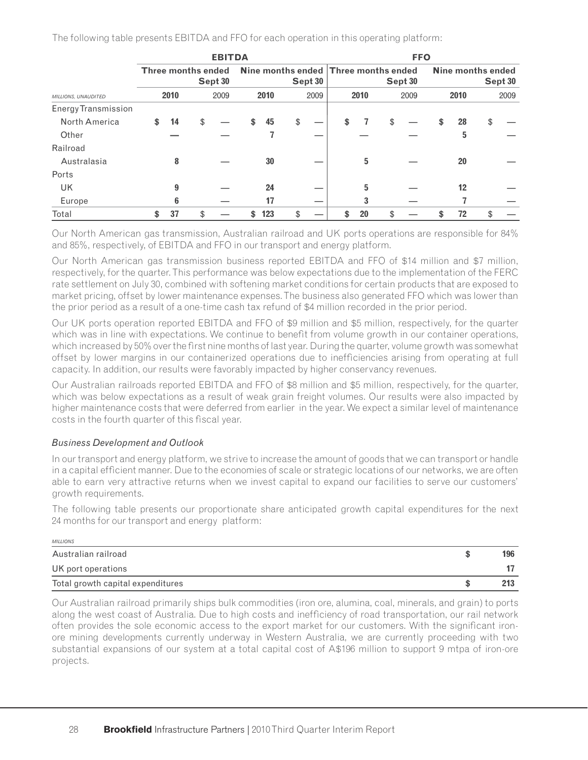The following table presents EBITDA and FFO for each operation in this operating platform:

| | EBITDA | | | | FFO | | | |
|---|---|---|---|---|---|---|---|---|
| | Three months ended Sept 30 | | Nine months ended Sept 30 | | Three months ended Sept 30 | | Nine months ended Sept 30 | |
| *MILLIONS, UNAUDITED* | **2010** | 2009 | **2010** | 2009 | **2010** | 2009 | **2010** | 2009 |
| Energy Transmission | | | | | | | | |
| North America | **$ 14** | $ — | **$ 45** | $ — | **$ 7** | $ — | **$ 28** | $ — |
| Other | **—** | — | **7** | — | **—** | — | **5** | — |
| Railroad | | | | | | | | |
| Australasia | **8** | — | **30** | — | **5** | — | **20** | — |
| Ports | | | | | | | | |
| UK | **9** | — | **24** | — | **5** | — | **12** | — |
| Europe | **6** | — | **17** | — | **3** | — | **7** | — |
| Total | **$ 37** | $ — | **$ 123** | $ — | **$ 20** | $ — | **$ 72** | $ — |

Our North American gas transmission, Australian railroad and UK ports operations are responsible for 84% and 85%, respectively, of EBITDA and FFO in our transport and energy platform.

Our North American gas transmission business reported EBITDA and FFO of $14 million and $7 million, respectively, for the quarter. This performance was below expectations due to the implementation of the FERC rate settlement on July 30, combined with softening market conditions for certain products that are exposed to market pricing, offset by lower maintenance expenses. The business also generated FFO which was lower than the prior period as a result of a one-time cash tax refund of $4 million recorded in the prior period.

Our UK ports operation reported EBITDA and FFO of $9 million and $5 million, respectively, for the quarter which was in line with expectations. We continue to benefit from volume growth in our container operations, which increased by 50% over the first nine months of last year. During the quarter, volume growth was somewhat offset by lower margins in our containerized operations due to inefficiencies arising from operating at full capacity. In addition, our results were favorably impacted by higher conservancy revenues.

Our Australian railroads reported EBITDA and FFO of $8 million and $5 million, respectively, for the quarter, which was below expectations as a result of weak grain freight volumes. Our results were also impacted by higher maintenance costs that were deferred from earlier in the year. We expect a similar level of maintenance costs in the fourth quarter of this fiscal year.

*Business Development and Outlook*

In our transport and energy platform, we strive to increase the amount of goods that we can transport or handle in a capital efficient manner. Due to the economies of scale or strategic locations of our networks, we are often able to earn very attractive returns when we invest capital to expand our facilities to serve our customers' growth requirements.

The following table presents our proportionate share anticipated growth capital expenditures for the next 24 months for our transport and energy platform:

| *MILLIONS* | |
|---|---|
| Australian railroad | **$ 196** |
| UK port operations | **17** |
| Total growth capital expenditures | **$ 213** |

Our Australian railroad primarily ships bulk commodities (iron ore, alumina, coal, minerals, and grain) to ports along the west coast of Australia. Due to high costs and inefficiency of road transportation, our rail network often provides the sole economic access to the export market for our customers. With the significant iron-ore mining developments currently underway in Western Australia, we are currently proceeding with two substantial expansions of our system at a total capital cost of A$196 million to support 9 mtpa of iron-ore projects.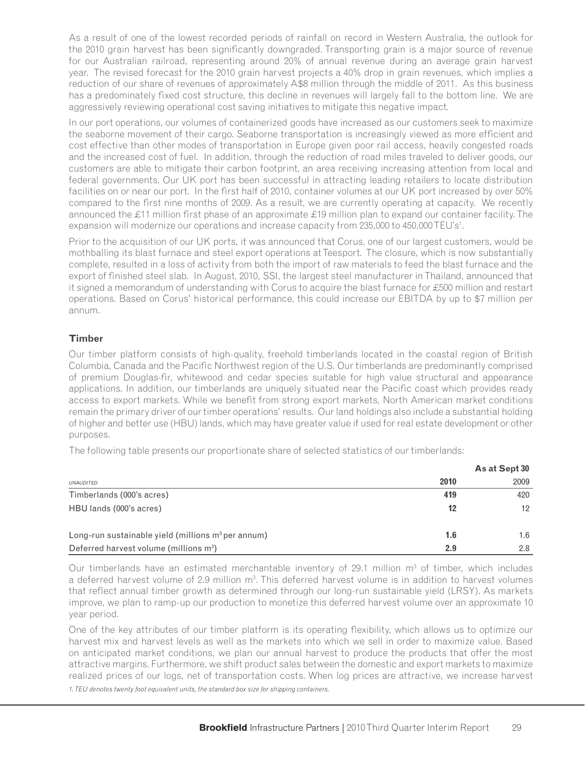As a result of one of the lowest recorded periods of rainfall on record in Western Australia, the outlook for the 2010 grain harvest has been significantly downgraded. Transporting grain is a major source of revenue for our Australian railroad, representing around 20% of annual revenue during an average grain harvest year. The revised forecast for the 2010 grain harvest projects a 40% drop in grain revenues, which implies a reduction of our share of revenues of approximately A$8 million through the middle of 2011. As this business has a predominately fixed cost structure, this decline in revenues will largely fall to the bottom line. We are aggressively reviewing operational cost saving initiatives to mitigate this negative impact.

In our port operations, our volumes of containerized goods have increased as our customers seek to maximize the seaborne movement of their cargo. Seaborne transportation is increasingly viewed as more efficient and cost effective than other modes of transportation in Europe given poor rail access, heavily congested roads and the increased cost of fuel. In addition, through the reduction of road miles traveled to deliver goods, our customers are able to mitigate their carbon footprint, an area receiving increasing attention from local and federal governments. Our UK port has been successful in attracting leading retailers to locate distribution facilities on or near our port. In the first half of 2010, container volumes at our UK port increased by over 50% compared to the first nine months of 2009. As a result, we are currently operating at capacity. We recently announced the £11 million first phase of an approximate £19 million plan to expand our container facility. The expansion will modernize our operations and increase capacity from 235,000 to 450,000 TEU's[1].

Prior to the acquisition of our UK ports, it was announced that Corus, one of our largest customers, would be mothballing its blast furnace and steel export operations at Teesport. The closure, which is now substantially complete, resulted in a loss of activity from both the import of raw materials to feed the blast furnace and the export of finished steel slab. In August, 2010, SSI, the largest steel manufacturer in Thailand, announced that it signed a memorandum of understanding with Corus to acquire the blast furnace for £500 million and restart operations. Based on Corus' historical performance, this could increase our EBITDA by up to $7 million per annum.

### Timber

Our timber platform consists of high-quality, freehold timberlands located in the coastal region of British Columbia, Canada and the Pacific Northwest region of the U.S. Our timberlands are predominantly comprised of premium Douglas-fir, whitewood and cedar species suitable for high value structural and appearance applications. In addition, our timberlands are uniquely situated near the Pacific coast which provides ready access to export markets. While we benefit from strong export markets, North American market conditions remain the primary driver of our timber operations' results. Our land holdings also include a substantial holding of higher and better use (HBU) lands, which may have greater value if used for real estate development or other purposes.

The following table presents our proportionate share of selected statistics of our timberlands:

| | As at Sept 30 | |
|---|---|---|
| *UNAUDITED* | **2010** | 2009 |
| Timberlands (000's acres) | **419** | 420 |
| HBU lands (000's acres) | **12** | 12 |
| Long-run sustainable yield (millions $m^3$ per annum) | **1.6** | 1.6 |
| Deferred harvest volume (millions $m^3$) | **2.9** | 2.8 |

Our timberlands have an estimated merchantable inventory of 29.1 million $m^3$ of timber, which includes a deferred harvest volume of 2.9 million $m^3$. This deferred harvest volume is in addition to harvest volumes that reflect annual timber growth as determined through our long-run sustainable yield (LRSY). As markets improve, we plan to ramp-up our production to monetize this deferred harvest volume over an approximate 10 year period.

One of the key attributes of our timber platform is its operating flexibility, which allows us to optimize our harvest mix and harvest levels as well as the markets into which we sell in order to maximize value. Based on anticipated market conditions, we plan our annual harvest to produce the products that offer the most attractive margins. Furthermore, we shift product sales between the domestic and export markets to maximize realized prices of our logs, net of transportation costs. When log prices are attractive, we increase harvest

*1. TEU denotes twenty foot equivalent units, the standard box size for shipping containers.*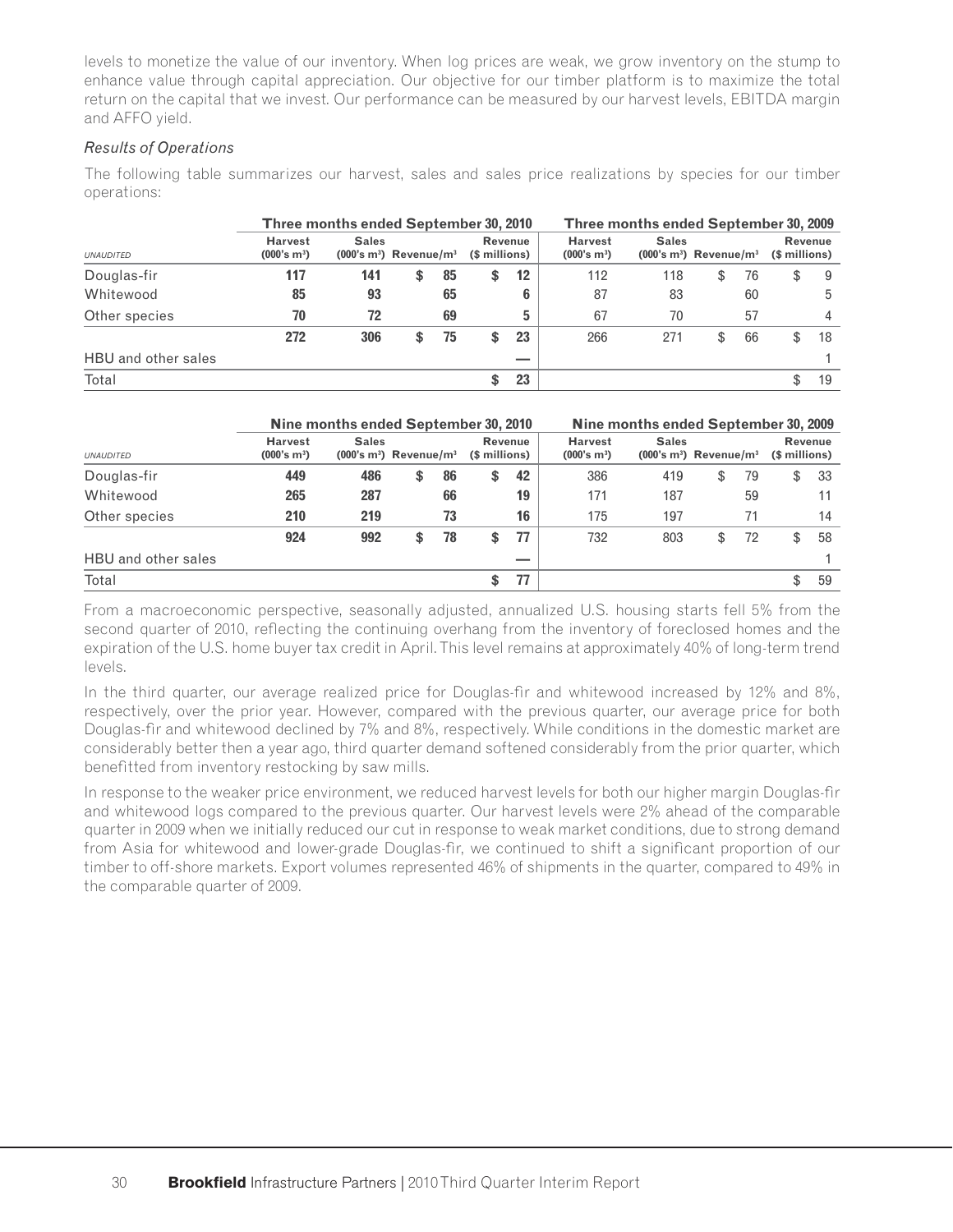levels to monetize the value of our inventory. When log prices are weak, we grow inventory on the stump to enhance value through capital appreciation. Our objective for our timber platform is to maximize the total return on the capital that we invest. Our performance can be measured by our harvest levels, EBITDA margin and AFFO yield.

*Results of Operations*

The following table summarizes our harvest, sales and sales price realizations by species for our timber operations:

| | Three months ended September 30, 2010 | | | | Three months ended September 30, 2009 | | | |
|---|---|---|---|---|---|---|---|---|
| *UNAUDITED* | Harvest (000's m³) | Sales (000's m³) | Revenue/m³ | Revenue ($ millions) | Harvest (000's m³) | Sales (000's m³) | Revenue/m³ | Revenue ($ millions) |
| Douglas-fir | **117** | **141** | **$ 85** | **$ 12** | 112 | 118 | $ 76 | $ 9 |
| Whitewood | **85** | **93** | **65** | **6** | 87 | 83 | 60 | 5 |
| Other species | **70** | **72** | **69** | **5** | 67 | 70 | 57 | 4 |
| | **272** | **306** | **$ 75** | **$ 23** | 266 | 271 | $ 66 | $ 18 |
| HBU and other sales | | | | **—** | | | | 1 |
| Total | | | | **$ 23** | | | | $ 19 |

| | Nine months ended September 30, 2010 | | | | Nine months ended September 30, 2009 | | | |
|---|---|---|---|---|---|---|---|---|
| *UNAUDITED* | Harvest (000's m³) | Sales (000's m³) | Revenue/m³ | Revenue ($ millions) | Harvest (000's m³) | Sales (000's m³) | Revenue/m³ | Revenue ($ millions) |
| Douglas-fir | **449** | **486** | **$ 86** | **$ 42** | 386 | 419 | $ 79 | $ 33 |
| Whitewood | **265** | **287** | **66** | **19** | 171 | 187 | 59 | 11 |
| Other species | **210** | **219** | **73** | **16** | 175 | 197 | 71 | 14 |
| | **924** | **992** | **$ 78** | **$ 77** | 732 | 803 | $ 72 | $ 58 |
| HBU and other sales | | | | **—** | | | | 1 |
| Total | | | | **$ 77** | | | | $ 59 |

From a macroeconomic perspective, seasonally adjusted, annualized U.S. housing starts fell 5% from the second quarter of 2010, reflecting the continuing overhang from the inventory of foreclosed homes and the expiration of the U.S. home buyer tax credit in April. This level remains at approximately 40% of long-term trend levels.

In the third quarter, our average realized price for Douglas-fir and whitewood increased by 12% and 8%, respectively, over the prior year. However, compared with the previous quarter, our average price for both Douglas-fir and whitewood declined by 7% and 8%, respectively. While conditions in the domestic market are considerably better then a year ago, third quarter demand softened considerably from the prior quarter, which benefitted from inventory restocking by saw mills.

In response to the weaker price environment, we reduced harvest levels for both our higher margin Douglas-fir and whitewood logs compared to the previous quarter. Our harvest levels were 2% ahead of the comparable quarter in 2009 when we initially reduced our cut in response to weak market conditions, due to strong demand from Asia for whitewood and lower-grade Douglas-fir, we continued to shift a significant proportion of our timber to off-shore markets. Export volumes represented 46% of shipments in the quarter, compared to 49% in the comparable quarter of 2009.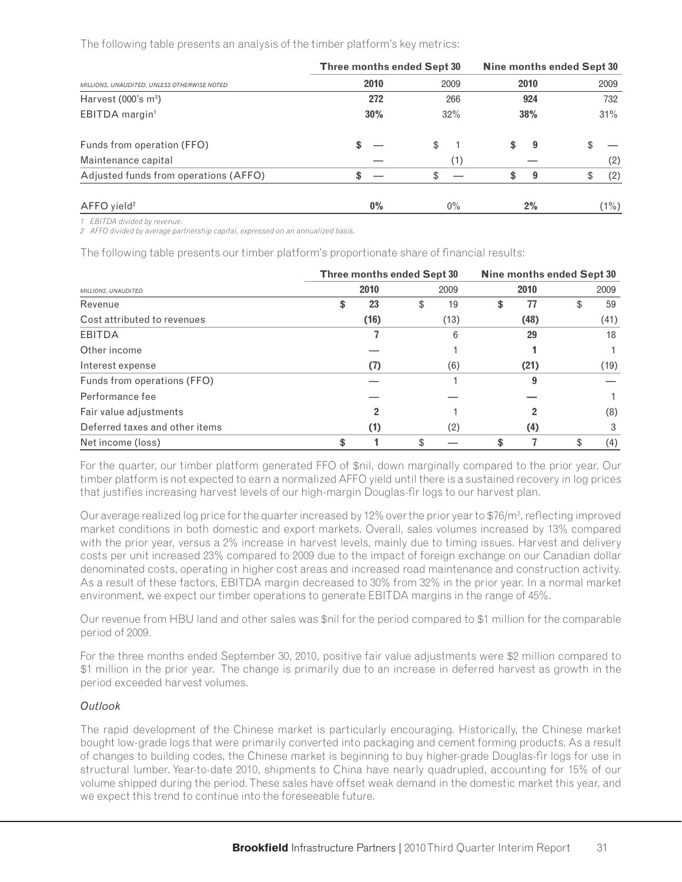The following table presents an analysis of the timber platform's key metrics:

| MILLIONS, UNAUDITED, UNLESS OTHERWISE NOTED | Three months ended Sept 30 | | Nine months ended Sept 30 | |
|---|---|---|---|---|
| | **2010** | 2009 | **2010** | 2009 |
| Harvest (000's m³) | **272** | 266 | **924** | 732 |
| EBITDA margin[1] | **30%** | 32% | **38%** | 31% |
| Funds from operation (FFO) | **$ —** | $ 1 | **$ 9** | $ — |
| Maintenance capital | **—** | (1) | **—** | (2) |
| Adjusted funds from operations (AFFO) | **$ —** | $ — | **$ 9** | $ (2) |
| AFFO yield[2] | **0%** | 0% | **2%** | (1%) |

*1 EBITDA divided by revenue.*
*2 AFFO divided by average partnership capital, expressed on an annualized basis.*

The following table presents our timber platform's proportionate share of financial results:

| MILLIONS, UNAUDITED | Three months ended Sept 30 | | Nine months ended Sept 30 | |
|---|---|---|---|---|
| | **2010** | 2009 | **2010** | 2009 |
| Revenue | **$ 23** | $ 19 | **$ 77** | $ 59 |
| Cost attributed to revenues | **(16)** | (13) | **(48)** | (41) |
| EBITDA | **7** | 6 | **29** | 18 |
| Other income | **—** | 1 | **1** | 1 |
| Interest expense | **(7)** | (6) | **(21)** | (19) |
| Funds from operations (FFO) | **—** | 1 | **9** | — |
| Performance fee | **—** | — | **—** | 1 |
| Fair value adjustments | **2** | 1 | **2** | (8) |
| Deferred taxes and other items | **(1)** | (2) | **(4)** | 3 |
| Net income (loss) | **$ 1** | $ — | **$ 7** | $ (4) |

For the quarter, our timber platform generated FFO of $nil, down marginally compared to the prior year. Our timber platform is not expected to earn a normalized AFFO yield until there is a sustained recovery in log prices that justifies increasing harvest levels of our high-margin Douglas-fir logs to our harvest plan.

Our average realized log price for the quarter increased by 12% over the prior year to $76/m³, reflecting improved market conditions in both domestic and export markets. Overall, sales volumes increased by 13% compared with the prior year, versus a 2% increase in harvest levels, mainly due to timing issues. Harvest and delivery costs per unit increased 23% compared to 2009 due to the impact of foreign exchange on our Canadian dollar denominated costs, operating in higher cost areas and increased road maintenance and construction activity. As a result of these factors, EBITDA margin decreased to 30% from 32% in the prior year. In a normal market environment, we expect our timber operations to generate EBITDA margins in the range of 45%.

Our revenue from HBU land and other sales was $nil for the period compared to $1 million for the comparable period of 2009.

For the three months ended September 30, 2010, positive fair value adjustments were $2 million compared to $1 million in the prior year. The change is primarily due to an increase in deferred harvest as growth in the period exceeded harvest volumes.

*Outlook*

The rapid development of the Chinese market is particularly encouraging. Historically, the Chinese market bought low-grade logs that were primarily converted into packaging and cement forming products. As a result of changes to building codes, the Chinese market is beginning to buy higher-grade Douglas-fir logs for use in structural lumber. Year-to-date 2010, shipments to China have nearly quadrupled, accounting for 15% of our volume shipped during the period. These sales have offset weak demand in the domestic market this year, and we expect this trend to continue into the foreseeable future.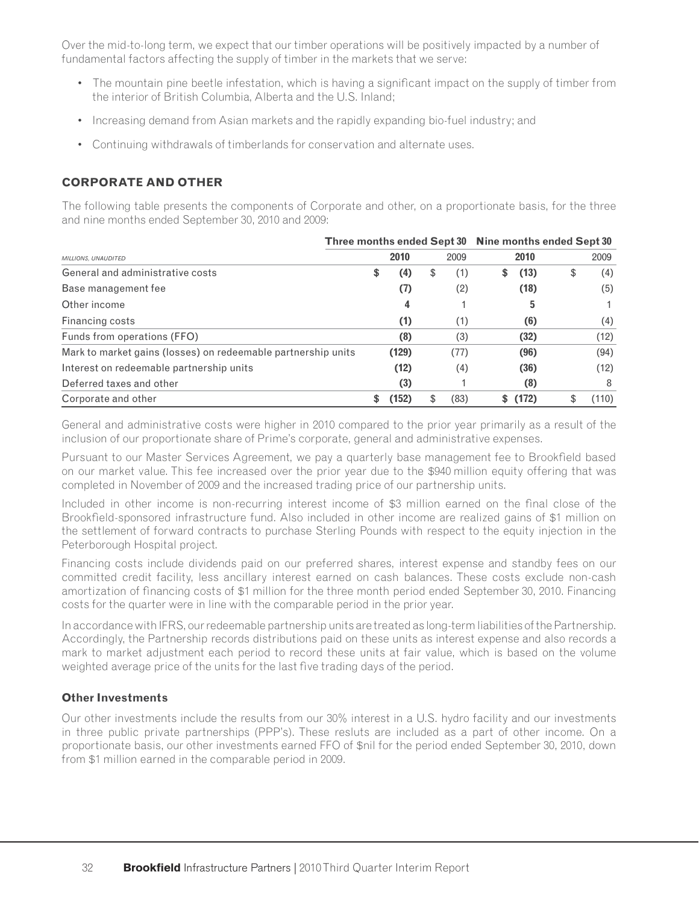Over the mid-to-long term, we expect that our timber operations will be positively impacted by a number of fundamental factors affecting the supply of timber in the markets that we serve:

- The mountain pine beetle infestation, which is having a significant impact on the supply of timber from the interior of British Columbia, Alberta and the U.S. Inland;
- Increasing demand from Asian markets and the rapidly expanding bio-fuel industry; and
- Continuing withdrawals of timberlands for conservation and alternate uses.

## CORPORATE AND OTHER

The following table presents the components of Corporate and other, on a proportionate basis, for the three and nine months ended September 30, 2010 and 2009:

| | Three months ended Sept 30 | | Nine months ended Sept 30 | |
|---|---|---|---|---|
| *MILLIONS, UNAUDITED* | **2010** | 2009 | **2010** | 2009 |
| General and administrative costs | **$ (4)** | $ (1) | **$ (13)** | $ (4) |
| Base management fee | **(7)** | (2) | **(18)** | (5) |
| Other income | **4** | 1 | **5** | 1 |
| Financing costs | **(1)** | (1) | **(6)** | (4) |
| Funds from operations (FFO) | **(8)** | (3) | **(32)** | (12) |
| Mark to market gains (losses) on redeemable partnership units | **(129)** | (77) | **(96)** | (94) |
| Interest on redeemable partnership units | **(12)** | (4) | **(36)** | (12) |
| Deferred taxes and other | **(3)** | 1 | **(8)** | 8 |
| Corporate and other | **$ (152)** | $ (83) | **$ (172)** | $ (110) |

General and administrative costs were higher in 2010 compared to the prior year primarily as a result of the inclusion of our proportionate share of Prime's corporate, general and administrative expenses.

Pursuant to our Master Services Agreement, we pay a quarterly base management fee to Brookfield based on our market value. This fee increased over the prior year due to the $940 million equity offering that was completed in November of 2009 and the increased trading price of our partnership units.

Included in other income is non-recurring interest income of $3 million earned on the final close of the Brookfield-sponsored infrastructure fund. Also included in other income are realized gains of $1 million on the settlement of forward contracts to purchase Sterling Pounds with respect to the equity injection in the Peterborough Hospital project.

Financing costs include dividends paid on our preferred shares, interest expense and standby fees on our committed credit facility, less ancillary interest earned on cash balances. These costs exclude non-cash amortization of financing costs of $1 million for the three month period ended September 30, 2010. Financing costs for the quarter were in line with the comparable period in the prior year.

In accordance with IFRS, our redeemable partnership units are treated as long-term liabilities of the Partnership. Accordingly, the Partnership records distributions paid on these units as interest expense and also records a mark to market adjustment each period to record these units at fair value, which is based on the volume weighted average price of the units for the last five trading days of the period.

### Other Investments

Our other investments include the results from our 30% interest in a U.S. hydro facility and our investments in three public private partnerships (PPP's). These resluts are included as a part of other income. On a proportionate basis, our other investments earned FFO of $nil for the period ended September 30, 2010, down from $1 million earned in the comparable period in 2009.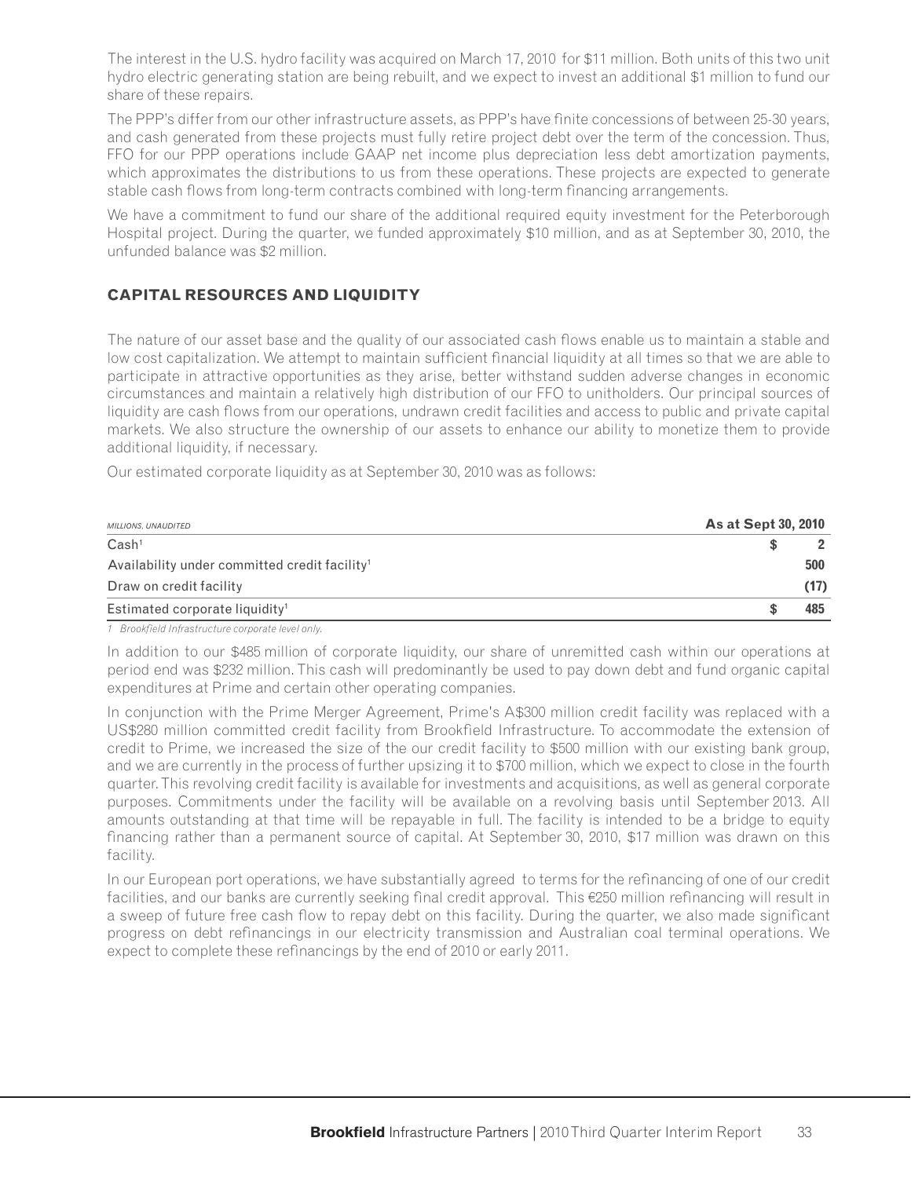The interest in the U.S. hydro facility was acquired on March 17, 2010 for $11 million. Both units of this two unit hydro electric generating station are being rebuilt, and we expect to invest an additional $1 million to fund our share of these repairs.

The PPP's differ from our other infrastructure assets, as PPP's have finite concessions of between 25-30 years, and cash generated from these projects must fully retire project debt over the term of the concession. Thus, FFO for our PPP operations include GAAP net income plus depreciation less debt amortization payments, which approximates the distributions to us from these operations. These projects are expected to generate stable cash flows from long-term contracts combined with long-term financing arrangements.

We have a commitment to fund our share of the additional required equity investment for the Peterborough Hospital project. During the quarter, we funded approximately $10 million, and as at September 30, 2010, the unfunded balance was $2 million.

## CAPITAL RESOURCES AND LIQUIDITY

The nature of our asset base and the quality of our associated cash flows enable us to maintain a stable and low cost capitalization. We attempt to maintain sufficient financial liquidity at all times so that we are able to participate in attractive opportunities as they arise, better withstand sudden adverse changes in economic circumstances and maintain a relatively high distribution of our FFO to unitholders. Our principal sources of liquidity are cash flows from our operations, undrawn credit facilities and access to public and private capital markets. We also structure the ownership of our assets to enhance our ability to monetize them to provide additional liquidity, if necessary.

Our estimated corporate liquidity as at September 30, 2010 was as follows:

| *MILLIONS, UNAUDITED* | **As at Sept 30, 2010** |
|---|---|
| Cash[1] | $ 2 |
| Availability under committed credit facility[1] | 500 |
| Draw on credit facility | (17) |
| Estimated corporate liquidity[1] | $ 485 |

*1 Brookfield Infrastructure corporate level only.*

In addition to our $485 million of corporate liquidity, our share of unremitted cash within our operations at period end was $232 million. This cash will predominantly be used to pay down debt and fund organic capital expenditures at Prime and certain other operating companies.

In conjunction with the Prime Merger Agreement, Prime's A$300 million credit facility was replaced with a US$280 million committed credit facility from Brookfield Infrastructure. To accommodate the extension of credit to Prime, we increased the size of the our credit facility to $500 million with our existing bank group, and we are currently in the process of further upsizing it to $700 million, which we expect to close in the fourth quarter. This revolving credit facility is available for investments and acquisitions, as well as general corporate purposes. Commitments under the facility will be available on a revolving basis until September 2013. All amounts outstanding at that time will be repayable in full. The facility is intended to be a bridge to equity financing rather than a permanent source of capital. At September 30, 2010, $17 million was drawn on this facility.

In our European port operations, we have substantially agreed to terms for the refinancing of one of our credit facilities, and our banks are currently seeking final credit approval. This €250 million refinancing will result in a sweep of future free cash flow to repay debt on this facility. During the quarter, we also made significant progress on debt refinancings in our electricity transmission and Australian coal terminal operations. We expect to complete these refinancings by the end of 2010 or early 2011.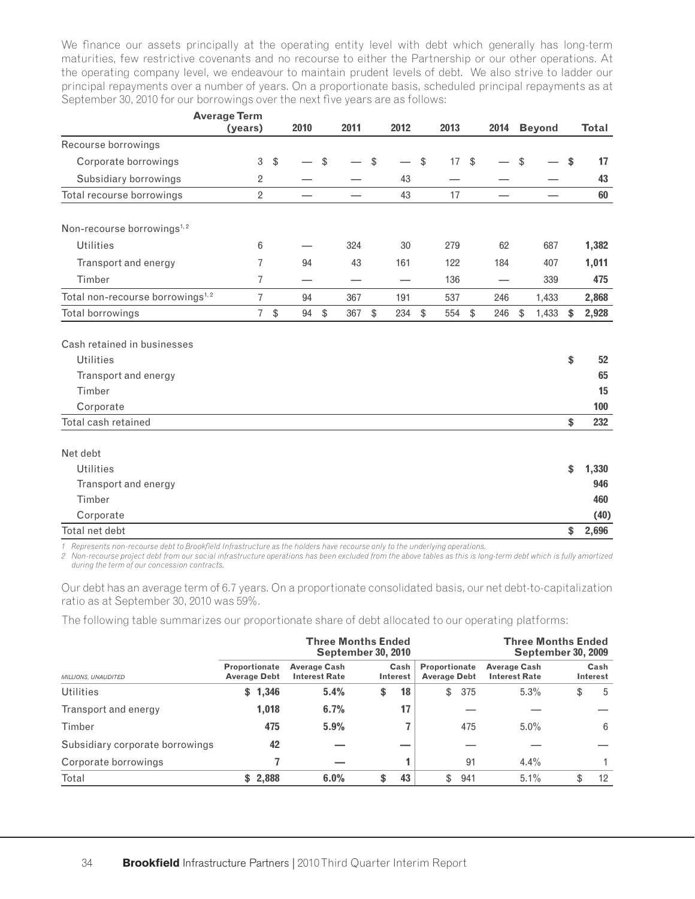We finance our assets principally at the operating entity level with debt which generally has long-term maturities, few restrictive covenants and no recourse to either the Partnership or our other operations. At the operating company level, we endeavour to maintain prudent levels of debt. We also strive to ladder our principal repayments over a number of years. On a proportionate basis, scheduled principal repayments as at September 30, 2010 for our borrowings over the next five years are as follows:

| | Average Term (years) | 2010 | 2011 | 2012 | 2013 | 2014 | Beyond | Total |
|---|---|---|---|---|---|---|---|---|
| Recourse borrowings | | | | | | | | |
| Corporate borrowings | 3 | $ — | $ — | $ — | $ 17 | $ — | $ — | **$ 17** |
| Subsidiary borrowings | 2 | — | — | 43 | — | — | — | **43** |
| Total recourse borrowings | 2 | — | — | 43 | 17 | — | — | **60** |
| | | | | | | | | |
| Non-recourse borrowings[1,2] | | | | | | | | |
| Utilities | 6 | — | 324 | 30 | 279 | 62 | 687 | **1,382** |
| Transport and energy | 7 | 94 | 43 | 161 | 122 | 184 | 407 | **1,011** |
| Timber | 7 | — | — | — | 136 | — | 339 | **475** |
| Total non-recourse borrowings[1,2] | 7 | 94 | 367 | 191 | 537 | 246 | 1,433 | **2,868** |
| Total borrowings | 7 | $ 94 | $ 367 | $ 234 | $ 554 | $ 246 | $ 1,433 | **$ 2,928** |
| | | | | | | | | |
| Cash retained in businesses | | | | | | | | |
| Utilities | | | | | | | | **$ 52** |
| Transport and energy | | | | | | | | **65** |
| Timber | | | | | | | | **15** |
| Corporate | | | | | | | | **100** |
| Total cash retained | | | | | | | | **$ 232** |
| | | | | | | | | |
| Net debt | | | | | | | | |
| Utilities | | | | | | | | **$ 1,330** |
| Transport and energy | | | | | | | | **946** |
| Timber | | | | | | | | **460** |
| Corporate | | | | | | | | **(40)** |
| Total net debt | | | | | | | | **$ 2,696** |

*1 Represents non-recourse debt to Brookfield Infrastructure as the holders have recourse only to the underlying operations.*
*2 Non-recourse project debt from our social infrastructure operations has been excluded from the above tables as this is long-term debt which is fully amortized during the term of our concession contracts.*

Our debt has an average term of 6.7 years. On a proportionate consolidated basis, our net debt-to-capitalization ratio as at September 30, 2010 was 59%.

The following table summarizes our proportionate share of debt allocated to our operating platforms:

| | Three Months Ended September 30, 2010 | | | Three Months Ended September 30, 2009 | | |
|---|---|---|---|---|---|---|
| *MILLIONS, UNAUDITED* | Proportionate Average Debt | Average Cash Interest Rate | Cash Interest | Proportionate Average Debt | Average Cash Interest Rate | Cash Interest |
| Utilities | **$ 1,346** | **5.4%** | **$ 18** | $ 375 | 5.3% | $ 5 |
| Transport and energy | **1,018** | **6.7%** | **17** | — | — | — |
| Timber | **475** | **5.9%** | **7** | 475 | 5.0% | 6 |
| Subsidiary corporate borrowings | **42** | **—** | **—** | — | — | — |
| Corporate borrowings | **7** | **—** | **1** | 91 | 4.4% | 1 |
| Total | **$ 2,888** | **6.0%** | **$ 43** | $ 941 | 5.1% | $ 12 |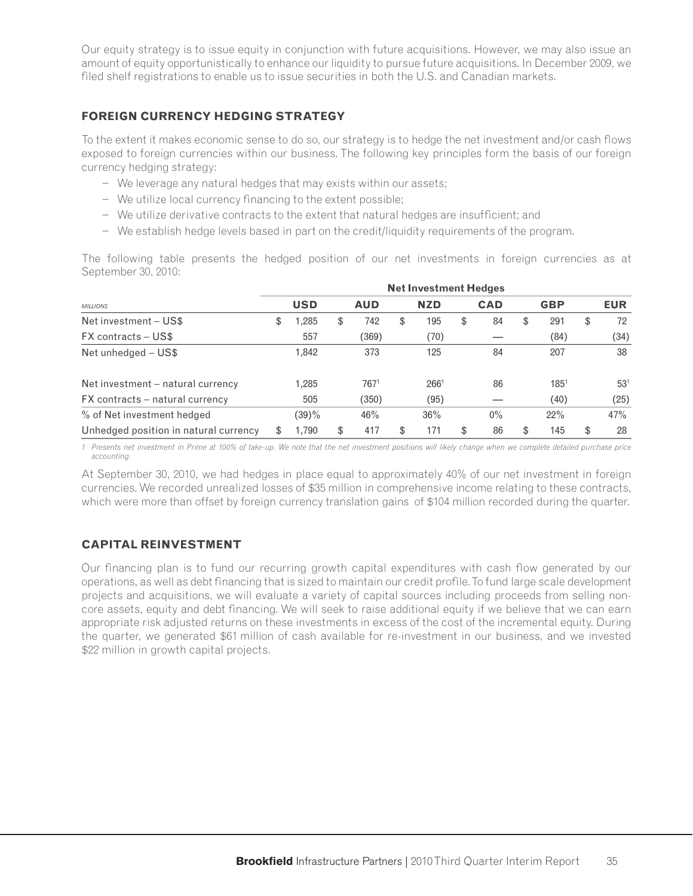Our equity strategy is to issue equity in conjunction with future acquisitions. However, we may also issue an amount of equity opportunistically to enhance our liquidity to pursue future acquisitions. In December 2009, we filed shelf registrations to enable us to issue securities in both the U.S. and Canadian markets.

## FOREIGN CURRENCY HEDGING STRATEGY

To the extent it makes economic sense to do so, our strategy is to hedge the net investment and/or cash flows exposed to foreign currencies within our business. The following key principles form the basis of our foreign currency hedging strategy:

- We leverage any natural hedges that may exists within our assets;
- We utilize local currency financing to the extent possible;
- We utilize derivative contracts to the extent that natural hedges are insufficient; and
- We establish hedge levels based in part on the credit/liquidity requirements of the program.

The following table presents the hedged position of our net investments in foreign currencies as at September 30, 2010:

| | Net Investment Hedges | | | | | |
|---|---|---|---|---|---|---|
| *MILLIONS* | **USD** | **AUD** | **NZD** | **CAD** | **GBP** | **EUR** |
| Net investment – US$ | $ 1,285 | $ 742 | $ 195 | $ 84 | $ 291 | $ 72 |
| FX contracts – US$ | 557 | (369) | (70) | — | (84) | (34) |
| Net unhedged – US$ | 1,842 | 373 | 125 | 84 | 207 | 38 |
| Net investment – natural currency | 1,285 | 767[1] | 266[1] | 86 | 185[1] | 53[1] |
| FX contracts – natural currency | 505 | (350) | (95) | — | (40) | (25) |
| % of Net investment hedged | (39)% | 46% | 36% | 0% | 22% | 47% |
| Unhedged position in natural currency | $ 1,790 | $ 417 | $ 171 | $ 86 | $ 145 | $ 28 |

*1 Presents net investment in Prime at 100% of take-up. We note that the net investment positions will likely change when we complete detailed purchase price accounting.*

At September 30, 2010, we had hedges in place equal to approximately 40% of our net investment in foreign currencies. We recorded unrealized losses of $35 million in comprehensive income relating to these contracts, which were more than offset by foreign currency translation gains of $104 million recorded during the quarter.

## CAPITAL REINVESTMENT

Our financing plan is to fund our recurring growth capital expenditures with cash flow generated by our operations, as well as debt financing that is sized to maintain our credit profile. To fund large scale development projects and acquisitions, we will evaluate a variety of capital sources including proceeds from selling non-core assets, equity and debt financing. We will seek to raise additional equity if we believe that we can earn appropriate risk adjusted returns on these investments in excess of the cost of the incremental equity. During the quarter, we generated $61 million of cash available for re-investment in our business, and we invested $22 million in growth capital projects.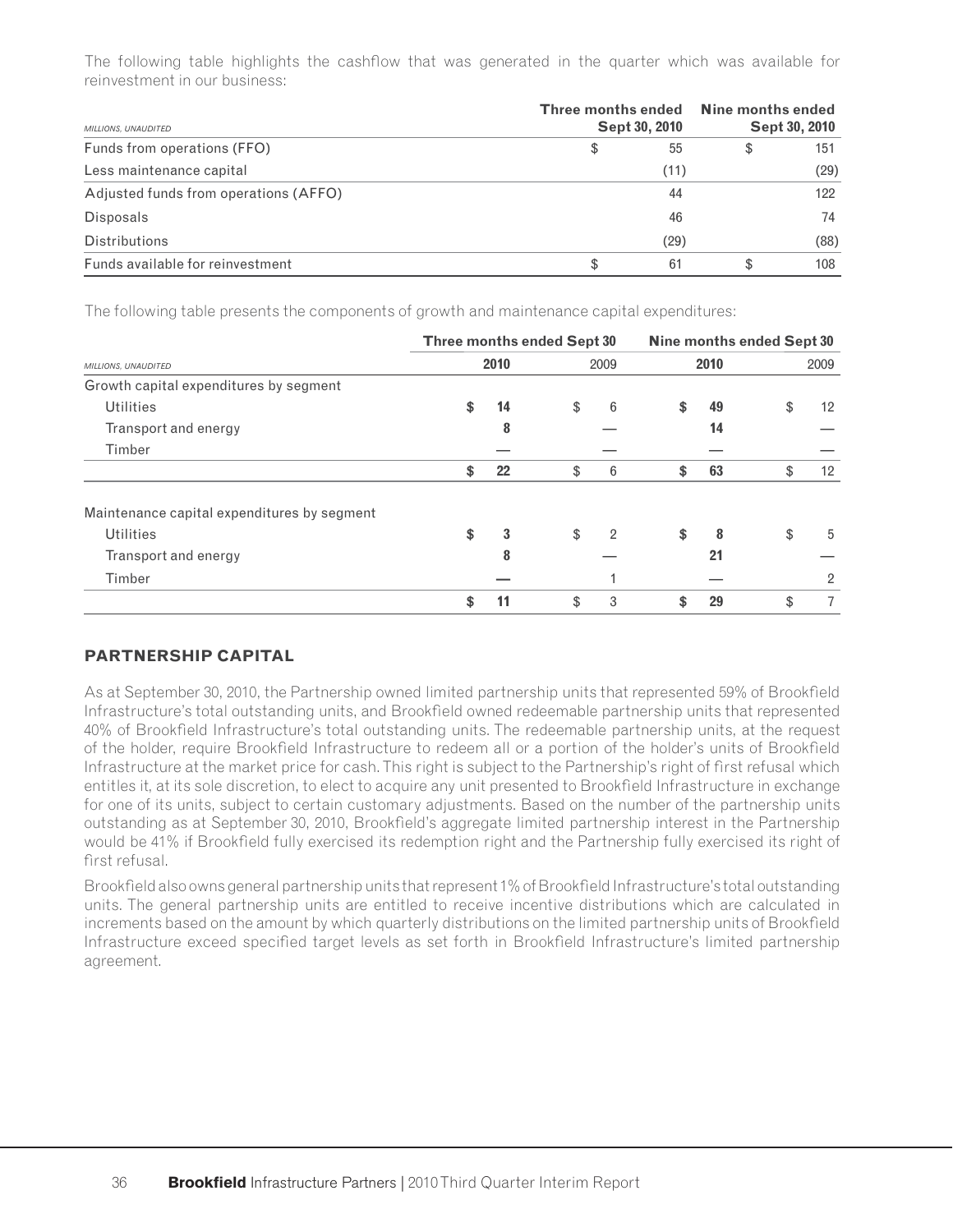The following table highlights the cashflow that was generated in the quarter which was available for reinvestment in our business:

| MILLIONS, UNAUDITED | Three months ended Sept 30, 2010 | Nine months ended Sept 30, 2010 |
|---|---|---|
| Funds from operations (FFO) | $ 55 | $ 151 |
| Less maintenance capital | (11) | (29) |
| Adjusted funds from operations (AFFO) | 44 | 122 |
| Disposals | 46 | 74 |
| Distributions | (29) | (88) |
| Funds available for reinvestment | $ 61 | $ 108 |

The following table presents the components of growth and maintenance capital expenditures:

| | Three months ended Sept 30 | | Nine months ended Sept 30 | |
|---|---|---|---|---|
| MILLIONS, UNAUDITED | **2010** | 2009 | **2010** | 2009 |
| Growth capital expenditures by segment | | | | |
| Utilities | **$ 14** | $ 6 | **$ 49** | $ 12 |
| Transport and energy | **8** | — | **14** | — |
| Timber | **—** | — | **—** | — |
| | **$ 22** | $ 6 | **$ 63** | $ 12 |
| Maintenance capital expenditures by segment | | | | |
| Utilities | **$ 3** | $ 2 | **$ 8** | $ 5 |
| Transport and energy | **8** | — | **21** | — |
| Timber | **—** | 1 | **—** | 2 |
| | **$ 11** | $ 3 | **$ 29** | $ 7 |

## PARTNERSHIP CAPITAL

As at September 30, 2010, the Partnership owned limited partnership units that represented 59% of Brookfield Infrastructure's total outstanding units, and Brookfield owned redeemable partnership units that represented 40% of Brookfield Infrastructure's total outstanding units. The redeemable partnership units, at the request of the holder, require Brookfield Infrastructure to redeem all or a portion of the holder's units of Brookfield Infrastructure at the market price for cash. This right is subject to the Partnership's right of first refusal which entitles it, at its sole discretion, to elect to acquire any unit presented to Brookfield Infrastructure in exchange for one of its units, subject to certain customary adjustments. Based on the number of the partnership units outstanding as at September 30, 2010, Brookfield's aggregate limited partnership interest in the Partnership would be 41% if Brookfield fully exercised its redemption right and the Partnership fully exercised its right of first refusal.

Brookfield also owns general partnership units that represent 1% of Brookfield Infrastructure's total outstanding units. The general partnership units are entitled to receive incentive distributions which are calculated in increments based on the amount by which quarterly distributions on the limited partnership units of Brookfield Infrastructure exceed specified target levels as set forth in Brookfield Infrastructure's limited partnership agreement.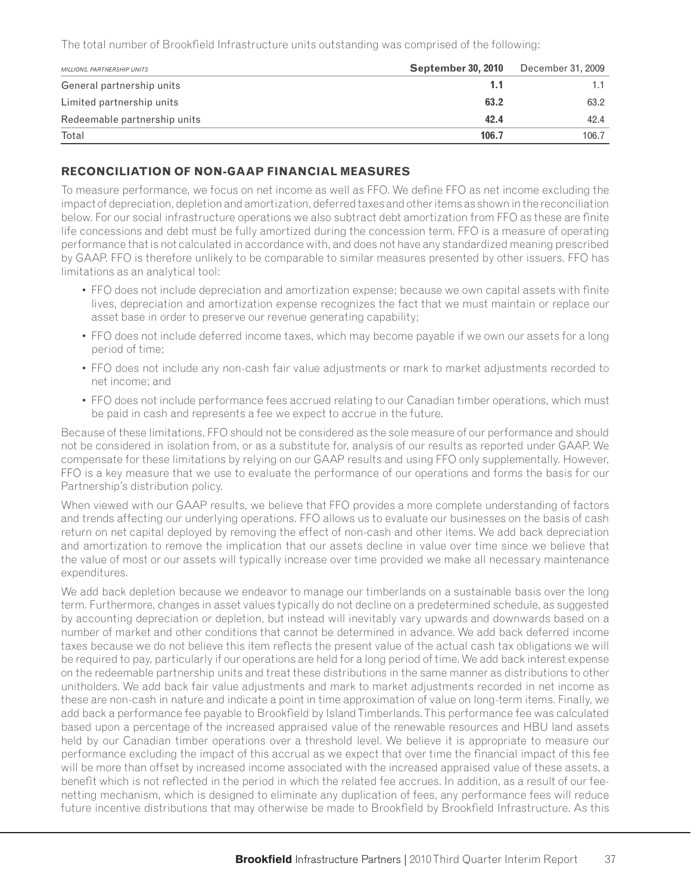The total number of Brookfield Infrastructure units outstanding was comprised of the following:

| *MILLIONS, PARTNERSHIP UNITS* | **September 30, 2010** | December 31, 2009 |
|---|---|---|
| General partnership units | **1.1** | 1.1 |
| Limited partnership units | **63.2** | 63.2 |
| Redeemable partnership units | **42.4** | 42.4 |
| Total | **106.7** | 106.7 |

## RECONCILIATION OF NON-GAAP FINANCIAL MEASURES

To measure performance, we focus on net income as well as FFO. We define FFO as net income excluding the impact of depreciation, depletion and amortization, deferred taxes and other items as shown in the reconciliation below. For our social infrastructure operations we also subtract debt amortization from FFO as these are finite life concessions and debt must be fully amortized during the concession term. FFO is a measure of operating performance that is not calculated in accordance with, and does not have any standardized meaning prescribed by GAAP. FFO is therefore unlikely to be comparable to similar measures presented by other issuers. FFO has limitations as an analytical tool:

- FFO does not include depreciation and amortization expense; because we own capital assets with finite lives, depreciation and amortization expense recognizes the fact that we must maintain or replace our asset base in order to preserve our revenue generating capability;
- FFO does not include deferred income taxes, which may become payable if we own our assets for a long period of time;
- FFO does not include any non-cash fair value adjustments or mark to market adjustments recorded to net income; and
- FFO does not include performance fees accrued relating to our Canadian timber operations, which must be paid in cash and represents a fee we expect to accrue in the future.

Because of these limitations, FFO should not be considered as the sole measure of our performance and should not be considered in isolation from, or as a substitute for, analysis of our results as reported under GAAP. We compensate for these limitations by relying on our GAAP results and using FFO only supplementally. However, FFO is a key measure that we use to evaluate the performance of our operations and forms the basis for our Partnership's distribution policy.

When viewed with our GAAP results, we believe that FFO provides a more complete understanding of factors and trends affecting our underlying operations. FFO allows us to evaluate our businesses on the basis of cash return on net capital deployed by removing the effect of non-cash and other items. We add back depreciation and amortization to remove the implication that our assets decline in value over time since we believe that the value of most or our assets will typically increase over time provided we make all necessary maintenance expenditures.

We add back depletion because we endeavor to manage our timberlands on a sustainable basis over the long term. Furthermore, changes in asset values typically do not decline on a predetermined schedule, as suggested by accounting depreciation or depletion, but instead will inevitably vary upwards and downwards based on a number of market and other conditions that cannot be determined in advance. We add back deferred income taxes because we do not believe this item reflects the present value of the actual cash tax obligations we will be required to pay, particularly if our operations are held for a long period of time. We add back interest expense on the redeemable partnership units and treat these distributions in the same manner as distributions to other unitholders. We add back fair value adjustments and mark to market adjustments recorded in net income as these are non-cash in nature and indicate a point in time approximation of value on long-term items. Finally, we add back a performance fee payable to Brookfield by Island Timberlands. This performance fee was calculated based upon a percentage of the increased appraised value of the renewable resources and HBU land assets held by our Canadian timber operations over a threshold level. We believe it is appropriate to measure our performance excluding the impact of this accrual as we expect that over time the financial impact of this fee will be more than offset by increased income associated with the increased appraised value of these assets, a benefit which is not reflected in the period in which the related fee accrues. In addition, as a result of our fee-netting mechanism, which is designed to eliminate any duplication of fees, any performance fees will reduce future incentive distributions that may otherwise be made to Brookfield by Brookfield Infrastructure. As this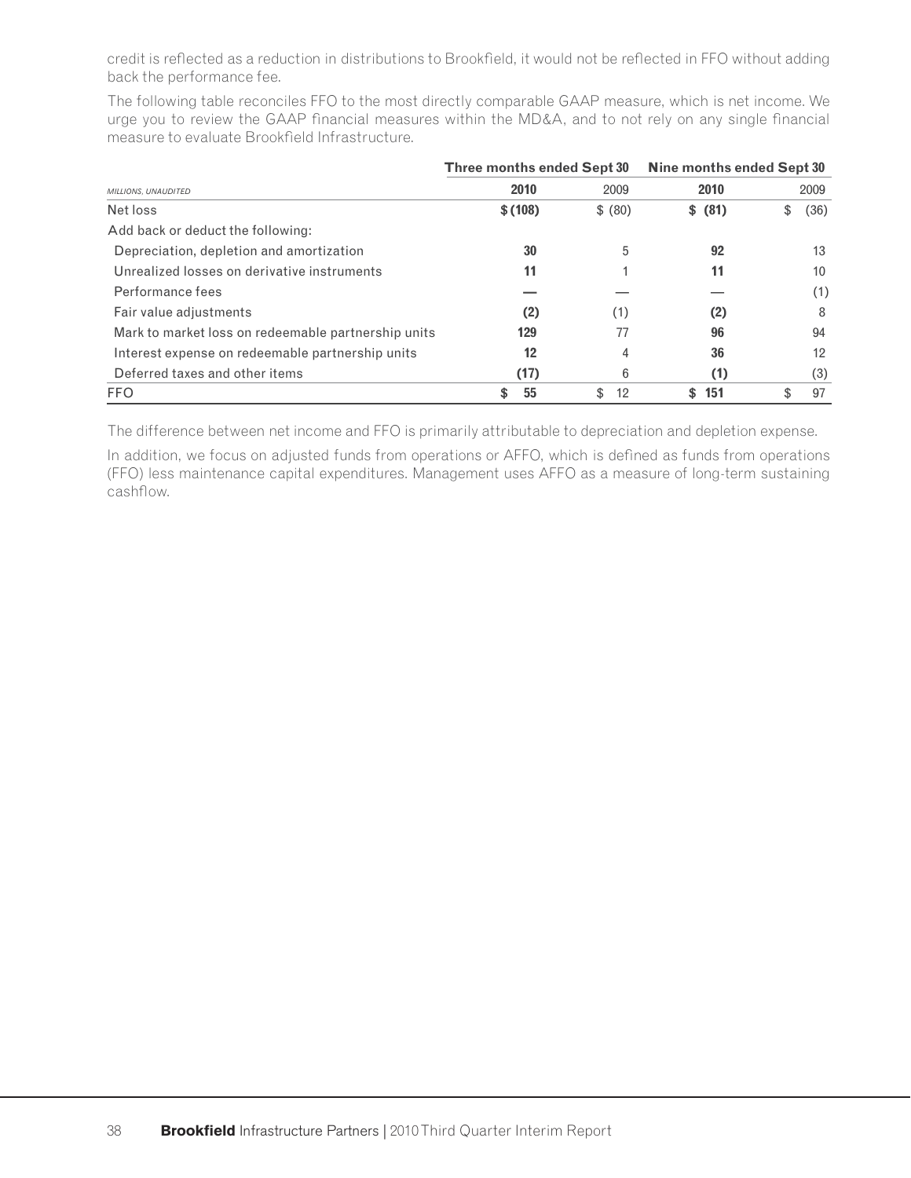credit is reflected as a reduction in distributions to Brookfield, it would not be reflected in FFO without adding back the performance fee.

The following table reconciles FFO to the most directly comparable GAAP measure, which is net income. We urge you to review the GAAP financial measures within the MD&A, and to not rely on any single financial measure to evaluate Brookfield Infrastructure.

| | Three months ended Sept 30 | | Nine months ended Sept 30 | |
|---|---|---|---|---|
| *MILLIONS, UNAUDITED* | **2010** | 2009 | **2010** | 2009 |
| Net loss | **$ (108)** | $ (80) | **$ (81)** | $ (36) |
| Add back or deduct the following: | | | | |
| Depreciation, depletion and amortization | **30** | 5 | **92** | 13 |
| Unrealized losses on derivative instruments | **11** | 1 | **11** | 10 |
| Performance fees | **—** | — | **—** | (1) |
| Fair value adjustments | **(2)** | (1) | **(2)** | 8 |
| Mark to market loss on redeemable partnership units | **129** | 77 | **96** | 94 |
| Interest expense on redeemable partnership units | **12** | 4 | **36** | 12 |
| Deferred taxes and other items | **(17)** | 6 | **(1)** | (3) |
| FFO | **$ 55** | $ 12 | **$ 151** | $ 97 |

The difference between net income and FFO is primarily attributable to depreciation and depletion expense.

In addition, we focus on adjusted funds from operations or AFFO, which is defined as funds from operations (FFO) less maintenance capital expenditures. Management uses AFFO as a measure of long-term sustaining cashflow.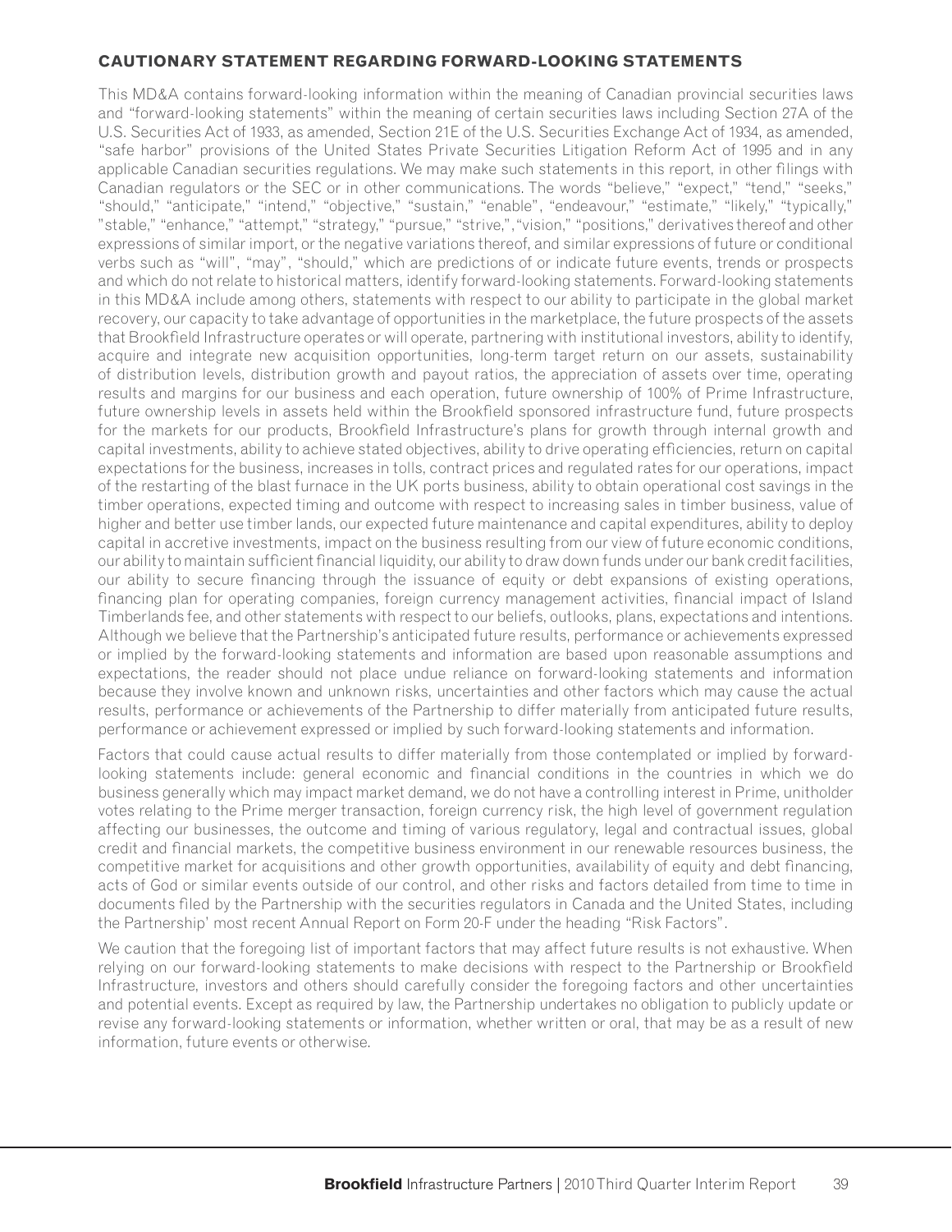## CAUTIONARY STATEMENT REGARDING FORWARD-LOOKING STATEMENTS

This MD&A contains forward-looking information within the meaning of Canadian provincial securities laws and "forward-looking statements" within the meaning of certain securities laws including Section 27A of the U.S. Securities Act of 1933, as amended, Section 21E of the U.S. Securities Exchange Act of 1934, as amended, "safe harbor" provisions of the United States Private Securities Litigation Reform Act of 1995 and in any applicable Canadian securities regulations. We may make such statements in this report, in other filings with Canadian regulators or the SEC or in other communications. The words "believe," "expect," "tend," "seeks," "should," "anticipate," "intend," "objective," "sustain," "enable", "endeavour," "estimate," "likely," "typically," "stable," "enhance," "attempt," "strategy," "pursue," "strive,", "vision," "positions," derivatives thereof and other expressions of similar import, or the negative variations thereof, and similar expressions of future or conditional verbs such as "will", "may", "should," which are predictions of or indicate future events, trends or prospects and which do not relate to historical matters, identify forward-looking statements. Forward-looking statements in this MD&A include among others, statements with respect to our ability to participate in the global market recovery, our capacity to take advantage of opportunities in the marketplace, the future prospects of the assets that Brookfield Infrastructure operates or will operate, partnering with institutional investors, ability to identify, acquire and integrate new acquisition opportunities, long-term target return on our assets, sustainability of distribution levels, distribution growth and payout ratios, the appreciation of assets over time, operating results and margins for our business and each operation, future ownership of 100% of Prime Infrastructure, future ownership levels in assets held within the Brookfield sponsored infrastructure fund, future prospects for the markets for our products, Brookfield Infrastructure's plans for growth through internal growth and capital investments, ability to achieve stated objectives, ability to drive operating efficiencies, return on capital expectations for the business, increases in tolls, contract prices and regulated rates for our operations, impact of the restarting of the blast furnace in the UK ports business, ability to obtain operational cost savings in the timber operations, expected timing and outcome with respect to increasing sales in timber business, value of higher and better use timber lands, our expected future maintenance and capital expenditures, ability to deploy capital in accretive investments, impact on the business resulting from our view of future economic conditions, our ability to maintain sufficient financial liquidity, our ability to draw down funds under our bank credit facilities, our ability to secure financing through the issuance of equity or debt expansions of existing operations, financing plan for operating companies, foreign currency management activities, financial impact of Island Timberlands fee, and other statements with respect to our beliefs, outlooks, plans, expectations and intentions. Although we believe that the Partnership's anticipated future results, performance or achievements expressed or implied by the forward-looking statements and information are based upon reasonable assumptions and expectations, the reader should not place undue reliance on forward-looking statements and information because they involve known and unknown risks, uncertainties and other factors which may cause the actual results, performance or achievements of the Partnership to differ materially from anticipated future results, performance or achievement expressed or implied by such forward-looking statements and information.

Factors that could cause actual results to differ materially from those contemplated or implied by forward-looking statements include: general economic and financial conditions in the countries in which we do business generally which may impact market demand, we do not have a controlling interest in Prime, unitholder votes relating to the Prime merger transaction, foreign currency risk, the high level of government regulation affecting our businesses, the outcome and timing of various regulatory, legal and contractual issues, global credit and financial markets, the competitive business environment in our renewable resources business, the competitive market for acquisitions and other growth opportunities, availability of equity and debt financing, acts of God or similar events outside of our control, and other risks and factors detailed from time to time in documents filed by the Partnership with the securities regulators in Canada and the United States, including the Partnership' most recent Annual Report on Form 20-F under the heading "Risk Factors".

We caution that the foregoing list of important factors that may affect future results is not exhaustive. When relying on our forward-looking statements to make decisions with respect to the Partnership or Brookfield Infrastructure, investors and others should carefully consider the foregoing factors and other uncertainties and potential events. Except as required by law, the Partnership undertakes no obligation to publicly update or revise any forward-looking statements or information, whether written or oral, that may be as a result of new information, future events or otherwise.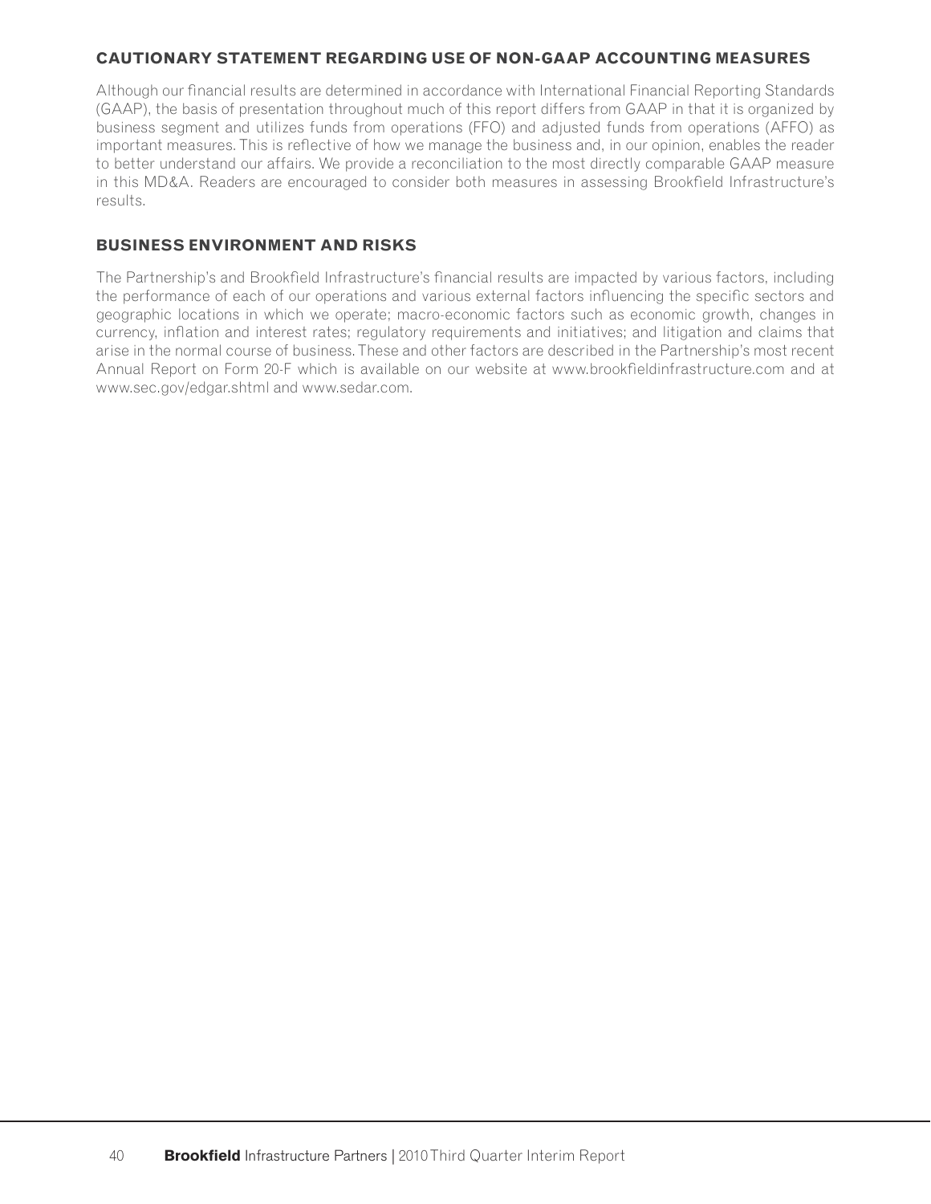## CAUTIONARY STATEMENT REGARDING USE OF NON-GAAP ACCOUNTING MEASURES

Although our financial results are determined in accordance with International Financial Reporting Standards (GAAP), the basis of presentation throughout much of this report differs from GAAP in that it is organized by business segment and utilizes funds from operations (FFO) and adjusted funds from operations (AFFO) as important measures. This is reflective of how we manage the business and, in our opinion, enables the reader to better understand our affairs. We provide a reconciliation to the most directly comparable GAAP measure in this MD&A. Readers are encouraged to consider both measures in assessing Brookfield Infrastructure's results.

## BUSINESS ENVIRONMENT AND RISKS

The Partnership's and Brookfield Infrastructure's financial results are impacted by various factors, including the performance of each of our operations and various external factors influencing the specific sectors and geographic locations in which we operate; macro-economic factors such as economic growth, changes in currency, inflation and interest rates; regulatory requirements and initiatives; and litigation and claims that arise in the normal course of business. These and other factors are described in the Partnership's most recent Annual Report on Form 20-F which is available on our website at www.brookfieldinfrastructure.com and at www.sec.gov/edgar.shtml and www.sedar.com.